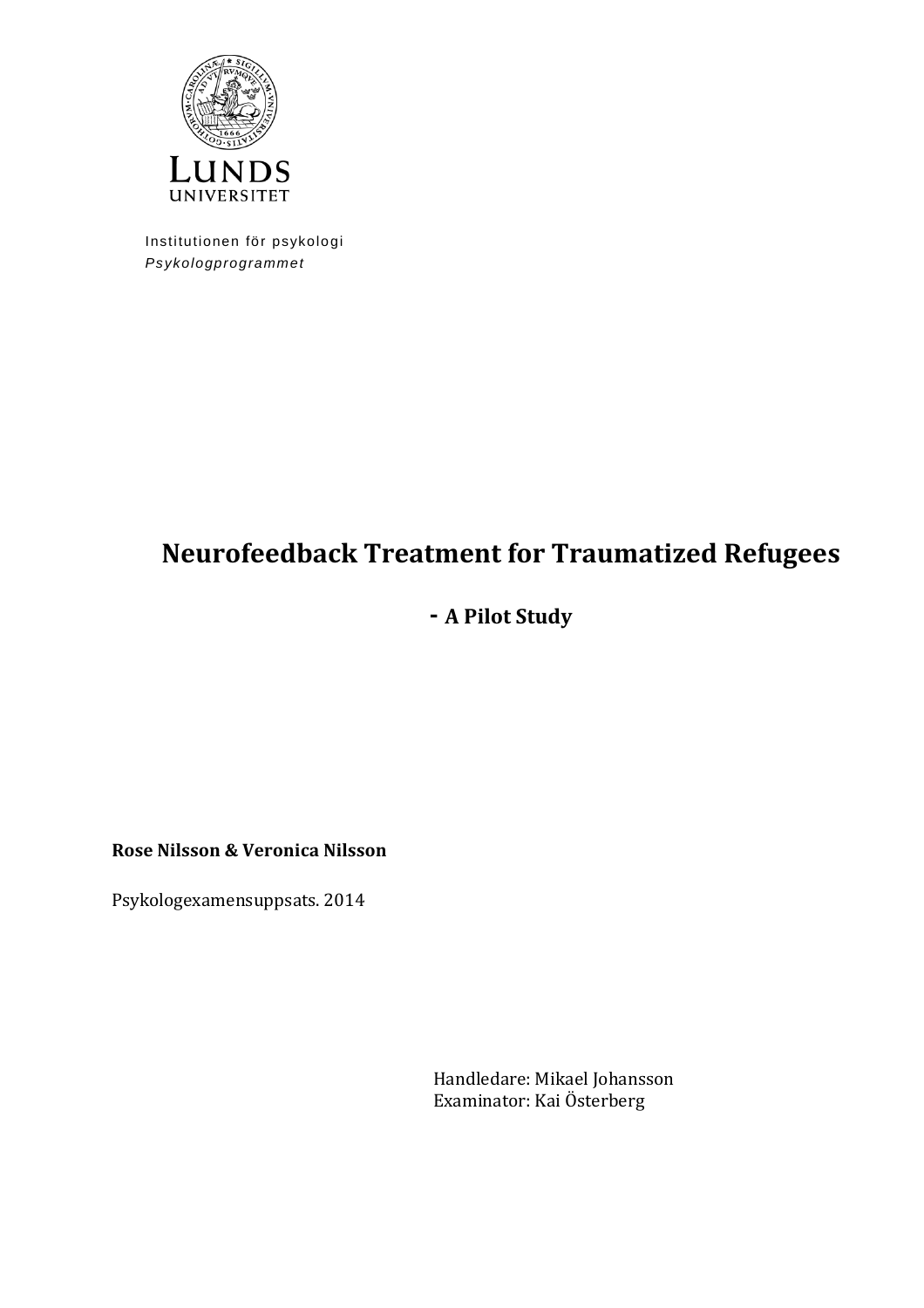LUNDS UNIVERSITET

Institutionen för psykologi
*Psykologprogrammet*

# Neurofeedback Treatment for Traumatized Refugees

## - A Pilot Study

**Rose Nilsson & Veronica Nilsson**

Psykologexamensuppsats. 2014

Handledare: Mikael Johansson
Examinator: Kai Österberg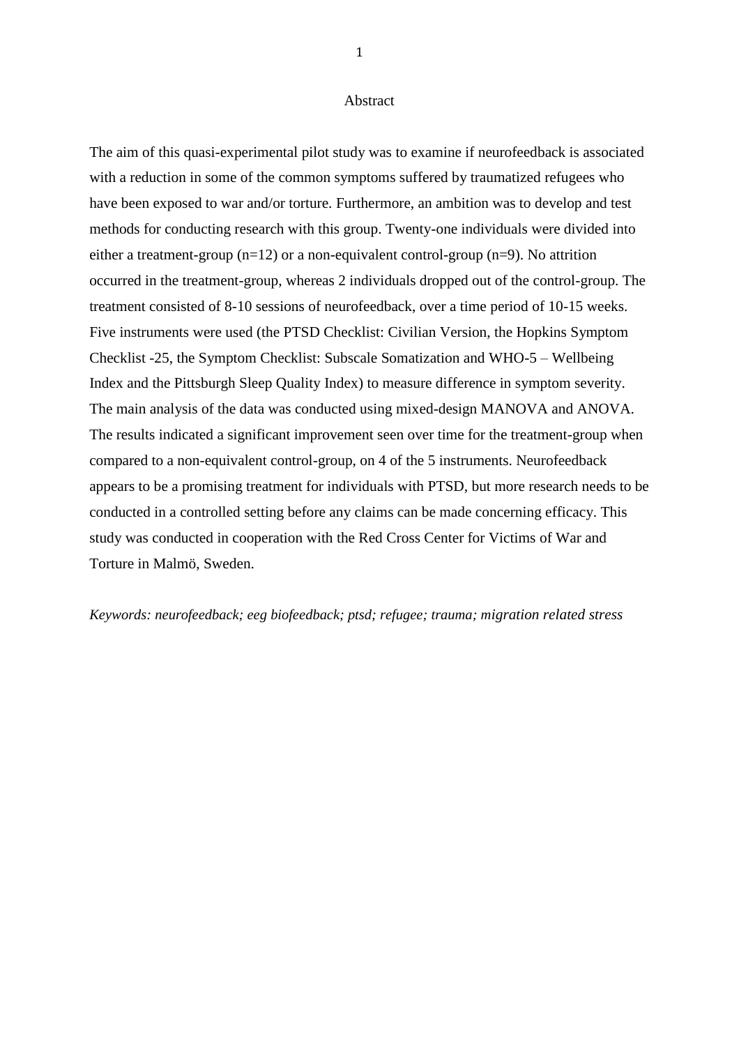# Abstract

The aim of this quasi-experimental pilot study was to examine if neurofeedback is associated with a reduction in some of the common symptoms suffered by traumatized refugees who have been exposed to war and/or torture. Furthermore, an ambition was to develop and test methods for conducting research with this group. Twenty-one individuals were divided into either a treatment-group (n=12) or a non-equivalent control-group (n=9). No attrition occurred in the treatment-group, whereas 2 individuals dropped out of the control-group. The treatment consisted of 8-10 sessions of neurofeedback, over a time period of 10-15 weeks. Five instruments were used (the PTSD Checklist: Civilian Version, the Hopkins Symptom Checklist -25, the Symptom Checklist: Subscale Somatization and WHO-5 – Wellbeing Index and the Pittsburgh Sleep Quality Index) to measure difference in symptom severity. The main analysis of the data was conducted using mixed-design MANOVA and ANOVA. The results indicated a significant improvement seen over time for the treatment-group when compared to a non-equivalent control-group, on 4 of the 5 instruments. Neurofeedback appears to be a promising treatment for individuals with PTSD, but more research needs to be conducted in a controlled setting before any claims can be made concerning efficacy. This study was conducted in cooperation with the Red Cross Center for Victims of War and Torture in Malmö, Sweden.

*Keywords: neurofeedback; eeg biofeedback; ptsd; refugee; trauma; migration related stress*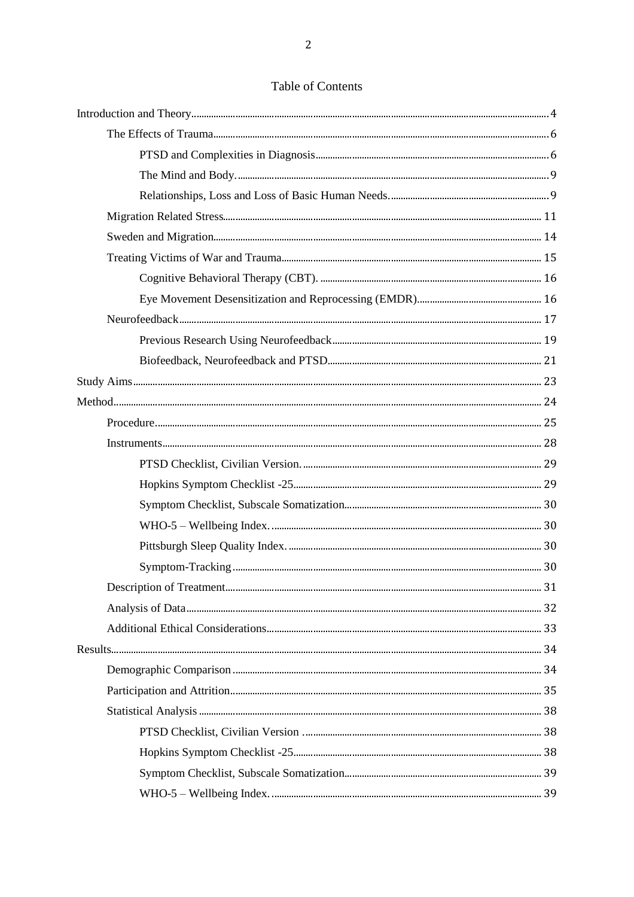# Table of Contents

- Introduction and Theory ... 4
  - The Effects of Trauma ... 6
    - PTSD and Complexities in Diagnosis ... 6
    - The Mind and Body. ... 9
    - Relationships, Loss and Loss of Basic Human Needs. ... 9
  - Migration Related Stress ... 11
  - Sweden and Migration ... 14
  - Treating Victims of War and Trauma ... 15
    - Cognitive Behavioral Therapy (CBT). ... 16
    - Eye Movement Desensitization and Reprocessing (EMDR) ... 16
  - Neurofeedback ... 17
    - Previous Research Using Neurofeedback ... 19
    - Biofeedback, Neurofeedback and PTSD ... 21
- Study Aims ... 23
- Method ... 24
  - Procedure ... 25
  - Instruments ... 28
    - PTSD Checklist, Civilian Version. ... 29
    - Hopkins Symptom Checklist -25 ... 29
    - Symptom Checklist, Subscale Somatization ... 30
    - WHO-5 – Wellbeing Index. ... 30
    - Pittsburgh Sleep Quality Index. ... 30
    - Symptom-Tracking ... 30
  - Description of Treatment ... 31
  - Analysis of Data ... 32
  - Additional Ethical Considerations ... 33
- Results ... 34
  - Demographic Comparison ... 34
  - Participation and Attrition ... 35
  - Statistical Analysis ... 38
    - PTSD Checklist, Civilian Version ... 38
    - Hopkins Symptom Checklist -25 ... 38
    - Symptom Checklist, Subscale Somatization ... 39
    - WHO-5 – Wellbeing Index. ... 39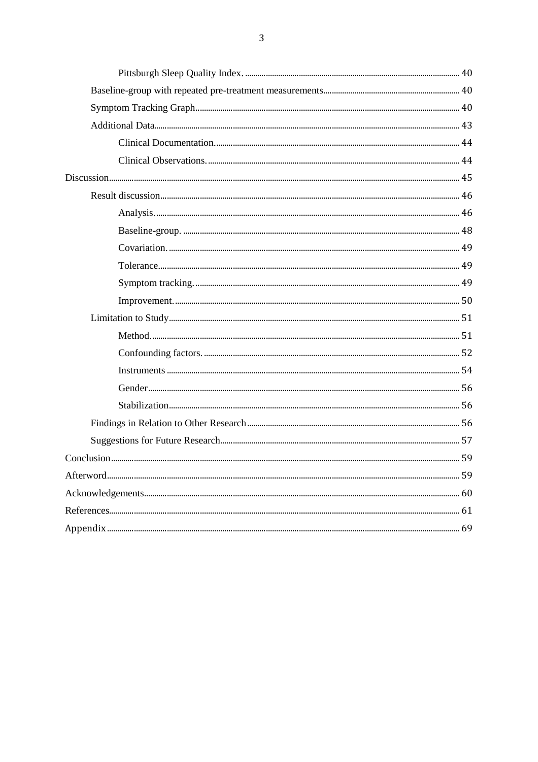Pittsburgh Sleep Quality Index. ........ 40

Baseline-group with repeated pre-treatment measurements........ 40

Symptom Tracking Graph........ 40

Additional Data........ 43

Clinical Documentation........ 44

Clinical Observations........ 44

Discussion........ 45

Result discussion........ 46

Analysis........ 46

Baseline-group. ........ 48

Covariation. ........ 49

Tolerance........ 49

Symptom tracking........ 49

Improvement........ 50

Limitation to Study........ 51

Method........ 51

Confounding factors. ........ 52

Instruments ........ 54

Gender........ 56

Stabilization........ 56

Findings in Relation to Other Research........ 56

Suggestions for Future Research........ 57

Conclusion........ 59

Afterword........ 59

Acknowledgements........ 60

References........ 61

Appendix ........ 69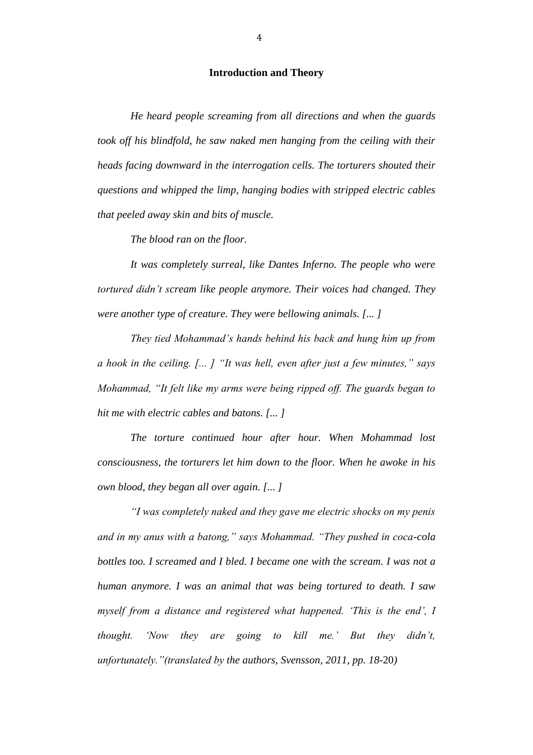## Introduction and Theory

*He heard people screaming from all directions and when the guards took off his blindfold, he saw naked men hanging from the ceiling with their heads facing downward in the interrogation cells. The torturers shouted their questions and whipped the limp, hanging bodies with stripped electric cables that peeled away skin and bits of muscle.*

*The blood ran on the floor.*

*It was completely surreal, like Dantes Inferno. The people who were tortured didn't scream like people anymore. Their voices had changed. They were another type of creature. They were bellowing animals. [... ]*

*They tied Mohammad's hands behind his back and hung him up from a hook in the ceiling. [... ] "It was hell, even after just a few minutes," says Mohammad, "It felt like my arms were being ripped off. The guards began to hit me with electric cables and batons. [... ]*

*The torture continued hour after hour. When Mohammad lost consciousness, the torturers let him down to the floor. When he awoke in his own blood, they began all over again. [... ]*

*"I was completely naked and they gave me electric shocks on my penis and in my anus with a batong," says Mohammad. "They pushed in coca-cola bottles too. I screamed and I bled. I became one with the scream. I was not a human anymore. I was an animal that was being tortured to death. I saw myself from a distance and registered what happened. 'This is the end', I thought. 'Now they are going to kill me.' But they didn't, unfortunately."(translated by the authors, Svensson, 2011, pp. 18-20)*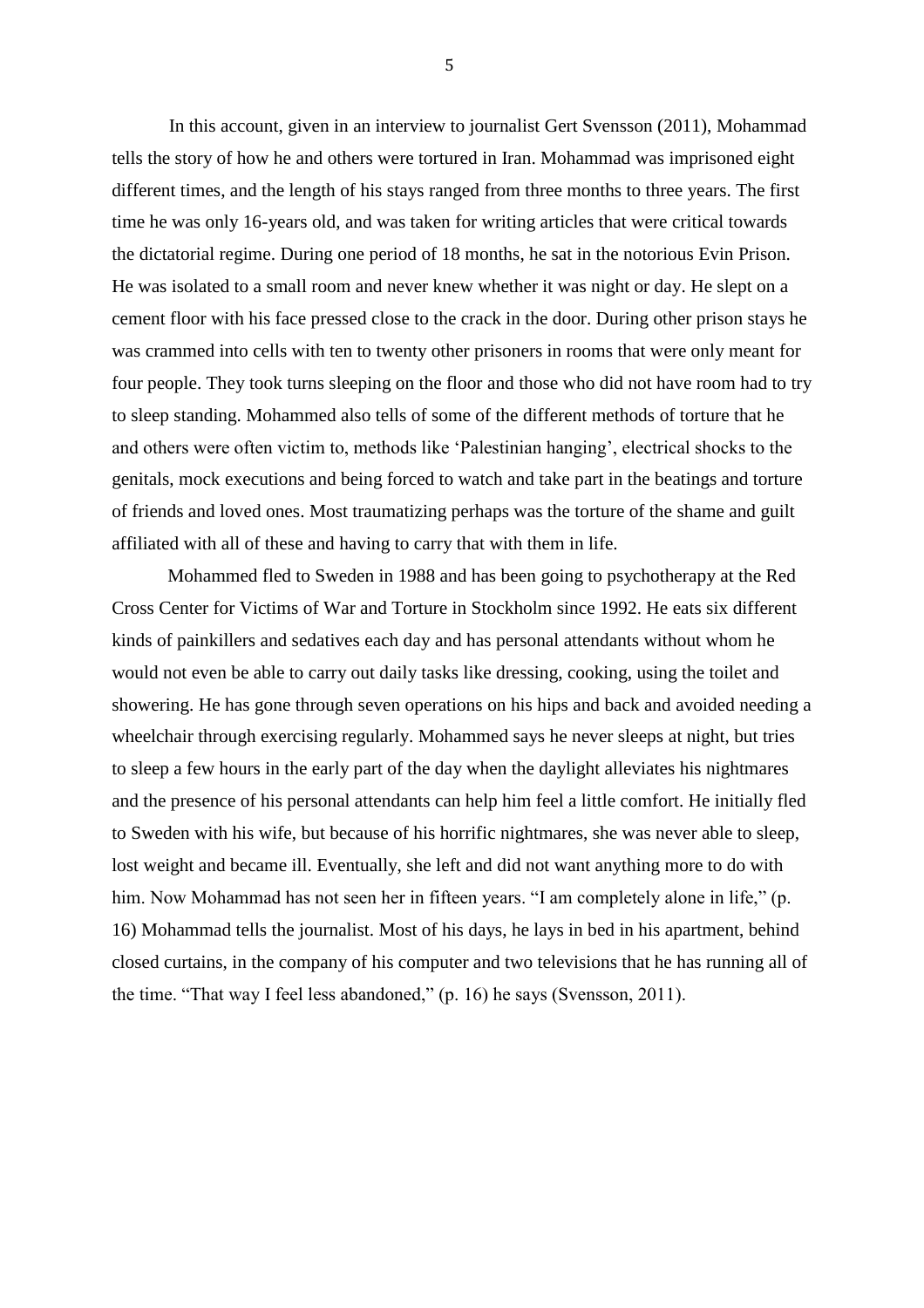In this account, given in an interview to journalist Gert Svensson (2011), Mohammad tells the story of how he and others were tortured in Iran. Mohammad was imprisoned eight different times, and the length of his stays ranged from three months to three years. The first time he was only 16-years old, and was taken for writing articles that were critical towards the dictatorial regime. During one period of 18 months, he sat in the notorious Evin Prison. He was isolated to a small room and never knew whether it was night or day. He slept on a cement floor with his face pressed close to the crack in the door. During other prison stays he was crammed into cells with ten to twenty other prisoners in rooms that were only meant for four people. They took turns sleeping on the floor and those who did not have room had to try to sleep standing. Mohammed also tells of some of the different methods of torture that he and others were often victim to, methods like 'Palestinian hanging', electrical shocks to the genitals, mock executions and being forced to watch and take part in the beatings and torture of friends and loved ones. Most traumatizing perhaps was the torture of the shame and guilt affiliated with all of these and having to carry that with them in life.

Mohammed fled to Sweden in 1988 and has been going to psychotherapy at the Red Cross Center for Victims of War and Torture in Stockholm since 1992. He eats six different kinds of painkillers and sedatives each day and has personal attendants without whom he would not even be able to carry out daily tasks like dressing, cooking, using the toilet and showering. He has gone through seven operations on his hips and back and avoided needing a wheelchair through exercising regularly. Mohammed says he never sleeps at night, but tries to sleep a few hours in the early part of the day when the daylight alleviates his nightmares and the presence of his personal attendants can help him feel a little comfort. He initially fled to Sweden with his wife, but because of his horrific nightmares, she was never able to sleep, lost weight and became ill. Eventually, she left and did not want anything more to do with him. Now Mohammad has not seen her in fifteen years. "I am completely alone in life," (p. 16) Mohammad tells the journalist. Most of his days, he lays in bed in his apartment, behind closed curtains, in the company of his computer and two televisions that he has running all of the time. "That way I feel less abandoned," (p. 16) he says (Svensson, 2011).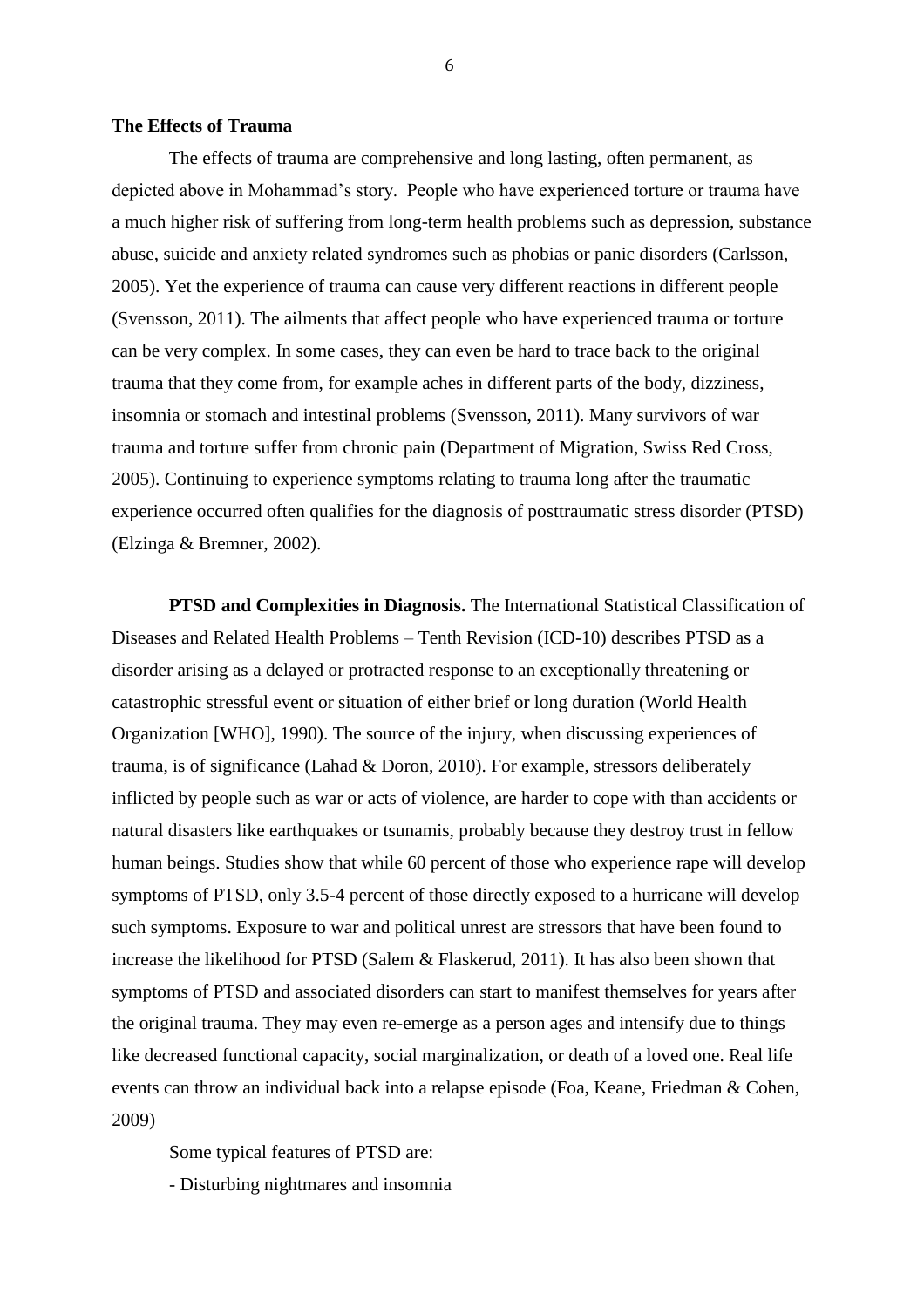## The Effects of Trauma

The effects of trauma are comprehensive and long lasting, often permanent, as depicted above in Mohammad's story. People who have experienced torture or trauma have a much higher risk of suffering from long-term health problems such as depression, substance abuse, suicide and anxiety related syndromes such as phobias or panic disorders (Carlsson, 2005). Yet the experience of trauma can cause very different reactions in different people (Svensson, 2011). The ailments that affect people who have experienced trauma or torture can be very complex. In some cases, they can even be hard to trace back to the original trauma that they come from, for example aches in different parts of the body, dizziness, insomnia or stomach and intestinal problems (Svensson, 2011). Many survivors of war trauma and torture suffer from chronic pain (Department of Migration, Swiss Red Cross, 2005). Continuing to experience symptoms relating to trauma long after the traumatic experience occurred often qualifies for the diagnosis of posttraumatic stress disorder (PTSD) (Elzinga & Bremner, 2002).

**PTSD and Complexities in Diagnosis.** The International Statistical Classification of Diseases and Related Health Problems – Tenth Revision (ICD-10) describes PTSD as a disorder arising as a delayed or protracted response to an exceptionally threatening or catastrophic stressful event or situation of either brief or long duration (World Health Organization [WHO], 1990). The source of the injury, when discussing experiences of trauma, is of significance (Lahad & Doron, 2010). For example, stressors deliberately inflicted by people such as war or acts of violence, are harder to cope with than accidents or natural disasters like earthquakes or tsunamis, probably because they destroy trust in fellow human beings. Studies show that while 60 percent of those who experience rape will develop symptoms of PTSD, only 3.5-4 percent of those directly exposed to a hurricane will develop such symptoms. Exposure to war and political unrest are stressors that have been found to increase the likelihood for PTSD (Salem & Flaskerud, 2011). It has also been shown that symptoms of PTSD and associated disorders can start to manifest themselves for years after the original trauma. They may even re-emerge as a person ages and intensify due to things like decreased functional capacity, social marginalization, or death of a loved one. Real life events can throw an individual back into a relapse episode (Foa, Keane, Friedman & Cohen, 2009)

Some typical features of PTSD are:

- Disturbing nightmares and insomnia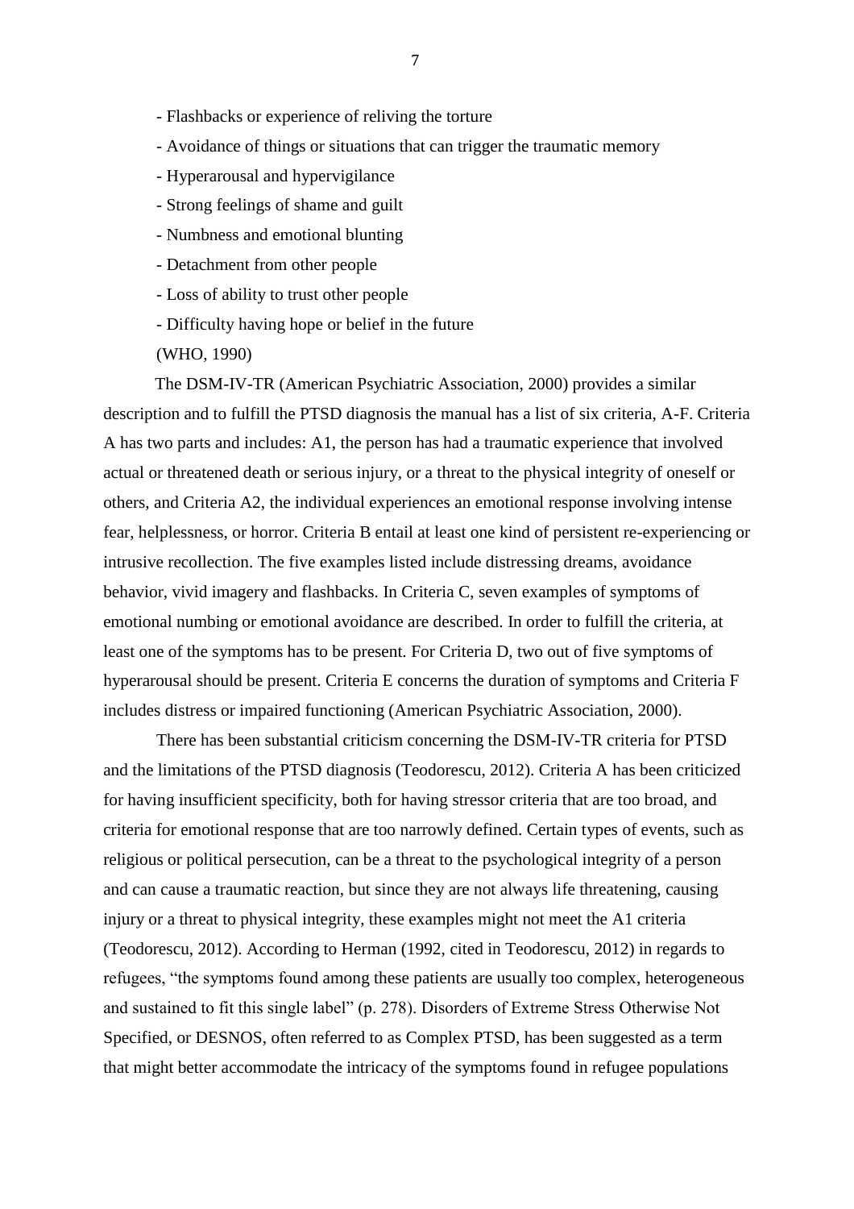- Flashbacks or experience of reliving the torture
- Avoidance of things or situations that can trigger the traumatic memory
- Hyperarousal and hypervigilance
- Strong feelings of shame and guilt
- Numbness and emotional blunting
- Detachment from other people
- Loss of ability to trust other people
- Difficulty having hope or belief in the future

(WHO, 1990)

The DSM-IV-TR (American Psychiatric Association, 2000) provides a similar description and to fulfill the PTSD diagnosis the manual has a list of six criteria, A-F. Criteria A has two parts and includes: A1, the person has had a traumatic experience that involved actual or threatened death or serious injury, or a threat to the physical integrity of oneself or others, and Criteria A2, the individual experiences an emotional response involving intense fear, helplessness, or horror. Criteria B entail at least one kind of persistent re-experiencing or intrusive recollection. The five examples listed include distressing dreams, avoidance behavior, vivid imagery and flashbacks. In Criteria C, seven examples of symptoms of emotional numbing or emotional avoidance are described. In order to fulfill the criteria, at least one of the symptoms has to be present. For Criteria D, two out of five symptoms of hyperarousal should be present. Criteria E concerns the duration of symptoms and Criteria F includes distress or impaired functioning (American Psychiatric Association, 2000).

There has been substantial criticism concerning the DSM-IV-TR criteria for PTSD and the limitations of the PTSD diagnosis (Teodorescu, 2012). Criteria A has been criticized for having insufficient specificity, both for having stressor criteria that are too broad, and criteria for emotional response that are too narrowly defined. Certain types of events, such as religious or political persecution, can be a threat to the psychological integrity of a person and can cause a traumatic reaction, but since they are not always life threatening, causing injury or a threat to physical integrity, these examples might not meet the A1 criteria (Teodorescu, 2012). According to Herman (1992, cited in Teodorescu, 2012) in regards to refugees, "the symptoms found among these patients are usually too complex, heterogeneous and sustained to fit this single label" (p. 278). Disorders of Extreme Stress Otherwise Not Specified, or DESNOS, often referred to as Complex PTSD, has been suggested as a term that might better accommodate the intricacy of the symptoms found in refugee populations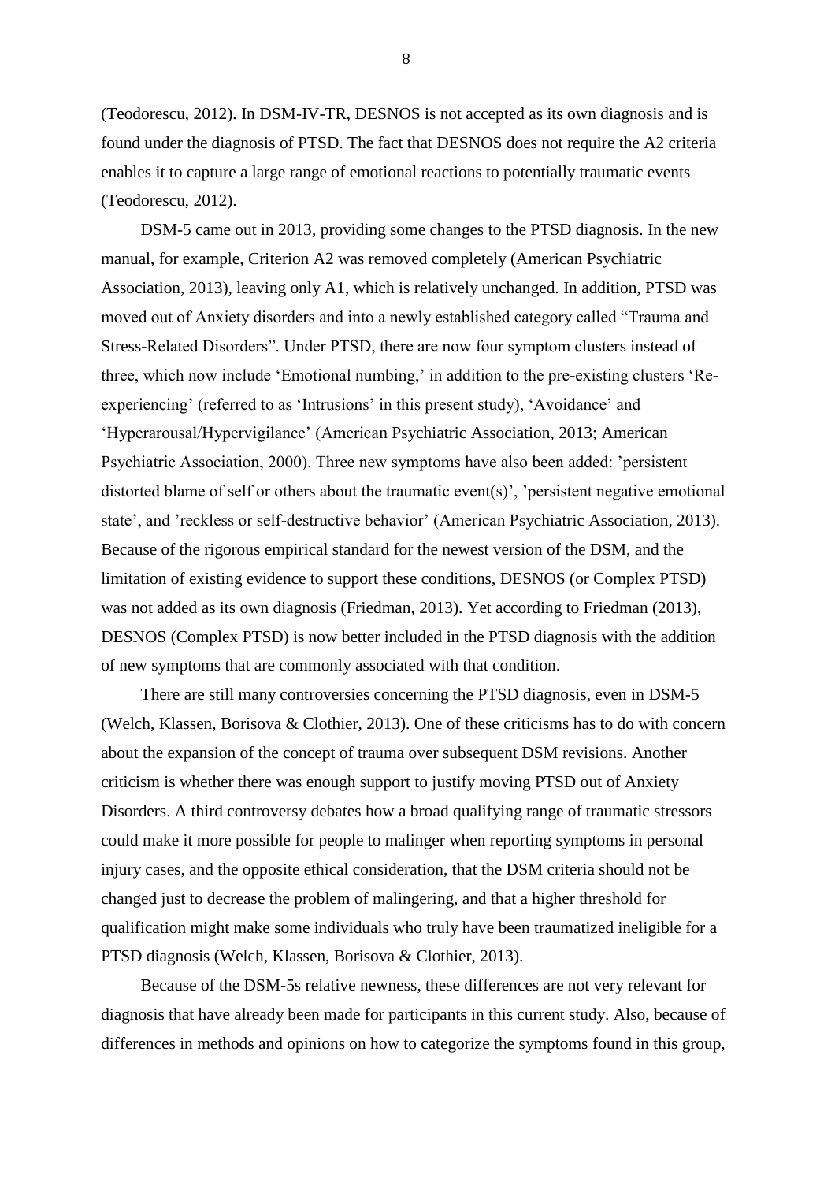(Teodorescu, 2012). In DSM-IV-TR, DESNOS is not accepted as its own diagnosis and is found under the diagnosis of PTSD. The fact that DESNOS does not require the A2 criteria enables it to capture a large range of emotional reactions to potentially traumatic events (Teodorescu, 2012).

DSM-5 came out in 2013, providing some changes to the PTSD diagnosis. In the new manual, for example, Criterion A2 was removed completely (American Psychiatric Association, 2013), leaving only A1, which is relatively unchanged. In addition, PTSD was moved out of Anxiety disorders and into a newly established category called "Trauma and Stress-Related Disorders". Under PTSD, there are now four symptom clusters instead of three, which now include 'Emotional numbing,' in addition to the pre-existing clusters 'Re-experiencing' (referred to as 'Intrusions' in this present study), 'Avoidance' and 'Hyperarousal/Hypervigilance' (American Psychiatric Association, 2013; American Psychiatric Association, 2000). Three new symptoms have also been added: 'persistent distorted blame of self or others about the traumatic event(s)', 'persistent negative emotional state', and 'reckless or self-destructive behavior' (American Psychiatric Association, 2013). Because of the rigorous empirical standard for the newest version of the DSM, and the limitation of existing evidence to support these conditions, DESNOS (or Complex PTSD) was not added as its own diagnosis (Friedman, 2013). Yet according to Friedman (2013), DESNOS (Complex PTSD) is now better included in the PTSD diagnosis with the addition of new symptoms that are commonly associated with that condition.

There are still many controversies concerning the PTSD diagnosis, even in DSM-5 (Welch, Klassen, Borisova & Clothier, 2013). One of these criticisms has to do with concern about the expansion of the concept of trauma over subsequent DSM revisions. Another criticism is whether there was enough support to justify moving PTSD out of Anxiety Disorders. A third controversy debates how a broad qualifying range of traumatic stressors could make it more possible for people to malinger when reporting symptoms in personal injury cases, and the opposite ethical consideration, that the DSM criteria should not be changed just to decrease the problem of malingering, and that a higher threshold for qualification might make some individuals who truly have been traumatized ineligible for a PTSD diagnosis (Welch, Klassen, Borisova & Clothier, 2013).

Because of the DSM-5s relative newness, these differences are not very relevant for diagnosis that have already been made for participants in this current study. Also, because of differences in methods and opinions on how to categorize the symptoms found in this group,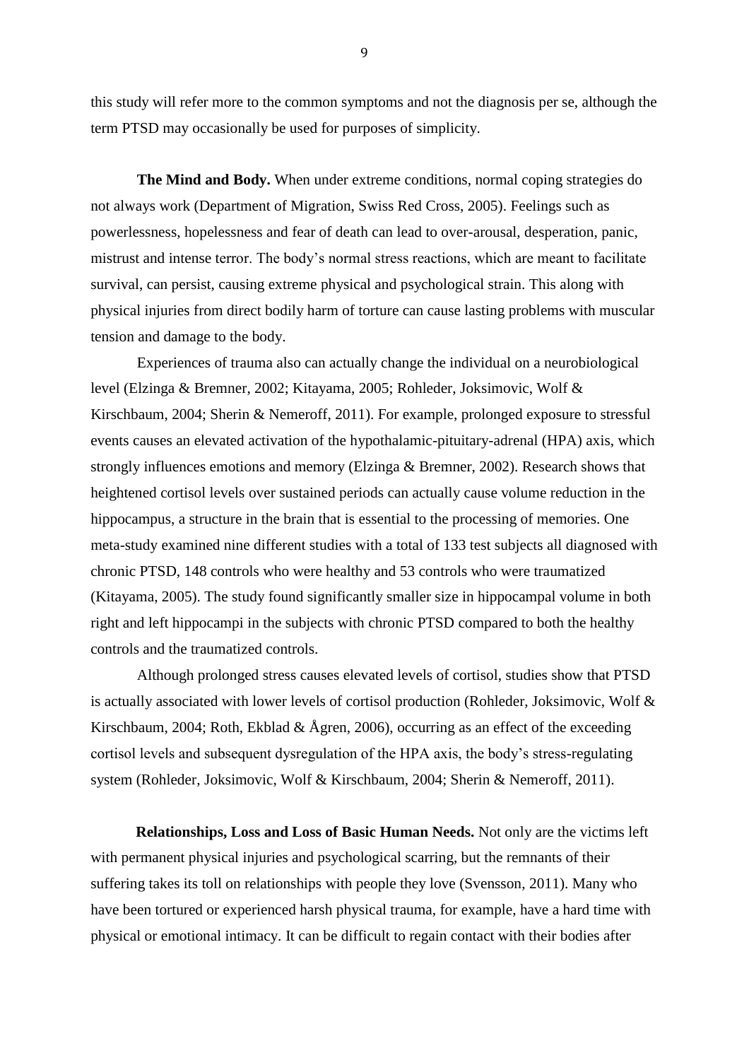this study will refer more to the common symptoms and not the diagnosis per se, although the term PTSD may occasionally be used for purposes of simplicity.

**The Mind and Body.** When under extreme conditions, normal coping strategies do not always work (Department of Migration, Swiss Red Cross, 2005). Feelings such as powerlessness, hopelessness and fear of death can lead to over-arousal, desperation, panic, mistrust and intense terror. The body's normal stress reactions, which are meant to facilitate survival, can persist, causing extreme physical and psychological strain. This along with physical injuries from direct bodily harm of torture can cause lasting problems with muscular tension and damage to the body.

Experiences of trauma also can actually change the individual on a neurobiological level (Elzinga & Bremner, 2002; Kitayama, 2005; Rohleder, Joksimovic, Wolf & Kirschbaum, 2004; Sherin & Nemeroff, 2011). For example, prolonged exposure to stressful events causes an elevated activation of the hypothalamic-pituitary-adrenal (HPA) axis, which strongly influences emotions and memory (Elzinga & Bremner, 2002). Research shows that heightened cortisol levels over sustained periods can actually cause volume reduction in the hippocampus, a structure in the brain that is essential to the processing of memories. One meta-study examined nine different studies with a total of 133 test subjects all diagnosed with chronic PTSD, 148 controls who were healthy and 53 controls who were traumatized (Kitayama, 2005). The study found significantly smaller size in hippocampal volume in both right and left hippocampi in the subjects with chronic PTSD compared to both the healthy controls and the traumatized controls.

Although prolonged stress causes elevated levels of cortisol, studies show that PTSD is actually associated with lower levels of cortisol production (Rohleder, Joksimovic, Wolf & Kirschbaum, 2004; Roth, Ekblad & Ågren, 2006), occurring as an effect of the exceeding cortisol levels and subsequent dysregulation of the HPA axis, the body's stress-regulating system (Rohleder, Joksimovic, Wolf & Kirschbaum, 2004; Sherin & Nemeroff, 2011).

**Relationships, Loss and Loss of Basic Human Needs.** Not only are the victims left with permanent physical injuries and psychological scarring, but the remnants of their suffering takes its toll on relationships with people they love (Svensson, 2011). Many who have been tortured or experienced harsh physical trauma, for example, have a hard time with physical or emotional intimacy. It can be difficult to regain contact with their bodies after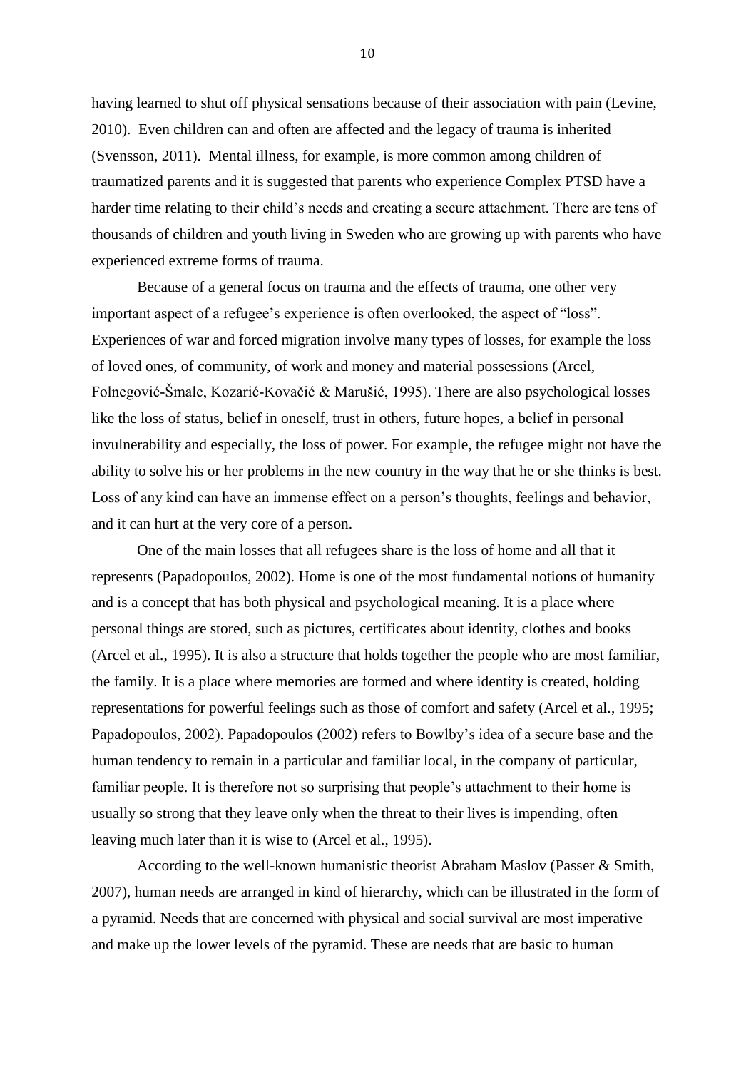having learned to shut off physical sensations because of their association with pain (Levine, 2010). Even children can and often are affected and the legacy of trauma is inherited (Svensson, 2011). Mental illness, for example, is more common among children of traumatized parents and it is suggested that parents who experience Complex PTSD have a harder time relating to their child's needs and creating a secure attachment. There are tens of thousands of children and youth living in Sweden who are growing up with parents who have experienced extreme forms of trauma.

Because of a general focus on trauma and the effects of trauma, one other very important aspect of a refugee's experience is often overlooked, the aspect of "loss". Experiences of war and forced migration involve many types of losses, for example the loss of loved ones, of community, of work and money and material possessions (Arcel, Folnegović-Šmalc, Kozarić-Kovačić & Marušić, 1995). There are also psychological losses like the loss of status, belief in oneself, trust in others, future hopes, a belief in personal invulnerability and especially, the loss of power. For example, the refugee might not have the ability to solve his or her problems in the new country in the way that he or she thinks is best. Loss of any kind can have an immense effect on a person's thoughts, feelings and behavior, and it can hurt at the very core of a person.

One of the main losses that all refugees share is the loss of home and all that it represents (Papadopoulos, 2002). Home is one of the most fundamental notions of humanity and is a concept that has both physical and psychological meaning. It is a place where personal things are stored, such as pictures, certificates about identity, clothes and books (Arcel et al., 1995). It is also a structure that holds together the people who are most familiar, the family. It is a place where memories are formed and where identity is created, holding representations for powerful feelings such as those of comfort and safety (Arcel et al., 1995; Papadopoulos, 2002). Papadopoulos (2002) refers to Bowlby's idea of a secure base and the human tendency to remain in a particular and familiar local, in the company of particular, familiar people. It is therefore not so surprising that people's attachment to their home is usually so strong that they leave only when the threat to their lives is impending, often leaving much later than it is wise to (Arcel et al., 1995).

According to the well-known humanistic theorist Abraham Maslov (Passer & Smith, 2007), human needs are arranged in kind of hierarchy, which can be illustrated in the form of a pyramid. Needs that are concerned with physical and social survival are most imperative and make up the lower levels of the pyramid. These are needs that are basic to human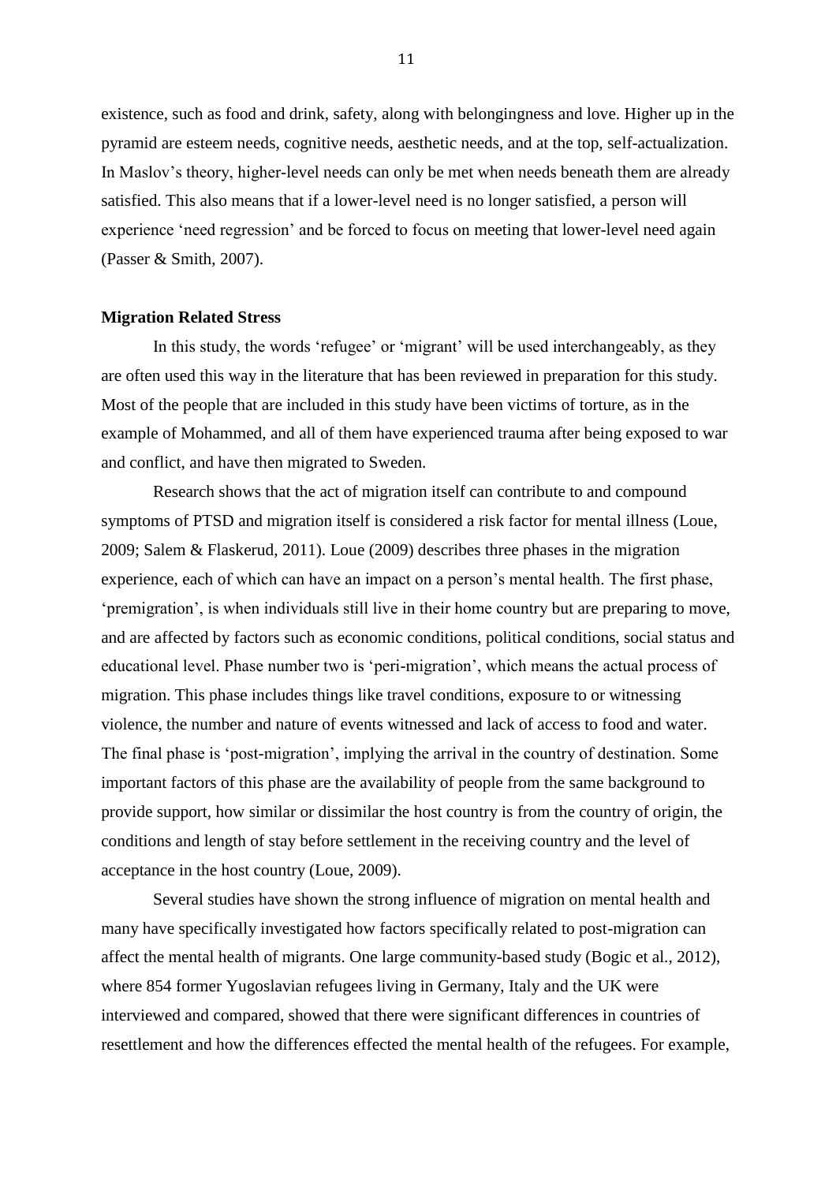existence, such as food and drink, safety, along with belongingness and love. Higher up in the pyramid are esteem needs, cognitive needs, aesthetic needs, and at the top, self-actualization. In Maslov's theory, higher-level needs can only be met when needs beneath them are already satisfied. This also means that if a lower-level need is no longer satisfied, a person will experience 'need regression' and be forced to focus on meeting that lower-level need again (Passer & Smith, 2007).

**Migration Related Stress**

In this study, the words 'refugee' or 'migrant' will be used interchangeably, as they are often used this way in the literature that has been reviewed in preparation for this study. Most of the people that are included in this study have been victims of torture, as in the example of Mohammed, and all of them have experienced trauma after being exposed to war and conflict, and have then migrated to Sweden.

Research shows that the act of migration itself can contribute to and compound symptoms of PTSD and migration itself is considered a risk factor for mental illness (Loue, 2009; Salem & Flaskerud, 2011). Loue (2009) describes three phases in the migration experience, each of which can have an impact on a person's mental health. The first phase, 'premigration', is when individuals still live in their home country but are preparing to move, and are affected by factors such as economic conditions, political conditions, social status and educational level. Phase number two is 'peri-migration', which means the actual process of migration. This phase includes things like travel conditions, exposure to or witnessing violence, the number and nature of events witnessed and lack of access to food and water. The final phase is 'post-migration', implying the arrival in the country of destination. Some important factors of this phase are the availability of people from the same background to provide support, how similar or dissimilar the host country is from the country of origin, the conditions and length of stay before settlement in the receiving country and the level of acceptance in the host country (Loue, 2009).

Several studies have shown the strong influence of migration on mental health and many have specifically investigated how factors specifically related to post-migration can affect the mental health of migrants. One large community-based study (Bogic et al., 2012), where 854 former Yugoslavian refugees living in Germany, Italy and the UK were interviewed and compared, showed that there were significant differences in countries of resettlement and how the differences effected the mental health of the refugees. For example,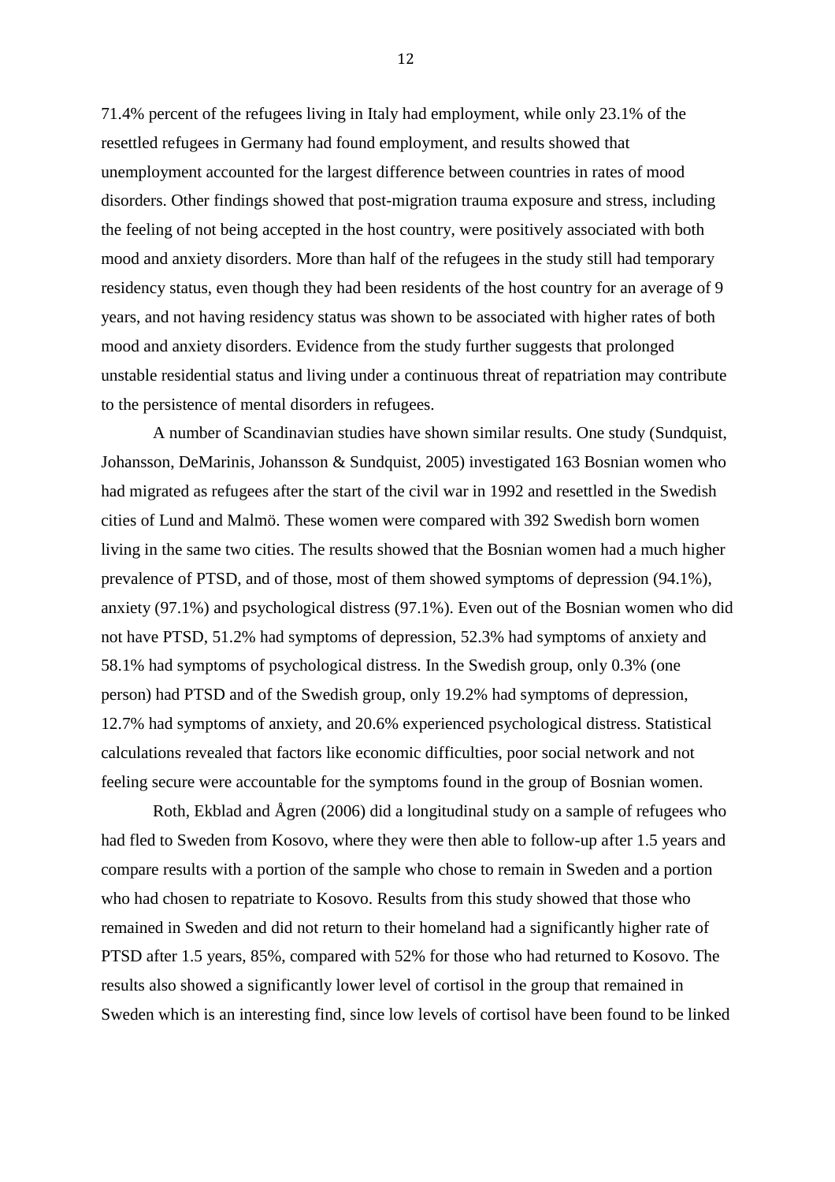71.4% percent of the refugees living in Italy had employment, while only 23.1% of the resettled refugees in Germany had found employment, and results showed that unemployment accounted for the largest difference between countries in rates of mood disorders. Other findings showed that post-migration trauma exposure and stress, including the feeling of not being accepted in the host country, were positively associated with both mood and anxiety disorders. More than half of the refugees in the study still had temporary residency status, even though they had been residents of the host country for an average of 9 years, and not having residency status was shown to be associated with higher rates of both mood and anxiety disorders. Evidence from the study further suggests that prolonged unstable residential status and living under a continuous threat of repatriation may contribute to the persistence of mental disorders in refugees.

A number of Scandinavian studies have shown similar results. One study (Sundquist, Johansson, DeMarinis, Johansson & Sundquist, 2005) investigated 163 Bosnian women who had migrated as refugees after the start of the civil war in 1992 and resettled in the Swedish cities of Lund and Malmö. These women were compared with 392 Swedish born women living in the same two cities. The results showed that the Bosnian women had a much higher prevalence of PTSD, and of those, most of them showed symptoms of depression (94.1%), anxiety (97.1%) and psychological distress (97.1%). Even out of the Bosnian women who did not have PTSD, 51.2% had symptoms of depression, 52.3% had symptoms of anxiety and 58.1% had symptoms of psychological distress. In the Swedish group, only 0.3% (one person) had PTSD and of the Swedish group, only 19.2% had symptoms of depression, 12.7% had symptoms of anxiety, and 20.6% experienced psychological distress. Statistical calculations revealed that factors like economic difficulties, poor social network and not feeling secure were accountable for the symptoms found in the group of Bosnian women.

Roth, Ekblad and Ågren (2006) did a longitudinal study on a sample of refugees who had fled to Sweden from Kosovo, where they were then able to follow-up after 1.5 years and compare results with a portion of the sample who chose to remain in Sweden and a portion who had chosen to repatriate to Kosovo. Results from this study showed that those who remained in Sweden and did not return to their homeland had a significantly higher rate of PTSD after 1.5 years, 85%, compared with 52% for those who had returned to Kosovo. The results also showed a significantly lower level of cortisol in the group that remained in Sweden which is an interesting find, since low levels of cortisol have been found to be linked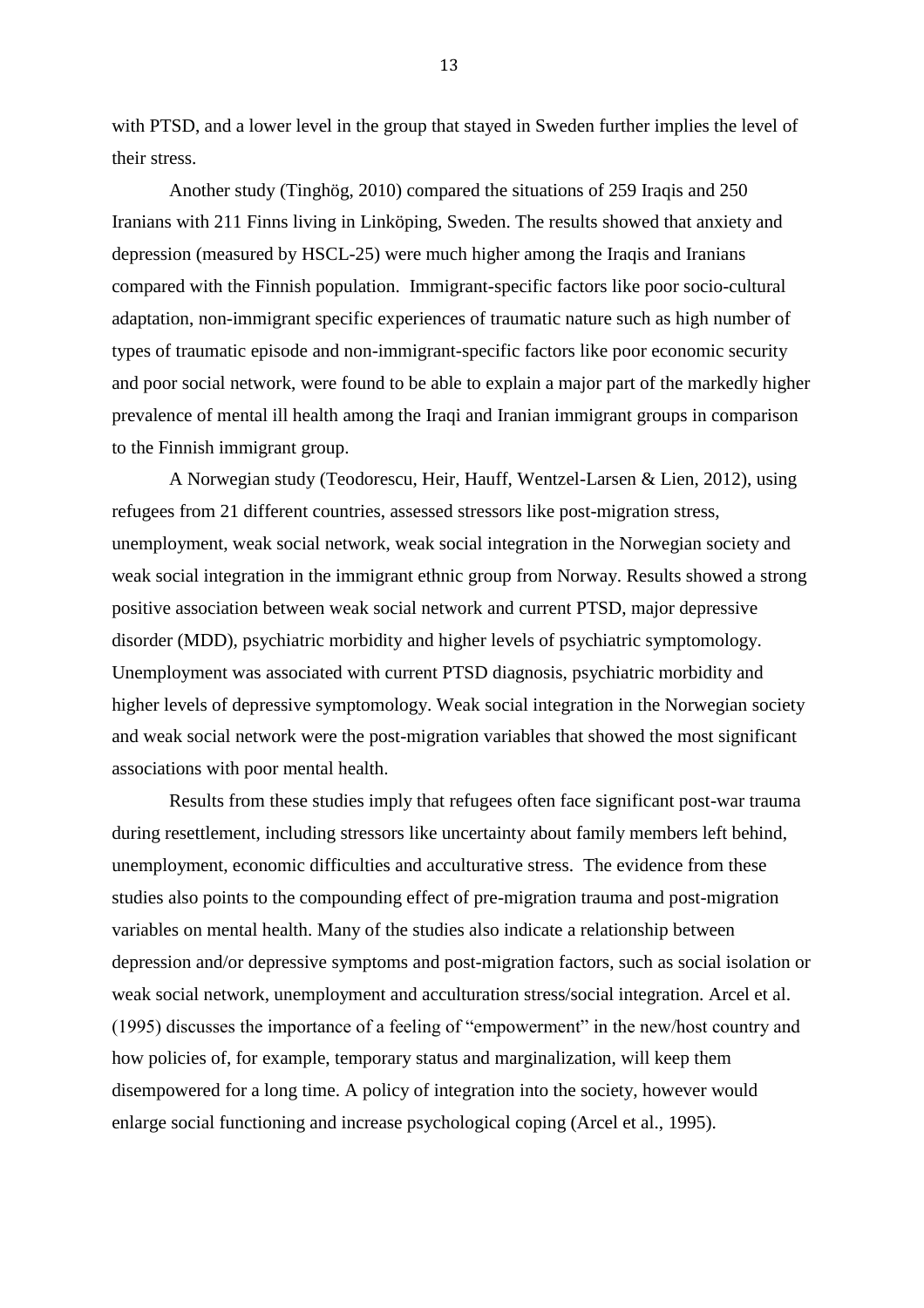with PTSD, and a lower level in the group that stayed in Sweden further implies the level of their stress.

Another study (Tinghög, 2010) compared the situations of 259 Iraqis and 250 Iranians with 211 Finns living in Linköping, Sweden. The results showed that anxiety and depression (measured by HSCL-25) were much higher among the Iraqis and Iranians compared with the Finnish population. Immigrant-specific factors like poor socio-cultural adaptation, non-immigrant specific experiences of traumatic nature such as high number of types of traumatic episode and non-immigrant-specific factors like poor economic security and poor social network, were found to be able to explain a major part of the markedly higher prevalence of mental ill health among the Iraqi and Iranian immigrant groups in comparison to the Finnish immigrant group.

A Norwegian study (Teodorescu, Heir, Hauff, Wentzel-Larsen & Lien, 2012), using refugees from 21 different countries, assessed stressors like post-migration stress, unemployment, weak social network, weak social integration in the Norwegian society and weak social integration in the immigrant ethnic group from Norway. Results showed a strong positive association between weak social network and current PTSD, major depressive disorder (MDD), psychiatric morbidity and higher levels of psychiatric symptomology. Unemployment was associated with current PTSD diagnosis, psychiatric morbidity and higher levels of depressive symptomology. Weak social integration in the Norwegian society and weak social network were the post-migration variables that showed the most significant associations with poor mental health.

Results from these studies imply that refugees often face significant post-war trauma during resettlement, including stressors like uncertainty about family members left behind, unemployment, economic difficulties and acculturative stress. The evidence from these studies also points to the compounding effect of pre-migration trauma and post-migration variables on mental health. Many of the studies also indicate a relationship between depression and/or depressive symptoms and post-migration factors, such as social isolation or weak social network, unemployment and acculturation stress/social integration. Arcel et al. (1995) discusses the importance of a feeling of "empowerment" in the new/host country and how policies of, for example, temporary status and marginalization, will keep them disempowered for a long time. A policy of integration into the society, however would enlarge social functioning and increase psychological coping (Arcel et al., 1995).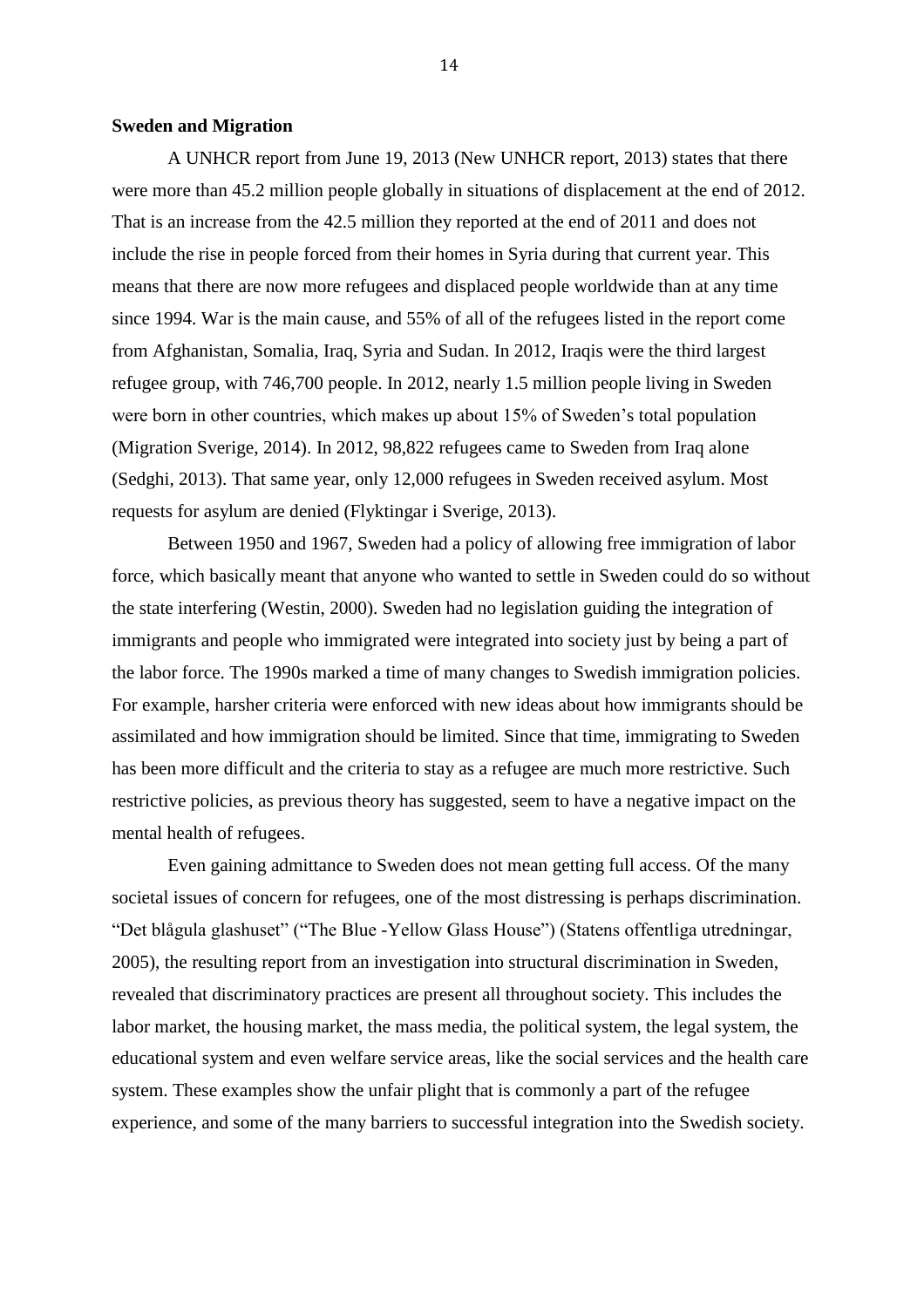**Sweden and Migration**

A UNHCR report from June 19, 2013 (New UNHCR report, 2013) states that there were more than 45.2 million people globally in situations of displacement at the end of 2012. That is an increase from the 42.5 million they reported at the end of 2011 and does not include the rise in people forced from their homes in Syria during that current year. This means that there are now more refugees and displaced people worldwide than at any time since 1994. War is the main cause, and 55% of all of the refugees listed in the report come from Afghanistan, Somalia, Iraq, Syria and Sudan. In 2012, Iraqis were the third largest refugee group, with 746,700 people. In 2012, nearly 1.5 million people living in Sweden were born in other countries, which makes up about 15% of Sweden's total population (Migration Sverige, 2014). In 2012, 98,822 refugees came to Sweden from Iraq alone (Sedghi, 2013). That same year, only 12,000 refugees in Sweden received asylum. Most requests for asylum are denied (Flyktingar i Sverige, 2013).

Between 1950 and 1967, Sweden had a policy of allowing free immigration of labor force, which basically meant that anyone who wanted to settle in Sweden could do so without the state interfering (Westin, 2000). Sweden had no legislation guiding the integration of immigrants and people who immigrated were integrated into society just by being a part of the labor force. The 1990s marked a time of many changes to Swedish immigration policies. For example, harsher criteria were enforced with new ideas about how immigrants should be assimilated and how immigration should be limited. Since that time, immigrating to Sweden has been more difficult and the criteria to stay as a refugee are much more restrictive. Such restrictive policies, as previous theory has suggested, seem to have a negative impact on the mental health of refugees.

Even gaining admittance to Sweden does not mean getting full access. Of the many societal issues of concern for refugees, one of the most distressing is perhaps discrimination. "Det blågula glashuset" ("The Blue -Yellow Glass House") (Statens offentliga utredningar, 2005), the resulting report from an investigation into structural discrimination in Sweden, revealed that discriminatory practices are present all throughout society. This includes the labor market, the housing market, the mass media, the political system, the legal system, the educational system and even welfare service areas, like the social services and the health care system. These examples show the unfair plight that is commonly a part of the refugee experience, and some of the many barriers to successful integration into the Swedish society.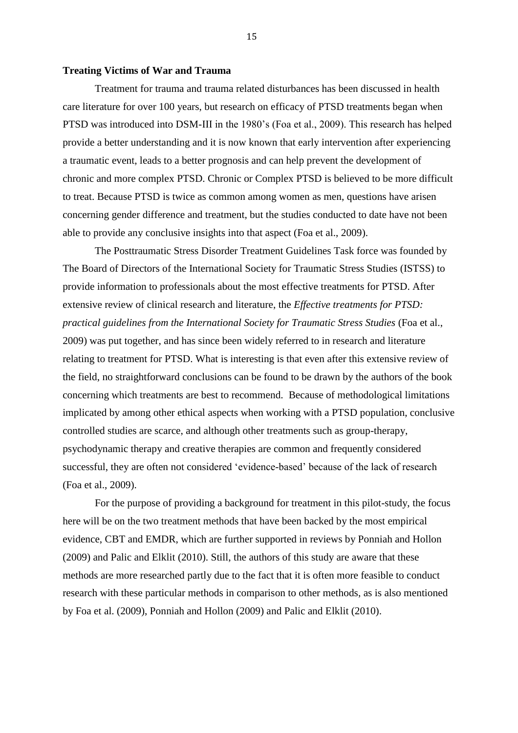**Treating Victims of War and Trauma**

Treatment for trauma and trauma related disturbances has been discussed in health care literature for over 100 years, but research on efficacy of PTSD treatments began when PTSD was introduced into DSM-III in the 1980's (Foa et al., 2009). This research has helped provide a better understanding and it is now known that early intervention after experiencing a traumatic event, leads to a better prognosis and can help prevent the development of chronic and more complex PTSD. Chronic or Complex PTSD is believed to be more difficult to treat. Because PTSD is twice as common among women as men, questions have arisen concerning gender difference and treatment, but the studies conducted to date have not been able to provide any conclusive insights into that aspect (Foa et al., 2009).

The Posttraumatic Stress Disorder Treatment Guidelines Task force was founded by The Board of Directors of the International Society for Traumatic Stress Studies (ISTSS) to provide information to professionals about the most effective treatments for PTSD. After extensive review of clinical research and literature, the *Effective treatments for PTSD: practical guidelines from the International Society for Traumatic Stress Studies* (Foa et al., 2009) was put together, and has since been widely referred to in research and literature relating to treatment for PTSD. What is interesting is that even after this extensive review of the field, no straightforward conclusions can be found to be drawn by the authors of the book concerning which treatments are best to recommend. Because of methodological limitations implicated by among other ethical aspects when working with a PTSD population, conclusive controlled studies are scarce, and although other treatments such as group-therapy, psychodynamic therapy and creative therapies are common and frequently considered successful, they are often not considered 'evidence-based' because of the lack of research (Foa et al., 2009).

For the purpose of providing a background for treatment in this pilot-study, the focus here will be on the two treatment methods that have been backed by the most empirical evidence, CBT and EMDR, which are further supported in reviews by Ponniah and Hollon (2009) and Palic and Elklit (2010). Still, the authors of this study are aware that these methods are more researched partly due to the fact that it is often more feasible to conduct research with these particular methods in comparison to other methods, as is also mentioned by Foa et al. (2009), Ponniah and Hollon (2009) and Palic and Elklit (2010).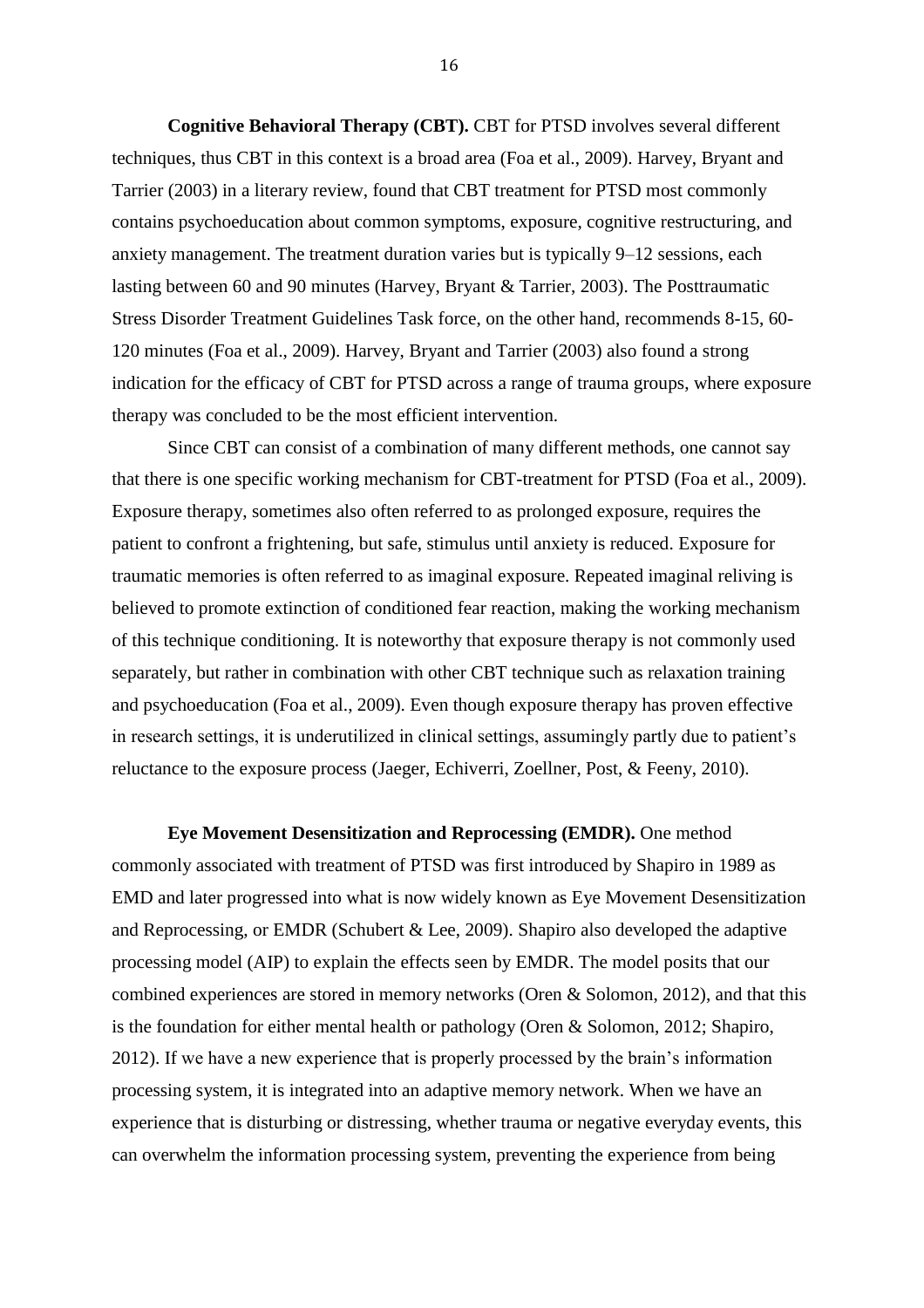**Cognitive Behavioral Therapy (CBT).** CBT for PTSD involves several different techniques, thus CBT in this context is a broad area (Foa et al., 2009). Harvey, Bryant and Tarrier (2003) in a literary review, found that CBT treatment for PTSD most commonly contains psychoeducation about common symptoms, exposure, cognitive restructuring, and anxiety management. The treatment duration varies but is typically 9–12 sessions, each lasting between 60 and 90 minutes (Harvey, Bryant & Tarrier, 2003). The Posttraumatic Stress Disorder Treatment Guidelines Task force, on the other hand, recommends 8-15, 60-120 minutes (Foa et al., 2009). Harvey, Bryant and Tarrier (2003) also found a strong indication for the efficacy of CBT for PTSD across a range of trauma groups, where exposure therapy was concluded to be the most efficient intervention.

Since CBT can consist of a combination of many different methods, one cannot say that there is one specific working mechanism for CBT-treatment for PTSD (Foa et al., 2009). Exposure therapy, sometimes also often referred to as prolonged exposure, requires the patient to confront a frightening, but safe, stimulus until anxiety is reduced. Exposure for traumatic memories is often referred to as imaginal exposure. Repeated imaginal reliving is believed to promote extinction of conditioned fear reaction, making the working mechanism of this technique conditioning. It is noteworthy that exposure therapy is not commonly used separately, but rather in combination with other CBT technique such as relaxation training and psychoeducation (Foa et al., 2009). Even though exposure therapy has proven effective in research settings, it is underutilized in clinical settings, assumingly partly due to patient's reluctance to the exposure process (Jaeger, Echiverri, Zoellner, Post, & Feeny, 2010).

**Eye Movement Desensitization and Reprocessing (EMDR).** One method commonly associated with treatment of PTSD was first introduced by Shapiro in 1989 as EMD and later progressed into what is now widely known as Eye Movement Desensitization and Reprocessing, or EMDR (Schubert & Lee, 2009). Shapiro also developed the adaptive processing model (AIP) to explain the effects seen by EMDR. The model posits that our combined experiences are stored in memory networks (Oren & Solomon, 2012), and that this is the foundation for either mental health or pathology (Oren & Solomon, 2012; Shapiro, 2012). If we have a new experience that is properly processed by the brain's information processing system, it is integrated into an adaptive memory network. When we have an experience that is disturbing or distressing, whether trauma or negative everyday events, this can overwhelm the information processing system, preventing the experience from being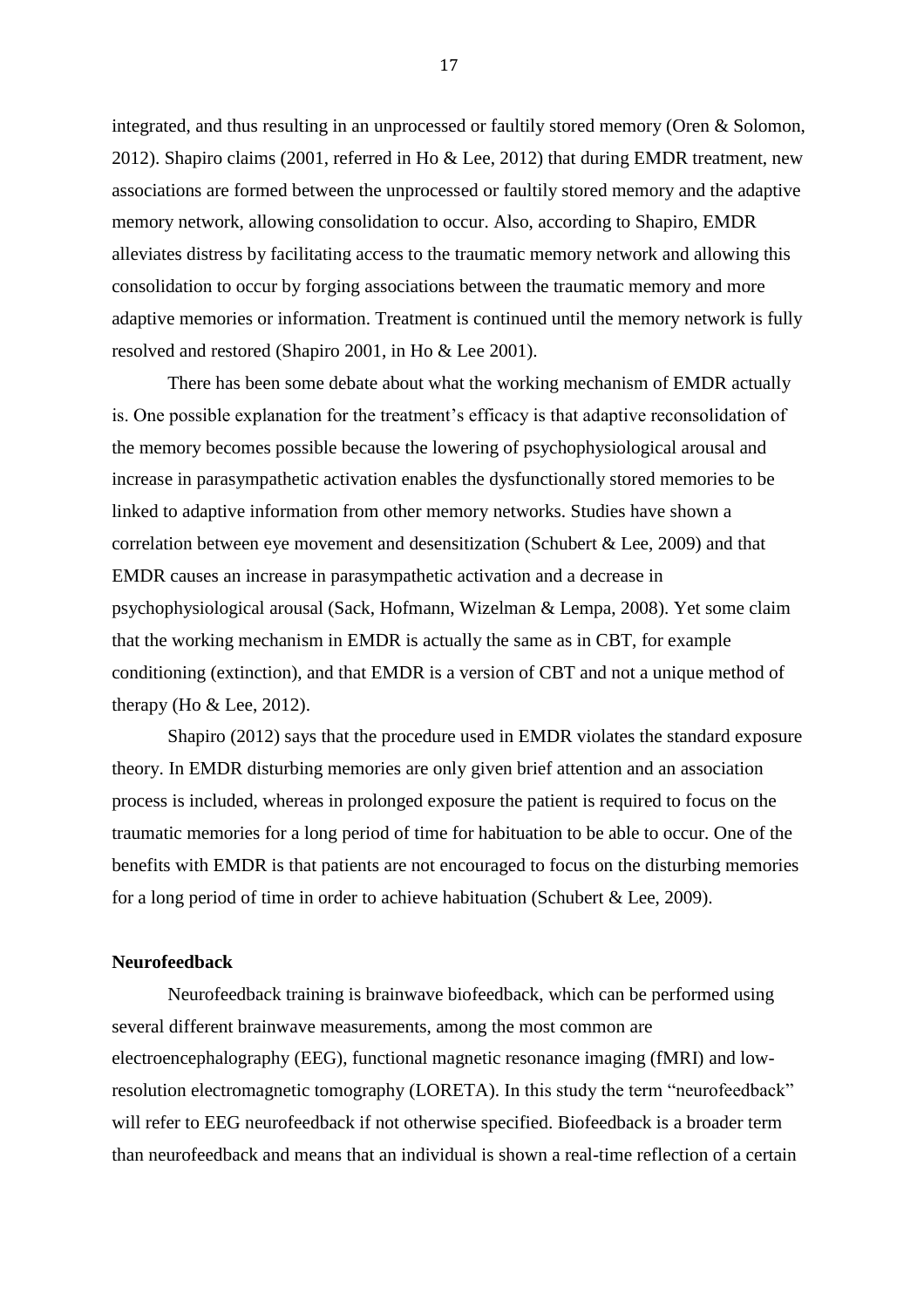integrated, and thus resulting in an unprocessed or faultily stored memory (Oren & Solomon, 2012). Shapiro claims (2001, referred in Ho & Lee, 2012) that during EMDR treatment, new associations are formed between the unprocessed or faultily stored memory and the adaptive memory network, allowing consolidation to occur. Also, according to Shapiro, EMDR alleviates distress by facilitating access to the traumatic memory network and allowing this consolidation to occur by forging associations between the traumatic memory and more adaptive memories or information. Treatment is continued until the memory network is fully resolved and restored (Shapiro 2001, in Ho & Lee 2001).

There has been some debate about what the working mechanism of EMDR actually is. One possible explanation for the treatment's efficacy is that adaptive reconsolidation of the memory becomes possible because the lowering of psychophysiological arousal and increase in parasympathetic activation enables the dysfunctionally stored memories to be linked to adaptive information from other memory networks. Studies have shown a correlation between eye movement and desensitization (Schubert & Lee, 2009) and that EMDR causes an increase in parasympathetic activation and a decrease in psychophysiological arousal (Sack, Hofmann, Wizelman & Lempa, 2008). Yet some claim that the working mechanism in EMDR is actually the same as in CBT, for example conditioning (extinction), and that EMDR is a version of CBT and not a unique method of therapy (Ho & Lee, 2012).

Shapiro (2012) says that the procedure used in EMDR violates the standard exposure theory. In EMDR disturbing memories are only given brief attention and an association process is included, whereas in prolonged exposure the patient is required to focus on the traumatic memories for a long period of time for habituation to be able to occur. One of the benefits with EMDR is that patients are not encouraged to focus on the disturbing memories for a long period of time in order to achieve habituation (Schubert & Lee, 2009).

**Neurofeedback**

Neurofeedback training is brainwave biofeedback, which can be performed using several different brainwave measurements, among the most common are electroencephalography (EEG), functional magnetic resonance imaging (fMRI) and low-resolution electromagnetic tomography (LORETA). In this study the term "neurofeedback" will refer to EEG neurofeedback if not otherwise specified. Biofeedback is a broader term than neurofeedback and means that an individual is shown a real-time reflection of a certain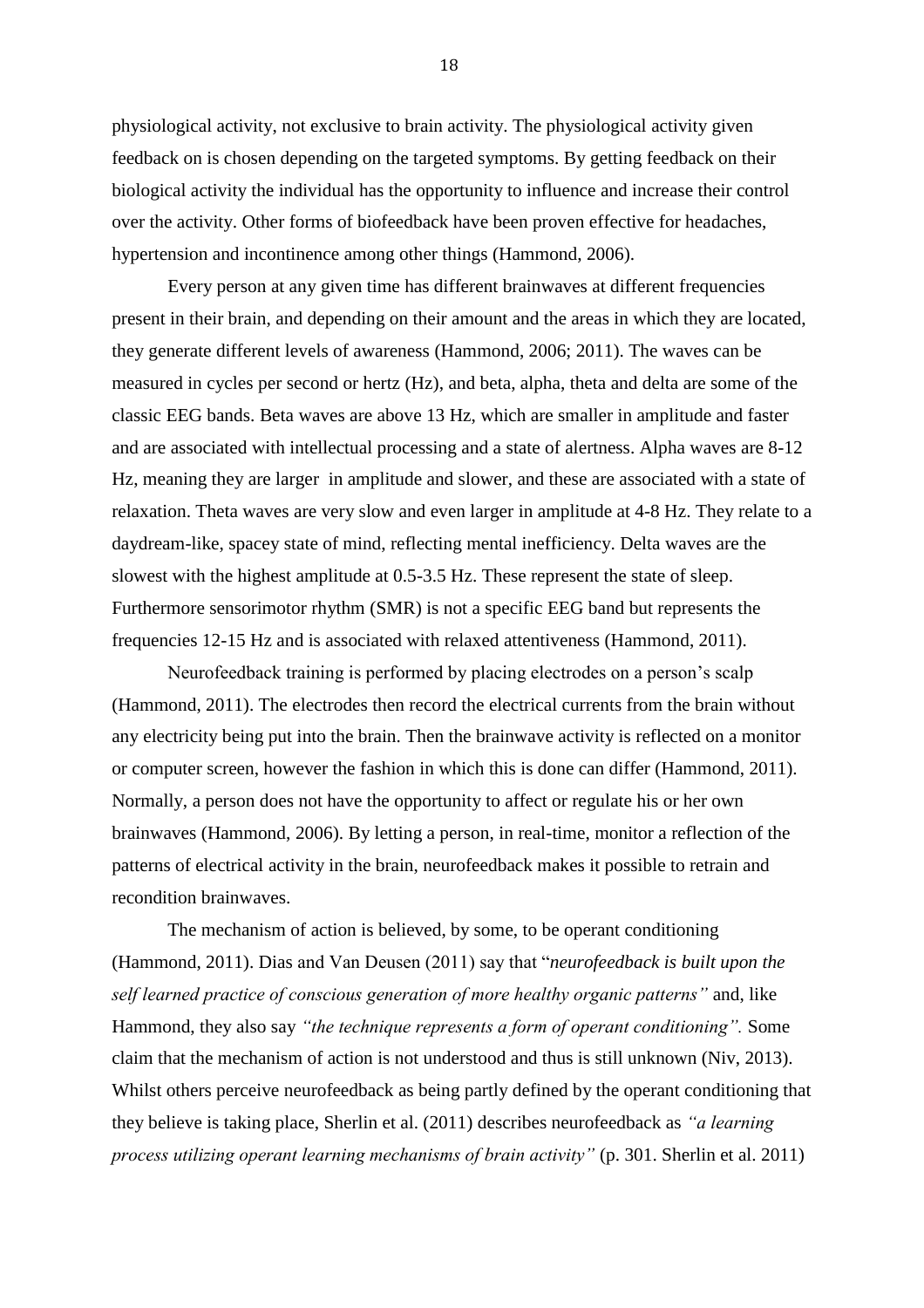physiological activity, not exclusive to brain activity. The physiological activity given feedback on is chosen depending on the targeted symptoms. By getting feedback on their biological activity the individual has the opportunity to influence and increase their control over the activity. Other forms of biofeedback have been proven effective for headaches, hypertension and incontinence among other things (Hammond, 2006).

Every person at any given time has different brainwaves at different frequencies present in their brain, and depending on their amount and the areas in which they are located, they generate different levels of awareness (Hammond, 2006; 2011). The waves can be measured in cycles per second or hertz (Hz), and beta, alpha, theta and delta are some of the classic EEG bands. Beta waves are above 13 Hz, which are smaller in amplitude and faster and are associated with intellectual processing and a state of alertness. Alpha waves are 8-12 Hz, meaning they are larger in amplitude and slower, and these are associated with a state of relaxation. Theta waves are very slow and even larger in amplitude at 4-8 Hz. They relate to a daydream-like, spacey state of mind, reflecting mental inefficiency. Delta waves are the slowest with the highest amplitude at 0.5-3.5 Hz. These represent the state of sleep. Furthermore sensorimotor rhythm (SMR) is not a specific EEG band but represents the frequencies 12-15 Hz and is associated with relaxed attentiveness (Hammond, 2011).

Neurofeedback training is performed by placing electrodes on a person's scalp (Hammond, 2011). The electrodes then record the electrical currents from the brain without any electricity being put into the brain. Then the brainwave activity is reflected on a monitor or computer screen, however the fashion in which this is done can differ (Hammond, 2011). Normally, a person does not have the opportunity to affect or regulate his or her own brainwaves (Hammond, 2006). By letting a person, in real-time, monitor a reflection of the patterns of electrical activity in the brain, neurofeedback makes it possible to retrain and recondition brainwaves.

The mechanism of action is believed, by some, to be operant conditioning (Hammond, 2011). Dias and Van Deusen (2011) say that "*neurofeedback is built upon the self learned practice of conscious generation of more healthy organic patterns"* and, like Hammond, they also say *"the technique represents a form of operant conditioning".* Some claim that the mechanism of action is not understood and thus is still unknown (Niv, 2013). Whilst others perceive neurofeedback as being partly defined by the operant conditioning that they believe is taking place, Sherlin et al. (2011) describes neurofeedback as *"a learning process utilizing operant learning mechanisms of brain activity"* (p. 301. Sherlin et al. 2011)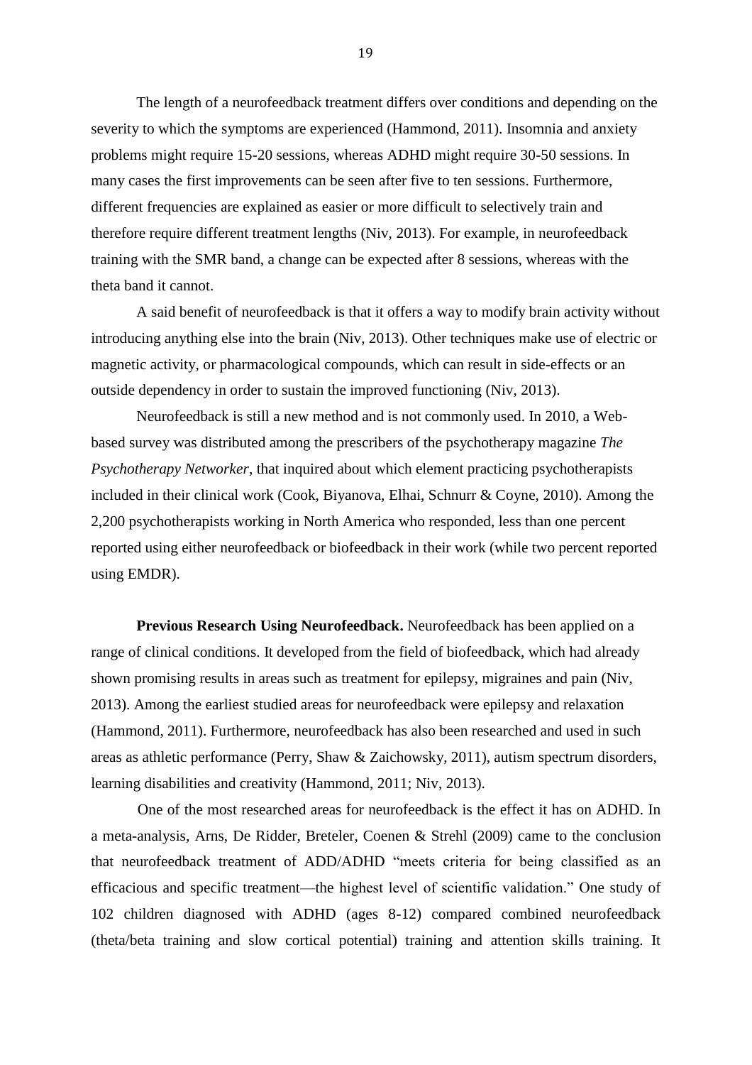The length of a neurofeedback treatment differs over conditions and depending on the severity to which the symptoms are experienced (Hammond, 2011). Insomnia and anxiety problems might require 15-20 sessions, whereas ADHD might require 30-50 sessions. In many cases the first improvements can be seen after five to ten sessions. Furthermore, different frequencies are explained as easier or more difficult to selectively train and therefore require different treatment lengths (Niv, 2013). For example, in neurofeedback training with the SMR band, a change can be expected after 8 sessions, whereas with the theta band it cannot.

A said benefit of neurofeedback is that it offers a way to modify brain activity without introducing anything else into the brain (Niv, 2013). Other techniques make use of electric or magnetic activity, or pharmacological compounds, which can result in side-effects or an outside dependency in order to sustain the improved functioning (Niv, 2013).

Neurofeedback is still a new method and is not commonly used. In 2010, a Web-based survey was distributed among the prescribers of the psychotherapy magazine *The Psychotherapy Networker*, that inquired about which element practicing psychotherapists included in their clinical work (Cook, Biyanova, Elhai, Schnurr & Coyne, 2010). Among the 2,200 psychotherapists working in North America who responded, less than one percent reported using either neurofeedback or biofeedback in their work (while two percent reported using EMDR).

**Previous Research Using Neurofeedback.** Neurofeedback has been applied on a range of clinical conditions. It developed from the field of biofeedback, which had already shown promising results in areas such as treatment for epilepsy, migraines and pain (Niv, 2013). Among the earliest studied areas for neurofeedback were epilepsy and relaxation (Hammond, 2011). Furthermore, neurofeedback has also been researched and used in such areas as athletic performance (Perry, Shaw & Zaichowsky, 2011), autism spectrum disorders, learning disabilities and creativity (Hammond, 2011; Niv, 2013).

One of the most researched areas for neurofeedback is the effect it has on ADHD. In a meta-analysis, Arns, De Ridder, Breteler, Coenen & Strehl (2009) came to the conclusion that neurofeedback treatment of ADD/ADHD "meets criteria for being classified as an efficacious and specific treatment—the highest level of scientific validation." One study of 102 children diagnosed with ADHD (ages 8-12) compared combined neurofeedback (theta/beta training and slow cortical potential) training and attention skills training. It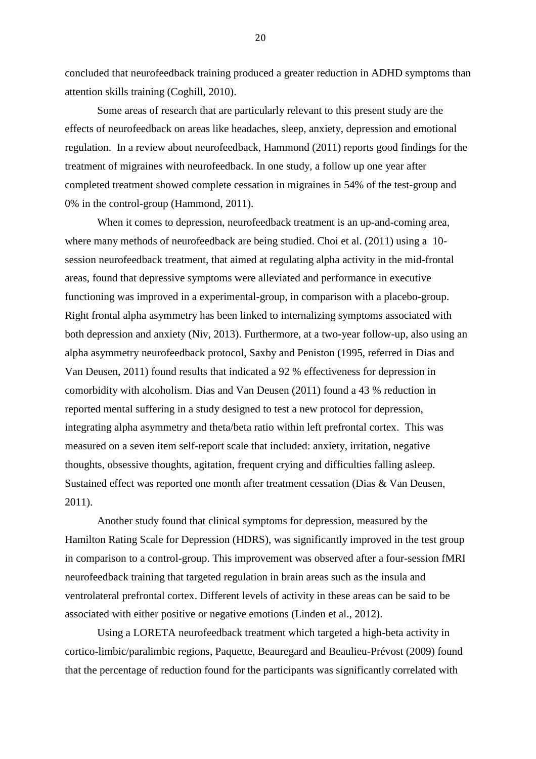concluded that neurofeedback training produced a greater reduction in ADHD symptoms than attention skills training (Coghill, 2010).

Some areas of research that are particularly relevant to this present study are the effects of neurofeedback on areas like headaches, sleep, anxiety, depression and emotional regulation. In a review about neurofeedback, Hammond (2011) reports good findings for the treatment of migraines with neurofeedback. In one study, a follow up one year after completed treatment showed complete cessation in migraines in 54% of the test-group and 0% in the control-group (Hammond, 2011).

When it comes to depression, neurofeedback treatment is an up-and-coming area, where many methods of neurofeedback are being studied. Choi et al. (2011) using a 10-session neurofeedback treatment, that aimed at regulating alpha activity in the mid-frontal areas, found that depressive symptoms were alleviated and performance in executive functioning was improved in a experimental-group, in comparison with a placebo-group. Right frontal alpha asymmetry has been linked to internalizing symptoms associated with both depression and anxiety (Niv, 2013). Furthermore, at a two-year follow-up, also using an alpha asymmetry neurofeedback protocol, Saxby and Peniston (1995, referred in Dias and Van Deusen, 2011) found results that indicated a 92 % effectiveness for depression in comorbidity with alcoholism. Dias and Van Deusen (2011) found a 43 % reduction in reported mental suffering in a study designed to test a new protocol for depression, integrating alpha asymmetry and theta/beta ratio within left prefrontal cortex. This was measured on a seven item self-report scale that included: anxiety, irritation, negative thoughts, obsessive thoughts, agitation, frequent crying and difficulties falling asleep. Sustained effect was reported one month after treatment cessation (Dias & Van Deusen, 2011).

Another study found that clinical symptoms for depression, measured by the Hamilton Rating Scale for Depression (HDRS), was significantly improved in the test group in comparison to a control-group. This improvement was observed after a four-session fMRI neurofeedback training that targeted regulation in brain areas such as the insula and ventrolateral prefrontal cortex. Different levels of activity in these areas can be said to be associated with either positive or negative emotions (Linden et al., 2012).

Using a LORETA neurofeedback treatment which targeted a high-beta activity in cortico-limbic/paralimbic regions, Paquette, Beauregard and Beaulieu-Prévost (2009) found that the percentage of reduction found for the participants was significantly correlated with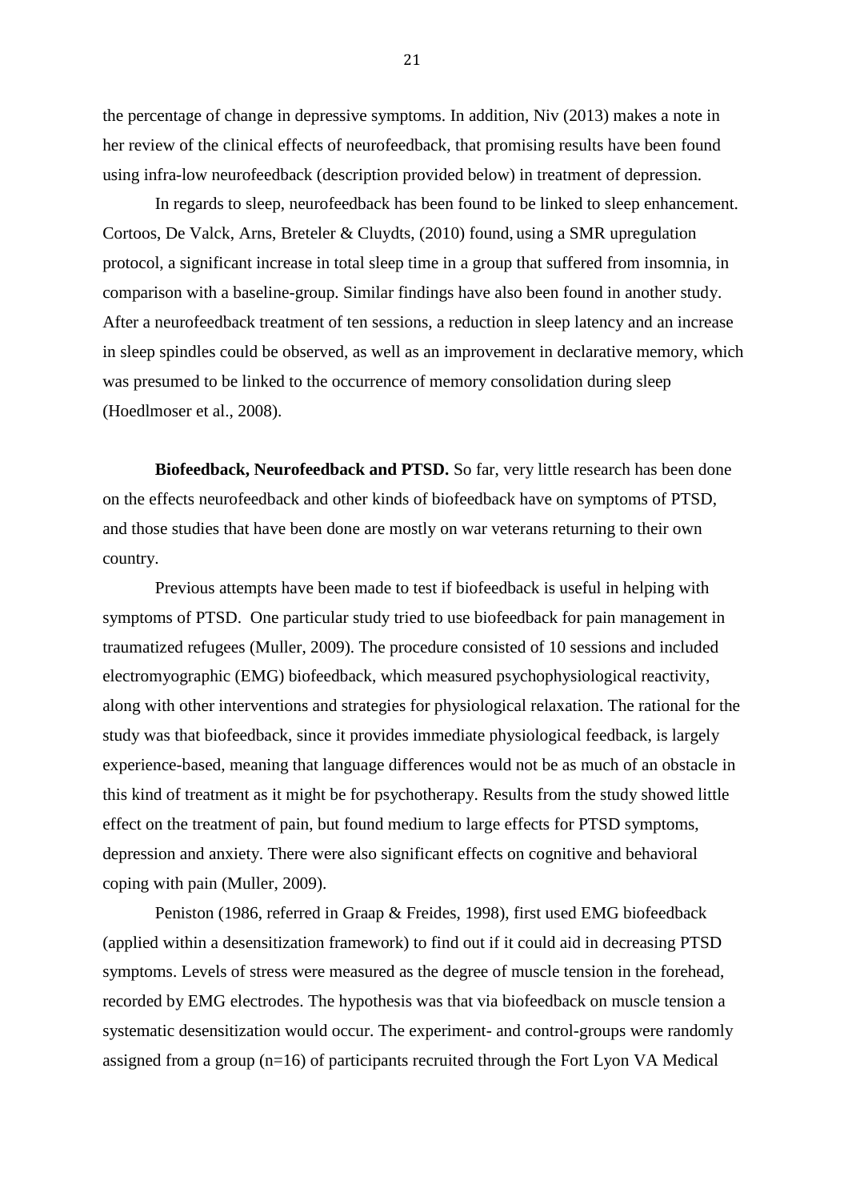the percentage of change in depressive symptoms. In addition, Niv (2013) makes a note in her review of the clinical effects of neurofeedback, that promising results have been found using infra-low neurofeedback (description provided below) in treatment of depression.

In regards to sleep, neurofeedback has been found to be linked to sleep enhancement. Cortoos, De Valck, Arns, Breteler & Cluydts, (2010) found, using a SMR upregulation protocol, a significant increase in total sleep time in a group that suffered from insomnia, in comparison with a baseline-group. Similar findings have also been found in another study. After a neurofeedback treatment of ten sessions, a reduction in sleep latency and an increase in sleep spindles could be observed, as well as an improvement in declarative memory, which was presumed to be linked to the occurrence of memory consolidation during sleep (Hoedlmoser et al., 2008).

**Biofeedback, Neurofeedback and PTSD.** So far, very little research has been done on the effects neurofeedback and other kinds of biofeedback have on symptoms of PTSD, and those studies that have been done are mostly on war veterans returning to their own country.

Previous attempts have been made to test if biofeedback is useful in helping with symptoms of PTSD. One particular study tried to use biofeedback for pain management in traumatized refugees (Muller, 2009). The procedure consisted of 10 sessions and included electromyographic (EMG) biofeedback, which measured psychophysiological reactivity, along with other interventions and strategies for physiological relaxation. The rational for the study was that biofeedback, since it provides immediate physiological feedback, is largely experience-based, meaning that language differences would not be as much of an obstacle in this kind of treatment as it might be for psychotherapy. Results from the study showed little effect on the treatment of pain, but found medium to large effects for PTSD symptoms, depression and anxiety. There were also significant effects on cognitive and behavioral coping with pain (Muller, 2009).

Peniston (1986, referred in Graap & Freides, 1998), first used EMG biofeedback (applied within a desensitization framework) to find out if it could aid in decreasing PTSD symptoms. Levels of stress were measured as the degree of muscle tension in the forehead, recorded by EMG electrodes. The hypothesis was that via biofeedback on muscle tension a systematic desensitization would occur. The experiment- and control-groups were randomly assigned from a group (n=16) of participants recruited through the Fort Lyon VA Medical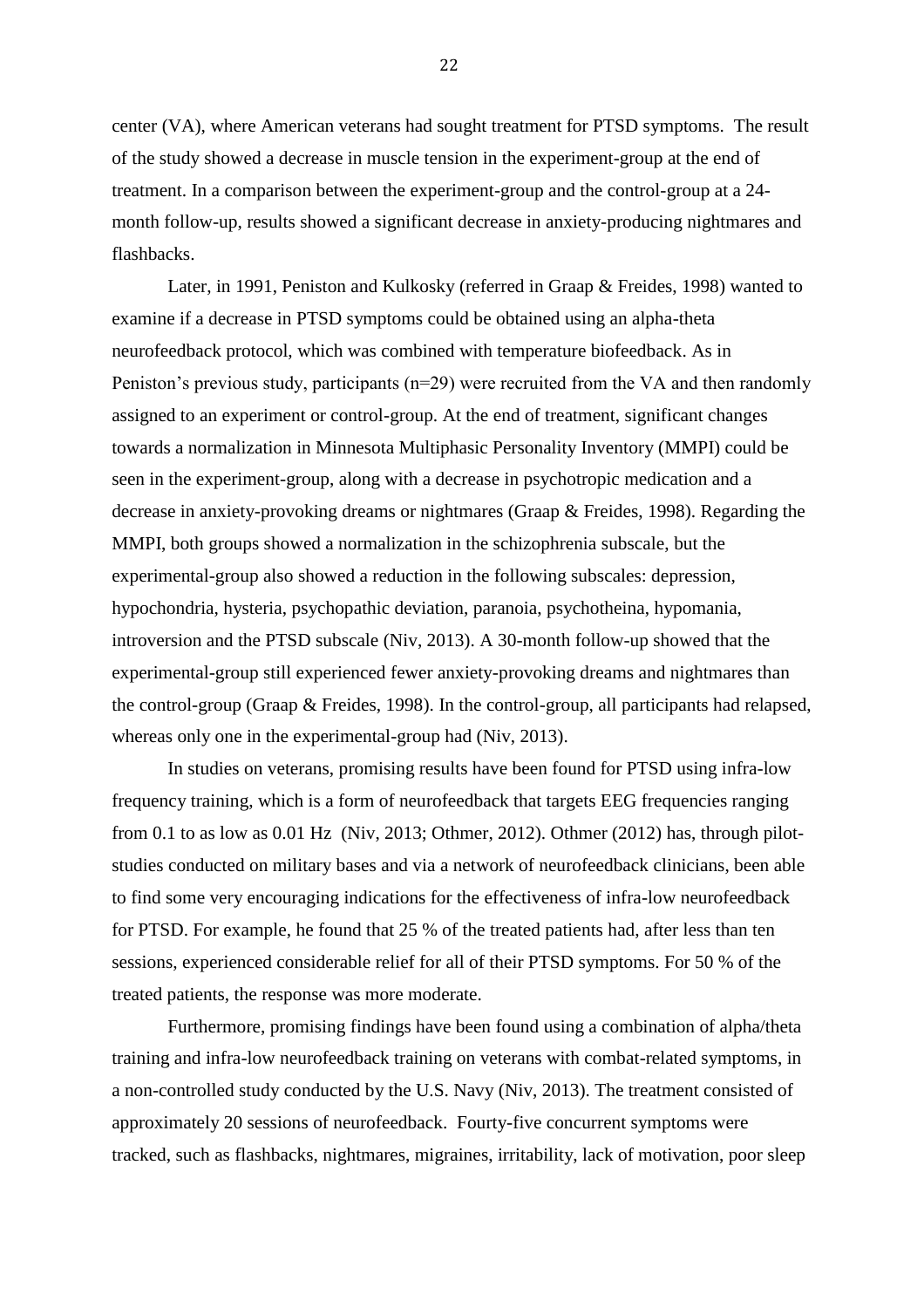center (VA), where American veterans had sought treatment for PTSD symptoms. The result of the study showed a decrease in muscle tension in the experiment-group at the end of treatment. In a comparison between the experiment-group and the control-group at a 24-month follow-up, results showed a significant decrease in anxiety-producing nightmares and flashbacks.

Later, in 1991, Peniston and Kulkosky (referred in Graap & Freides, 1998) wanted to examine if a decrease in PTSD symptoms could be obtained using an alpha-theta neurofeedback protocol, which was combined with temperature biofeedback. As in Peniston's previous study, participants (n=29) were recruited from the VA and then randomly assigned to an experiment or control-group. At the end of treatment, significant changes towards a normalization in Minnesota Multiphasic Personality Inventory (MMPI) could be seen in the experiment-group, along with a decrease in psychotropic medication and a decrease in anxiety-provoking dreams or nightmares (Graap & Freides, 1998). Regarding the MMPI, both groups showed a normalization in the schizophrenia subscale, but the experimental-group also showed a reduction in the following subscales: depression, hypochondria, hysteria, psychopathic deviation, paranoia, psychotheina, hypomania, introversion and the PTSD subscale (Niv, 2013). A 30-month follow-up showed that the experimental-group still experienced fewer anxiety-provoking dreams and nightmares than the control-group (Graap & Freides, 1998). In the control-group, all participants had relapsed, whereas only one in the experimental-group had (Niv, 2013).

In studies on veterans, promising results have been found for PTSD using infra-low frequency training, which is a form of neurofeedback that targets EEG frequencies ranging from 0.1 to as low as 0.01 Hz (Niv, 2013; Othmer, 2012). Othmer (2012) has, through pilot-studies conducted on military bases and via a network of neurofeedback clinicians, been able to find some very encouraging indications for the effectiveness of infra-low neurofeedback for PTSD. For example, he found that 25 % of the treated patients had, after less than ten sessions, experienced considerable relief for all of their PTSD symptoms. For 50 % of the treated patients, the response was more moderate.

Furthermore, promising findings have been found using a combination of alpha/theta training and infra-low neurofeedback training on veterans with combat-related symptoms, in a non-controlled study conducted by the U.S. Navy (Niv, 2013). The treatment consisted of approximately 20 sessions of neurofeedback. Fourty-five concurrent symptoms were tracked, such as flashbacks, nightmares, migraines, irritability, lack of motivation, poor sleep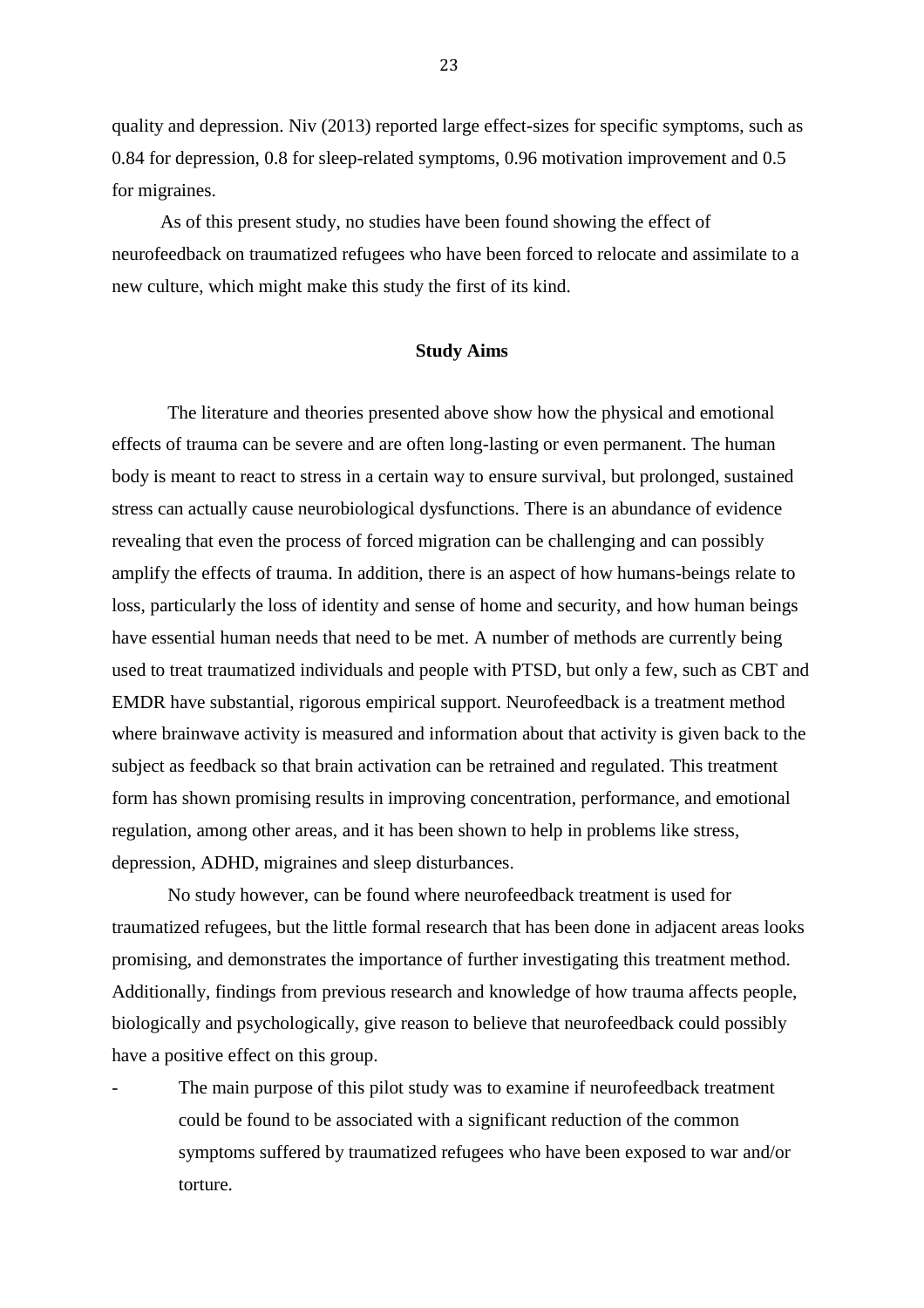quality and depression. Niv (2013) reported large effect-sizes for specific symptoms, such as 0.84 for depression, 0.8 for sleep-related symptoms, 0.96 motivation improvement and 0.5 for migraines.

As of this present study, no studies have been found showing the effect of neurofeedback on traumatized refugees who have been forced to relocate and assimilate to a new culture, which might make this study the first of its kind.

## Study Aims

The literature and theories presented above show how the physical and emotional effects of trauma can be severe and are often long-lasting or even permanent. The human body is meant to react to stress in a certain way to ensure survival, but prolonged, sustained stress can actually cause neurobiological dysfunctions. There is an abundance of evidence revealing that even the process of forced migration can be challenging and can possibly amplify the effects of trauma. In addition, there is an aspect of how humans-beings relate to loss, particularly the loss of identity and sense of home and security, and how human beings have essential human needs that need to be met. A number of methods are currently being used to treat traumatized individuals and people with PTSD, but only a few, such as CBT and EMDR have substantial, rigorous empirical support. Neurofeedback is a treatment method where brainwave activity is measured and information about that activity is given back to the subject as feedback so that brain activation can be retrained and regulated. This treatment form has shown promising results in improving concentration, performance, and emotional regulation, among other areas, and it has been shown to help in problems like stress, depression, ADHD, migraines and sleep disturbances.

No study however, can be found where neurofeedback treatment is used for traumatized refugees, but the little formal research that has been done in adjacent areas looks promising, and demonstrates the importance of further investigating this treatment method. Additionally, findings from previous research and knowledge of how trauma affects people, biologically and psychologically, give reason to believe that neurofeedback could possibly have a positive effect on this group.

- The main purpose of this pilot study was to examine if neurofeedback treatment could be found to be associated with a significant reduction of the common symptoms suffered by traumatized refugees who have been exposed to war and/or torture.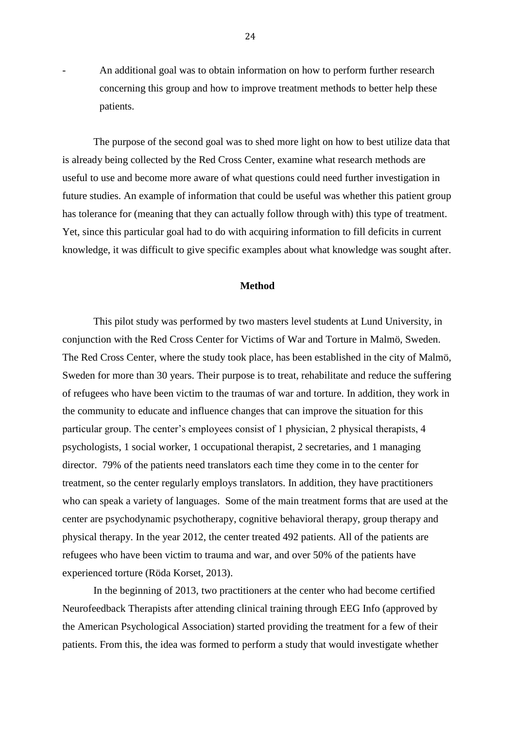- An additional goal was to obtain information on how to perform further research concerning this group and how to improve treatment methods to better help these patients.

The purpose of the second goal was to shed more light on how to best utilize data that is already being collected by the Red Cross Center, examine what research methods are useful to use and become more aware of what questions could need further investigation in future studies. An example of information that could be useful was whether this patient group has tolerance for (meaning that they can actually follow through with) this type of treatment. Yet, since this particular goal had to do with acquiring information to fill deficits in current knowledge, it was difficult to give specific examples about what knowledge was sought after.

## Method

This pilot study was performed by two masters level students at Lund University, in conjunction with the Red Cross Center for Victims of War and Torture in Malmö, Sweden. The Red Cross Center, where the study took place, has been established in the city of Malmö, Sweden for more than 30 years. Their purpose is to treat, rehabilitate and reduce the suffering of refugees who have been victim to the traumas of war and torture. In addition, they work in the community to educate and influence changes that can improve the situation for this particular group. The center's employees consist of 1 physician, 2 physical therapists, 4 psychologists, 1 social worker, 1 occupational therapist, 2 secretaries, and 1 managing director. 79% of the patients need translators each time they come in to the center for treatment, so the center regularly employs translators. In addition, they have practitioners who can speak a variety of languages. Some of the main treatment forms that are used at the center are psychodynamic psychotherapy, cognitive behavioral therapy, group therapy and physical therapy. In the year 2012, the center treated 492 patients. All of the patients are refugees who have been victim to trauma and war, and over 50% of the patients have experienced torture (Röda Korset, 2013).

In the beginning of 2013, two practitioners at the center who had become certified Neurofeedback Therapists after attending clinical training through EEG Info (approved by the American Psychological Association) started providing the treatment for a few of their patients. From this, the idea was formed to perform a study that would investigate whether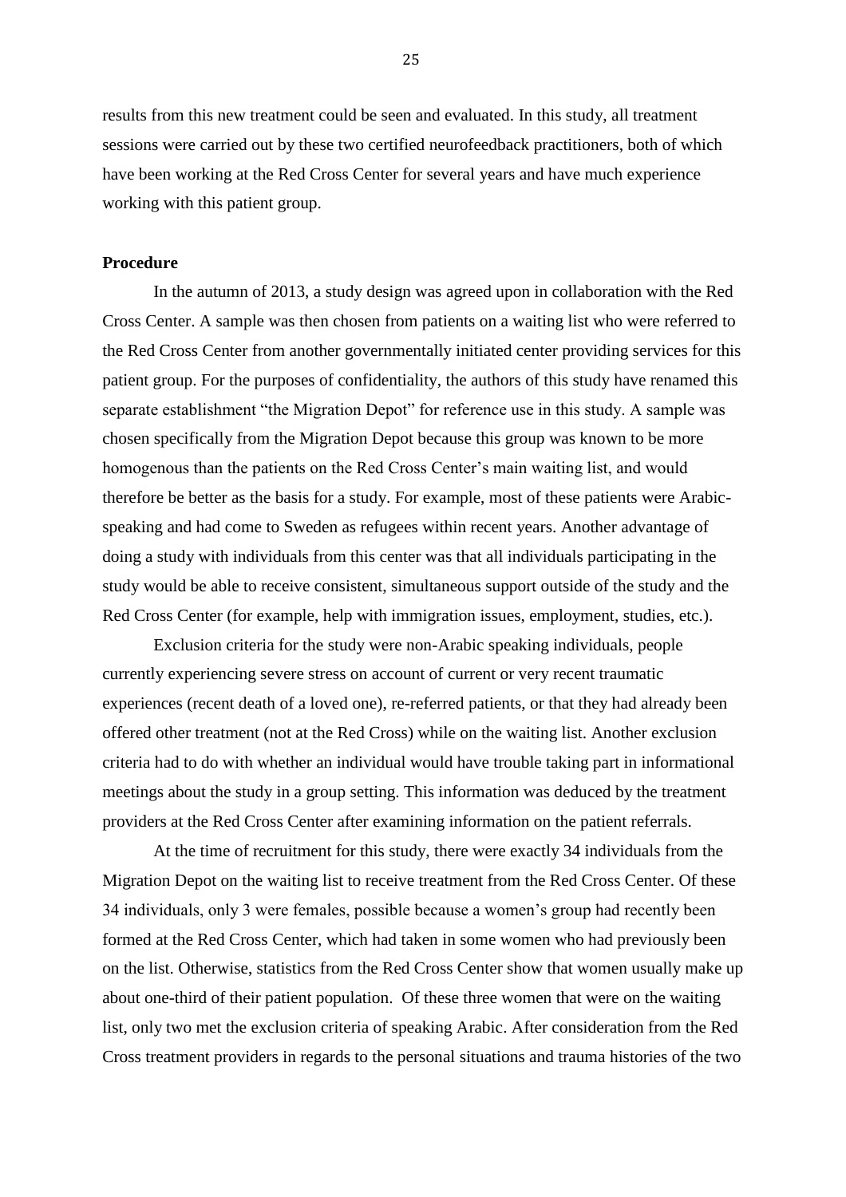results from this new treatment could be seen and evaluated. In this study, all treatment sessions were carried out by these two certified neurofeedback practitioners, both of which have been working at the Red Cross Center for several years and have much experience working with this patient group.

**Procedure**

In the autumn of 2013, a study design was agreed upon in collaboration with the Red Cross Center. A sample was then chosen from patients on a waiting list who were referred to the Red Cross Center from another governmentally initiated center providing services for this patient group. For the purposes of confidentiality, the authors of this study have renamed this separate establishment "the Migration Depot" for reference use in this study. A sample was chosen specifically from the Migration Depot because this group was known to be more homogenous than the patients on the Red Cross Center's main waiting list, and would therefore be better as the basis for a study. For example, most of these patients were Arabic-speaking and had come to Sweden as refugees within recent years. Another advantage of doing a study with individuals from this center was that all individuals participating in the study would be able to receive consistent, simultaneous support outside of the study and the Red Cross Center (for example, help with immigration issues, employment, studies, etc.).

Exclusion criteria for the study were non-Arabic speaking individuals, people currently experiencing severe stress on account of current or very recent traumatic experiences (recent death of a loved one), re-referred patients, or that they had already been offered other treatment (not at the Red Cross) while on the waiting list. Another exclusion criteria had to do with whether an individual would have trouble taking part in informational meetings about the study in a group setting. This information was deduced by the treatment providers at the Red Cross Center after examining information on the patient referrals.

At the time of recruitment for this study, there were exactly 34 individuals from the Migration Depot on the waiting list to receive treatment from the Red Cross Center. Of these 34 individuals, only 3 were females, possible because a women's group had recently been formed at the Red Cross Center, which had taken in some women who had previously been on the list. Otherwise, statistics from the Red Cross Center show that women usually make up about one-third of their patient population. Of these three women that were on the waiting list, only two met the exclusion criteria of speaking Arabic. After consideration from the Red Cross treatment providers in regards to the personal situations and trauma histories of the two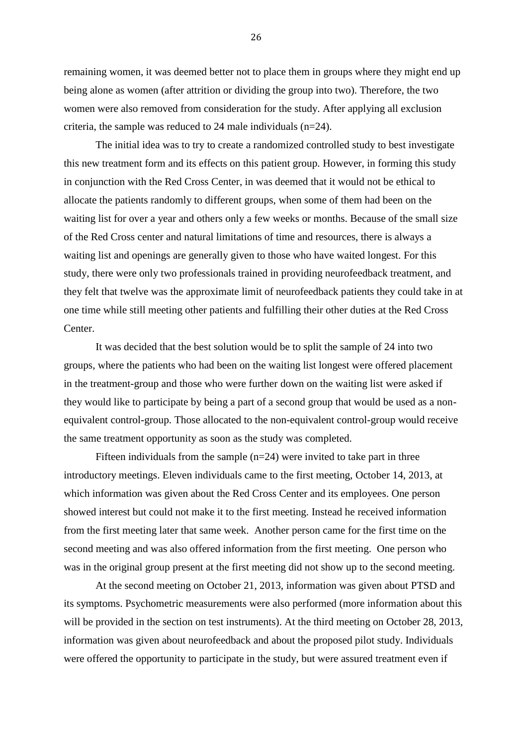remaining women, it was deemed better not to place them in groups where they might end up being alone as women (after attrition or dividing the group into two). Therefore, the two women were also removed from consideration for the study. After applying all exclusion criteria, the sample was reduced to 24 male individuals (n=24).

The initial idea was to try to create a randomized controlled study to best investigate this new treatment form and its effects on this patient group. However, in forming this study in conjunction with the Red Cross Center, in was deemed that it would not be ethical to allocate the patients randomly to different groups, when some of them had been on the waiting list for over a year and others only a few weeks or months. Because of the small size of the Red Cross center and natural limitations of time and resources, there is always a waiting list and openings are generally given to those who have waited longest. For this study, there were only two professionals trained in providing neurofeedback treatment, and they felt that twelve was the approximate limit of neurofeedback patients they could take in at one time while still meeting other patients and fulfilling their other duties at the Red Cross Center.

It was decided that the best solution would be to split the sample of 24 into two groups, where the patients who had been on the waiting list longest were offered placement in the treatment-group and those who were further down on the waiting list were asked if they would like to participate by being a part of a second group that would be used as a non-equivalent control-group. Those allocated to the non-equivalent control-group would receive the same treatment opportunity as soon as the study was completed.

Fifteen individuals from the sample (n=24) were invited to take part in three introductory meetings. Eleven individuals came to the first meeting, October 14, 2013, at which information was given about the Red Cross Center and its employees. One person showed interest but could not make it to the first meeting. Instead he received information from the first meeting later that same week. Another person came for the first time on the second meeting and was also offered information from the first meeting. One person who was in the original group present at the first meeting did not show up to the second meeting.

At the second meeting on October 21, 2013, information was given about PTSD and its symptoms. Psychometric measurements were also performed (more information about this will be provided in the section on test instruments). At the third meeting on October 28, 2013, information was given about neurofeedback and about the proposed pilot study. Individuals were offered the opportunity to participate in the study, but were assured treatment even if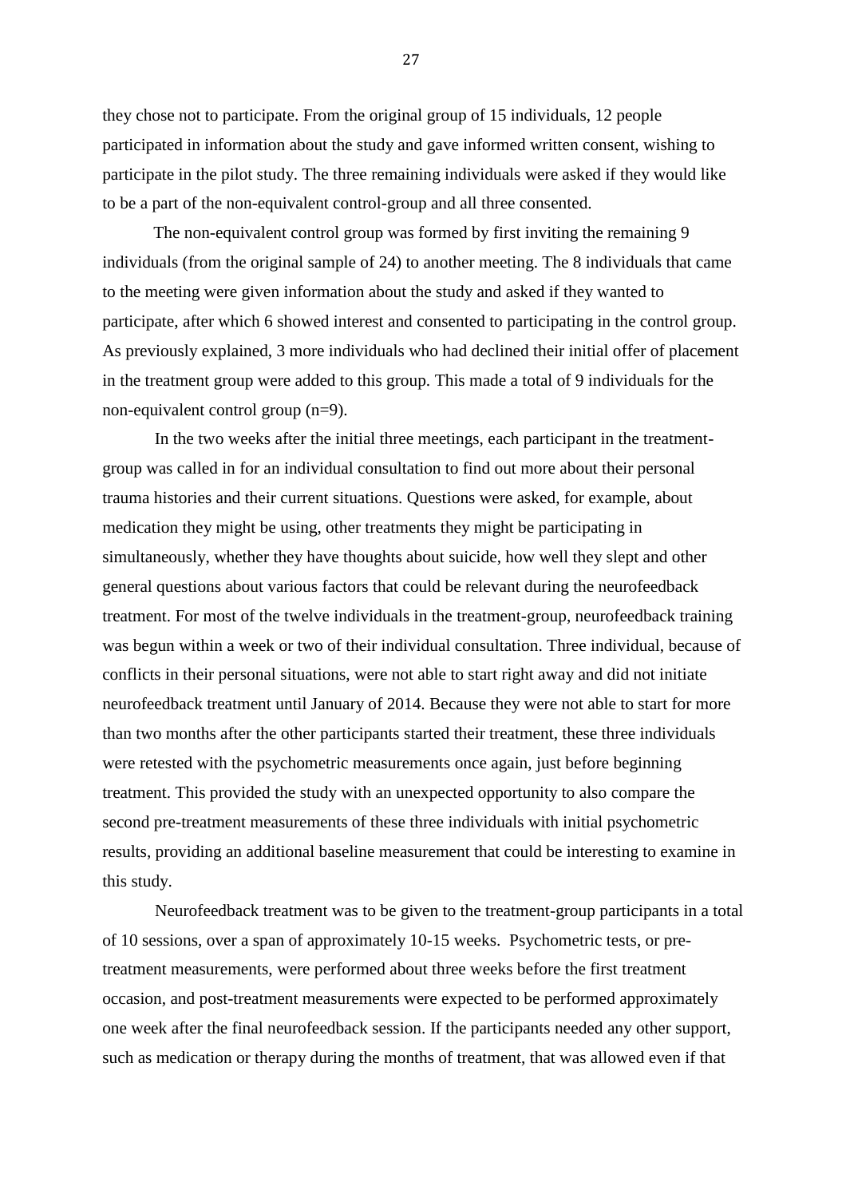they chose not to participate. From the original group of 15 individuals, 12 people participated in information about the study and gave informed written consent, wishing to participate in the pilot study. The three remaining individuals were asked if they would like to be a part of the non-equivalent control-group and all three consented.

The non-equivalent control group was formed by first inviting the remaining 9 individuals (from the original sample of 24) to another meeting. The 8 individuals that came to the meeting were given information about the study and asked if they wanted to participate, after which 6 showed interest and consented to participating in the control group. As previously explained, 3 more individuals who had declined their initial offer of placement in the treatment group were added to this group. This made a total of 9 individuals for the non-equivalent control group (n=9).

In the two weeks after the initial three meetings, each participant in the treatment-group was called in for an individual consultation to find out more about their personal trauma histories and their current situations. Questions were asked, for example, about medication they might be using, other treatments they might be participating in simultaneously, whether they have thoughts about suicide, how well they slept and other general questions about various factors that could be relevant during the neurofeedback treatment. For most of the twelve individuals in the treatment-group, neurofeedback training was begun within a week or two of their individual consultation. Three individual, because of conflicts in their personal situations, were not able to start right away and did not initiate neurofeedback treatment until January of 2014. Because they were not able to start for more than two months after the other participants started their treatment, these three individuals were retested with the psychometric measurements once again, just before beginning treatment. This provided the study with an unexpected opportunity to also compare the second pre-treatment measurements of these three individuals with initial psychometric results, providing an additional baseline measurement that could be interesting to examine in this study.

Neurofeedback treatment was to be given to the treatment-group participants in a total of 10 sessions, over a span of approximately 10-15 weeks. Psychometric tests, or pre-treatment measurements, were performed about three weeks before the first treatment occasion, and post-treatment measurements were expected to be performed approximately one week after the final neurofeedback session. If the participants needed any other support, such as medication or therapy during the months of treatment, that was allowed even if that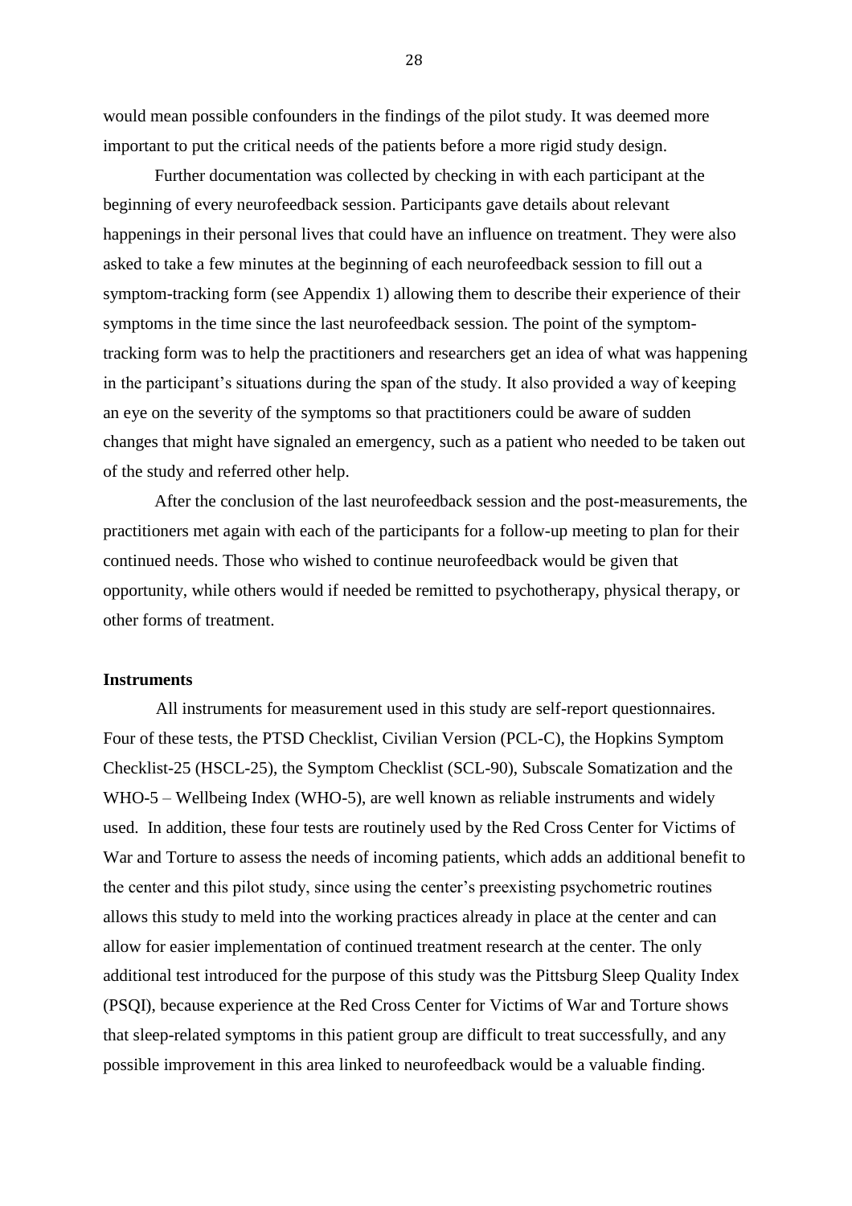would mean possible confounders in the findings of the pilot study. It was deemed more important to put the critical needs of the patients before a more rigid study design.

Further documentation was collected by checking in with each participant at the beginning of every neurofeedback session. Participants gave details about relevant happenings in their personal lives that could have an influence on treatment. They were also asked to take a few minutes at the beginning of each neurofeedback session to fill out a symptom-tracking form (see Appendix 1) allowing them to describe their experience of their symptoms in the time since the last neurofeedback session. The point of the symptom-tracking form was to help the practitioners and researchers get an idea of what was happening in the participant's situations during the span of the study. It also provided a way of keeping an eye on the severity of the symptoms so that practitioners could be aware of sudden changes that might have signaled an emergency, such as a patient who needed to be taken out of the study and referred other help.

After the conclusion of the last neurofeedback session and the post-measurements, the practitioners met again with each of the participants for a follow-up meeting to plan for their continued needs. Those who wished to continue neurofeedback would be given that opportunity, while others would if needed be remitted to psychotherapy, physical therapy, or other forms of treatment.

**Instruments**

All instruments for measurement used in this study are self-report questionnaires. Four of these tests, the PTSD Checklist, Civilian Version (PCL-C), the Hopkins Symptom Checklist-25 (HSCL-25), the Symptom Checklist (SCL-90), Subscale Somatization and the WHO-5 – Wellbeing Index (WHO-5), are well known as reliable instruments and widely used. In addition, these four tests are routinely used by the Red Cross Center for Victims of War and Torture to assess the needs of incoming patients, which adds an additional benefit to the center and this pilot study, since using the center's preexisting psychometric routines allows this study to meld into the working practices already in place at the center and can allow for easier implementation of continued treatment research at the center. The only additional test introduced for the purpose of this study was the Pittsburg Sleep Quality Index (PSQI), because experience at the Red Cross Center for Victims of War and Torture shows that sleep-related symptoms in this patient group are difficult to treat successfully, and any possible improvement in this area linked to neurofeedback would be a valuable finding.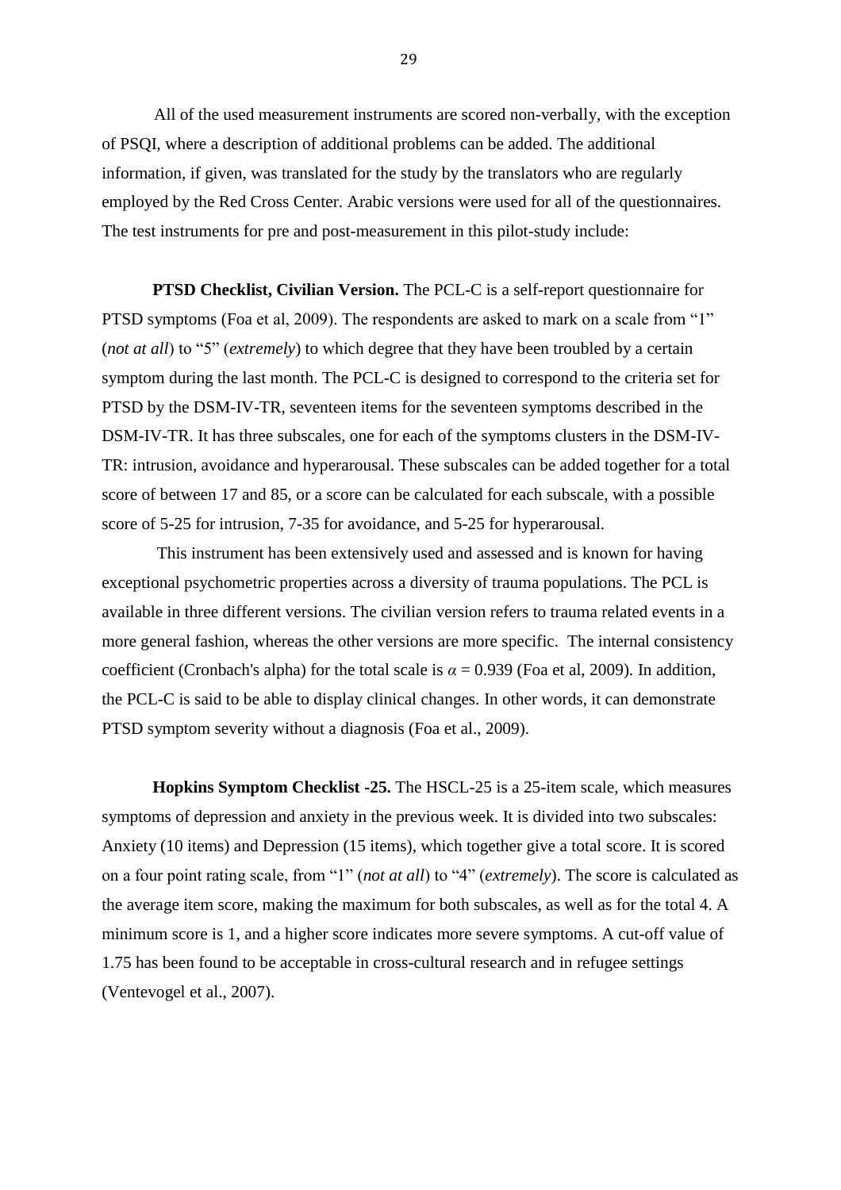All of the used measurement instruments are scored non-verbally, with the exception of PSQI, where a description of additional problems can be added. The additional information, if given, was translated for the study by the translators who are regularly employed by the Red Cross Center. Arabic versions were used for all of the questionnaires. The test instruments for pre and post-measurement in this pilot-study include:

**PTSD Checklist, Civilian Version.** The PCL-C is a self-report questionnaire for PTSD symptoms (Foa et al, 2009). The respondents are asked to mark on a scale from "1" (*not at all*) to "5" (*extremely*) to which degree that they have been troubled by a certain symptom during the last month. The PCL-C is designed to correspond to the criteria set for PTSD by the DSM-IV-TR, seventeen items for the seventeen symptoms described in the DSM-IV-TR. It has three subscales, one for each of the symptoms clusters in the DSM-IV-TR: intrusion, avoidance and hyperarousal. These subscales can be added together for a total score of between 17 and 85, or a score can be calculated for each subscale, with a possible score of 5-25 for intrusion, 7-35 for avoidance, and 5-25 for hyperarousal.

This instrument has been extensively used and assessed and is known for having exceptional psychometric properties across a diversity of trauma populations. The PCL is available in three different versions. The civilian version refers to trauma related events in a more general fashion, whereas the other versions are more specific. The internal consistency coefficient (Cronbach's alpha) for the total scale is $\alpha = 0.939$ (Foa et al, 2009). In addition, the PCL-C is said to be able to display clinical changes. In other words, it can demonstrate PTSD symptom severity without a diagnosis (Foa et al., 2009).

**Hopkins Symptom Checklist -25.** The HSCL-25 is a 25-item scale, which measures symptoms of depression and anxiety in the previous week. It is divided into two subscales: Anxiety (10 items) and Depression (15 items), which together give a total score. It is scored on a four point rating scale, from "1" (*not at all*) to "4" (*extremely*). The score is calculated as the average item score, making the maximum for both subscales, as well as for the total 4. A minimum score is 1, and a higher score indicates more severe symptoms. A cut-off value of 1.75 has been found to be acceptable in cross-cultural research and in refugee settings (Ventevogel et al., 2007).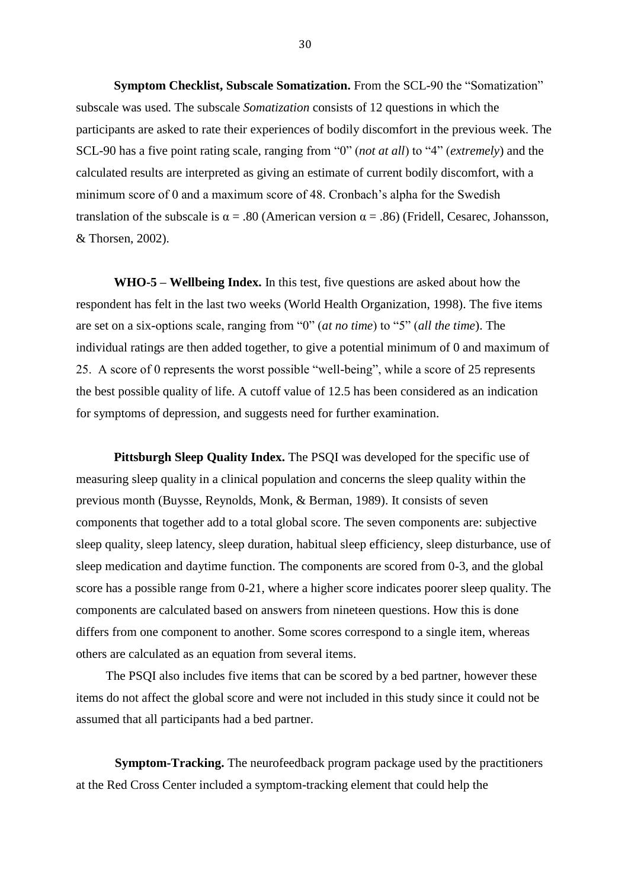**Symptom Checklist, Subscale Somatization.** From the SCL-90 the "Somatization" subscale was used. The subscale *Somatization* consists of 12 questions in which the participants are asked to rate their experiences of bodily discomfort in the previous week. The SCL-90 has a five point rating scale, ranging from "0" (*not at all*) to "4" (*extremely*) and the calculated results are interpreted as giving an estimate of current bodily discomfort, with a minimum score of 0 and a maximum score of 48. Cronbach's alpha for the Swedish translation of the subscale is $\alpha = .80$ (American version $\alpha = .86$) (Fridell, Cesarec, Johansson, & Thorsen, 2002).

**WHO-5 – Wellbeing Index.** In this test, five questions are asked about how the respondent has felt in the last two weeks (World Health Organization, 1998). The five items are set on a six-options scale, ranging from "0" (*at no time*) to "5" (*all the time*). The individual ratings are then added together, to give a potential minimum of 0 and maximum of 25. A score of 0 represents the worst possible "well-being", while a score of 25 represents the best possible quality of life. A cutoff value of 12.5 has been considered as an indication for symptoms of depression, and suggests need for further examination.

**Pittsburgh Sleep Quality Index.** The PSQI was developed for the specific use of measuring sleep quality in a clinical population and concerns the sleep quality within the previous month (Buysse, Reynolds, Monk, & Berman, 1989). It consists of seven components that together add to a total global score. The seven components are: subjective sleep quality, sleep latency, sleep duration, habitual sleep efficiency, sleep disturbance, use of sleep medication and daytime function. The components are scored from 0-3, and the global score has a possible range from 0-21, where a higher score indicates poorer sleep quality. The components are calculated based on answers from nineteen questions. How this is done differs from one component to another. Some scores correspond to a single item, whereas others are calculated as an equation from several items.

The PSQI also includes five items that can be scored by a bed partner, however these items do not affect the global score and were not included in this study since it could not be assumed that all participants had a bed partner.

**Symptom-Tracking.** The neurofeedback program package used by the practitioners at the Red Cross Center included a symptom-tracking element that could help the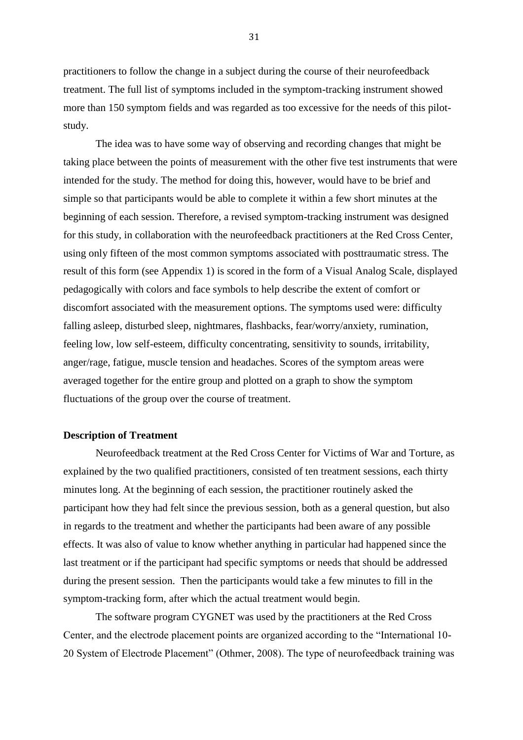practitioners to follow the change in a subject during the course of their neurofeedback treatment. The full list of symptoms included in the symptom-tracking instrument showed more than 150 symptom fields and was regarded as too excessive for the needs of this pilot-study.

The idea was to have some way of observing and recording changes that might be taking place between the points of measurement with the other five test instruments that were intended for the study. The method for doing this, however, would have to be brief and simple so that participants would be able to complete it within a few short minutes at the beginning of each session. Therefore, a revised symptom-tracking instrument was designed for this study, in collaboration with the neurofeedback practitioners at the Red Cross Center, using only fifteen of the most common symptoms associated with posttraumatic stress. The result of this form (see Appendix 1) is scored in the form of a Visual Analog Scale, displayed pedagogically with colors and face symbols to help describe the extent of comfort or discomfort associated with the measurement options. The symptoms used were: difficulty falling asleep, disturbed sleep, nightmares, flashbacks, fear/worry/anxiety, rumination, feeling low, low self-esteem, difficulty concentrating, sensitivity to sounds, irritability, anger/rage, fatigue, muscle tension and headaches. Scores of the symptom areas were averaged together for the entire group and plotted on a graph to show the symptom fluctuations of the group over the course of treatment.

**Description of Treatment**

Neurofeedback treatment at the Red Cross Center for Victims of War and Torture, as explained by the two qualified practitioners, consisted of ten treatment sessions, each thirty minutes long. At the beginning of each session, the practitioner routinely asked the participant how they had felt since the previous session, both as a general question, but also in regards to the treatment and whether the participants had been aware of any possible effects. It was also of value to know whether anything in particular had happened since the last treatment or if the participant had specific symptoms or needs that should be addressed during the present session. Then the participants would take a few minutes to fill in the symptom-tracking form, after which the actual treatment would begin.

The software program CYGNET was used by the practitioners at the Red Cross Center, and the electrode placement points are organized according to the "International 10-20 System of Electrode Placement" (Othmer, 2008). The type of neurofeedback training was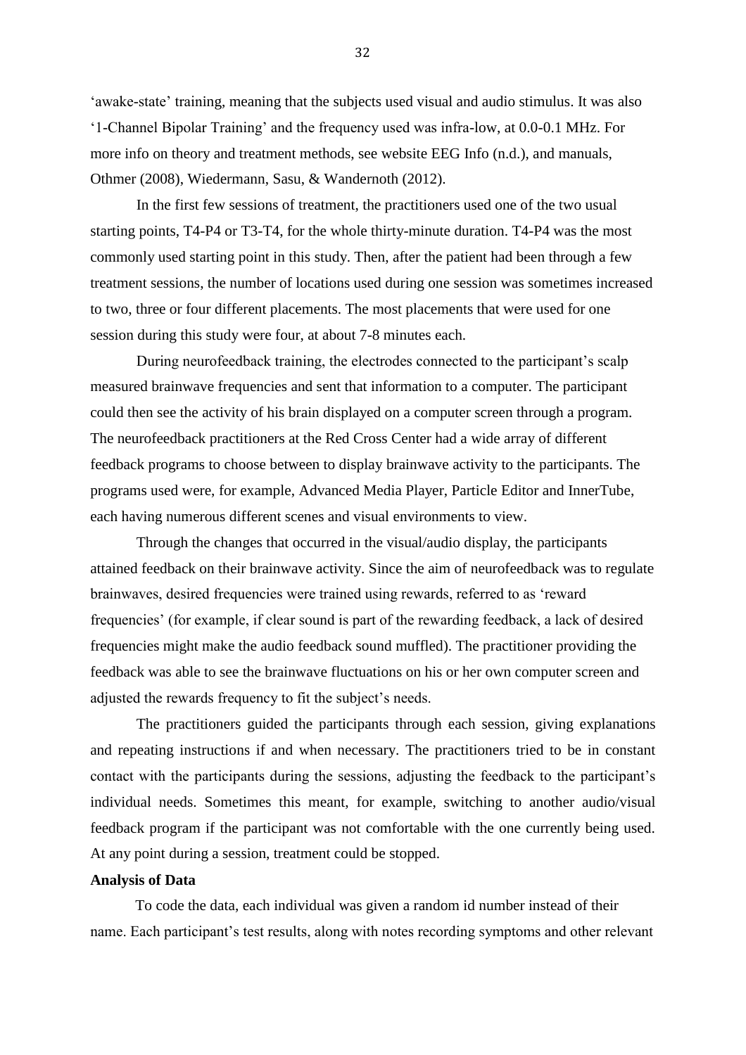'awake-state' training, meaning that the subjects used visual and audio stimulus. It was also '1-Channel Bipolar Training' and the frequency used was infra-low, at 0.0-0.1 MHz. For more info on theory and treatment methods, see website EEG Info (n.d.), and manuals, Othmer (2008), Wiedermann, Sasu, & Wandernoth (2012).

In the first few sessions of treatment, the practitioners used one of the two usual starting points, T4-P4 or T3-T4, for the whole thirty-minute duration. T4-P4 was the most commonly used starting point in this study. Then, after the patient had been through a few treatment sessions, the number of locations used during one session was sometimes increased to two, three or four different placements. The most placements that were used for one session during this study were four, at about 7-8 minutes each.

During neurofeedback training, the electrodes connected to the participant's scalp measured brainwave frequencies and sent that information to a computer. The participant could then see the activity of his brain displayed on a computer screen through a program. The neurofeedback practitioners at the Red Cross Center had a wide array of different feedback programs to choose between to display brainwave activity to the participants. The programs used were, for example, Advanced Media Player, Particle Editor and InnerTube, each having numerous different scenes and visual environments to view.

Through the changes that occurred in the visual/audio display, the participants attained feedback on their brainwave activity. Since the aim of neurofeedback was to regulate brainwaves, desired frequencies were trained using rewards, referred to as 'reward frequencies' (for example, if clear sound is part of the rewarding feedback, a lack of desired frequencies might make the audio feedback sound muffled). The practitioner providing the feedback was able to see the brainwave fluctuations on his or her own computer screen and adjusted the rewards frequency to fit the subject's needs.

The practitioners guided the participants through each session, giving explanations and repeating instructions if and when necessary. The practitioners tried to be in constant contact with the participants during the sessions, adjusting the feedback to the participant's individual needs. Sometimes this meant, for example, switching to another audio/visual feedback program if the participant was not comfortable with the one currently being used. At any point during a session, treatment could be stopped.

**Analysis of Data**

To code the data, each individual was given a random id number instead of their name. Each participant's test results, along with notes recording symptoms and other relevant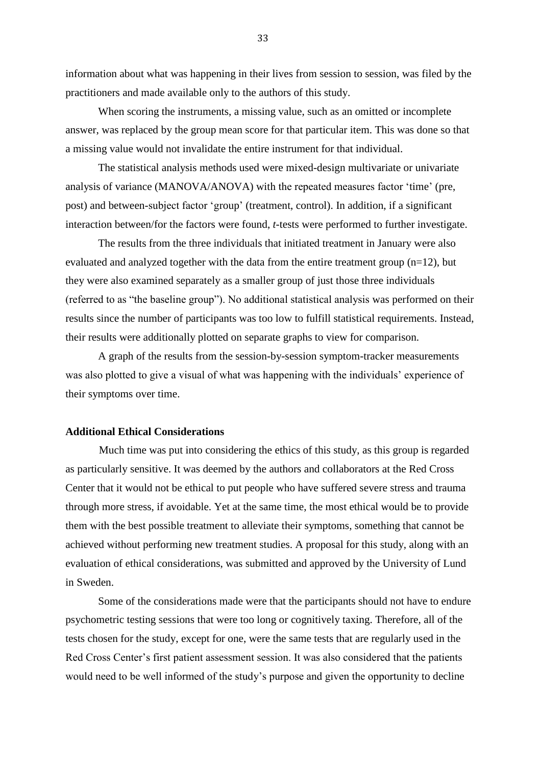information about what was happening in their lives from session to session, was filed by the practitioners and made available only to the authors of this study.

When scoring the instruments, a missing value, such as an omitted or incomplete answer, was replaced by the group mean score for that particular item. This was done so that a missing value would not invalidate the entire instrument for that individual.

The statistical analysis methods used were mixed-design multivariate or univariate analysis of variance (MANOVA/ANOVA) with the repeated measures factor 'time' (pre, post) and between-subject factor 'group' (treatment, control). In addition, if a significant interaction between/for the factors were found, *t*-tests were performed to further investigate.

The results from the three individuals that initiated treatment in January were also evaluated and analyzed together with the data from the entire treatment group (n=12), but they were also examined separately as a smaller group of just those three individuals (referred to as "the baseline group"). No additional statistical analysis was performed on their results since the number of participants was too low to fulfill statistical requirements. Instead, their results were additionally plotted on separate graphs to view for comparison.

A graph of the results from the session-by-session symptom-tracker measurements was also plotted to give a visual of what was happening with the individuals' experience of their symptoms over time.

**Additional Ethical Considerations**

Much time was put into considering the ethics of this study, as this group is regarded as particularly sensitive. It was deemed by the authors and collaborators at the Red Cross Center that it would not be ethical to put people who have suffered severe stress and trauma through more stress, if avoidable. Yet at the same time, the most ethical would be to provide them with the best possible treatment to alleviate their symptoms, something that cannot be achieved without performing new treatment studies. A proposal for this study, along with an evaluation of ethical considerations, was submitted and approved by the University of Lund in Sweden.

Some of the considerations made were that the participants should not have to endure psychometric testing sessions that were too long or cognitively taxing. Therefore, all of the tests chosen for the study, except for one, were the same tests that are regularly used in the Red Cross Center's first patient assessment session. It was also considered that the patients would need to be well informed of the study's purpose and given the opportunity to decline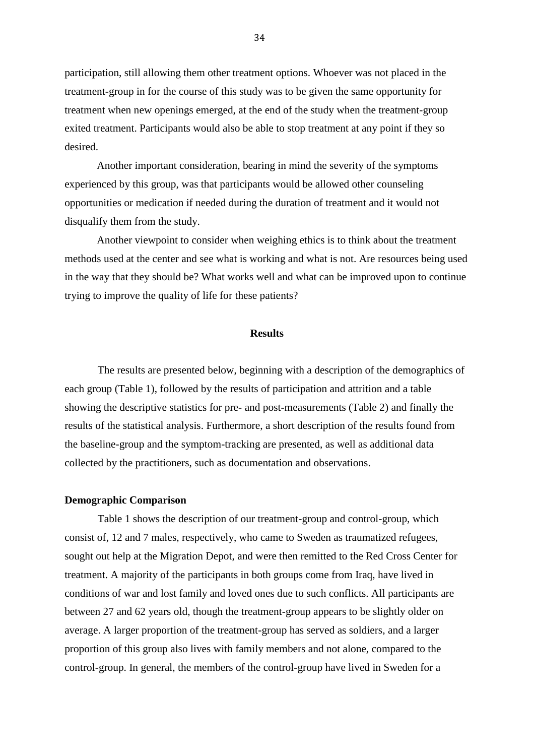participation, still allowing them other treatment options. Whoever was not placed in the treatment-group in for the course of this study was to be given the same opportunity for treatment when new openings emerged, at the end of the study when the treatment-group exited treatment. Participants would also be able to stop treatment at any point if they so desired.

Another important consideration, bearing in mind the severity of the symptoms experienced by this group, was that participants would be allowed other counseling opportunities or medication if needed during the duration of treatment and it would not disqualify them from the study.

Another viewpoint to consider when weighing ethics is to think about the treatment methods used at the center and see what is working and what is not. Are resources being used in the way that they should be? What works well and what can be improved upon to continue trying to improve the quality of life for these patients?

## Results

The results are presented below, beginning with a description of the demographics of each group (Table 1), followed by the results of participation and attrition and a table showing the descriptive statistics for pre- and post-measurements (Table 2) and finally the results of the statistical analysis. Furthermore, a short description of the results found from the baseline-group and the symptom-tracking are presented, as well as additional data collected by the practitioners, such as documentation and observations.

### Demographic Comparison

Table 1 shows the description of our treatment-group and control-group, which consist of, 12 and 7 males, respectively, who came to Sweden as traumatized refugees, sought out help at the Migration Depot, and were then remitted to the Red Cross Center for treatment. A majority of the participants in both groups come from Iraq, have lived in conditions of war and lost family and loved ones due to such conflicts. All participants are between 27 and 62 years old, though the treatment-group appears to be slightly older on average. A larger proportion of the treatment-group has served as soldiers, and a larger proportion of this group also lives with family members and not alone, compared to the control-group. In general, the members of the control-group have lived in Sweden for a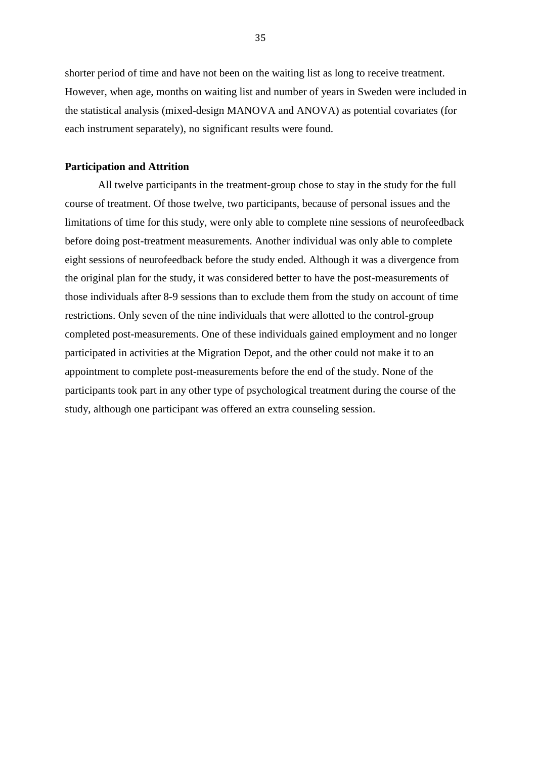shorter period of time and have not been on the waiting list as long to receive treatment. However, when age, months on waiting list and number of years in Sweden were included in the statistical analysis (mixed-design MANOVA and ANOVA) as potential covariates (for each instrument separately), no significant results were found.

## Participation and Attrition

All twelve participants in the treatment-group chose to stay in the study for the full course of treatment. Of those twelve, two participants, because of personal issues and the limitations of time for this study, were only able to complete nine sessions of neurofeedback before doing post-treatment measurements. Another individual was only able to complete eight sessions of neurofeedback before the study ended. Although it was a divergence from the original plan for the study, it was considered better to have the post-measurements of those individuals after 8-9 sessions than to exclude them from the study on account of time restrictions. Only seven of the nine individuals that were allotted to the control-group completed post-measurements. One of these individuals gained employment and no longer participated in activities at the Migration Depot, and the other could not make it to an appointment to complete post-measurements before the end of the study. None of the participants took part in any other type of psychological treatment during the course of the study, although one participant was offered an extra counseling session.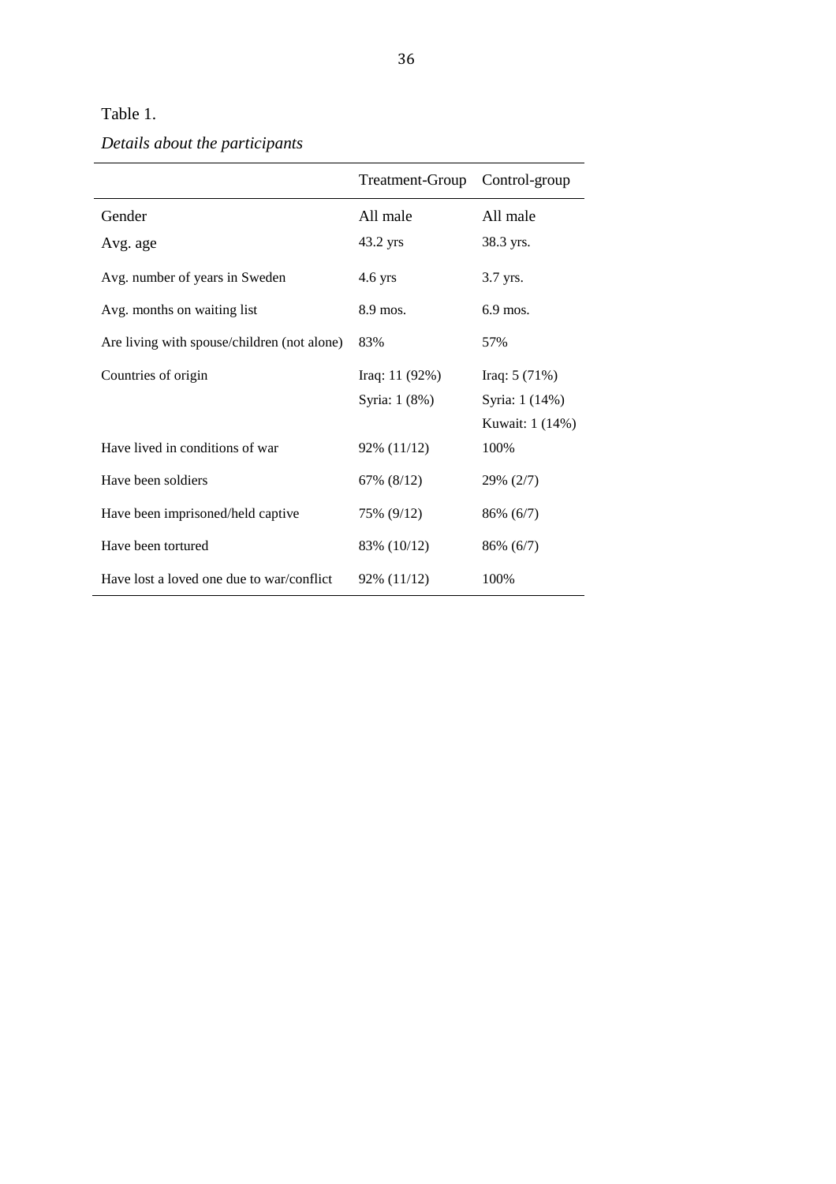Table 1.

*Details about the participants*

| | Treatment-Group | Control-group |
|---|---|---|
| Gender | All male | All male |
| Avg. age | 43.2 yrs | 38.3 yrs. |
| Avg. number of years in Sweden | 4.6 yrs | 3.7 yrs. |
| Avg. months on waiting list | 8.9 mos. | 6.9 mos. |
| Are living with spouse/children (not alone) | 83% | 57% |
| Countries of origin | Iraq: 11 (92%)<br>Syria: 1 (8%) | Iraq: 5 (71%)<br>Syria: 1 (14%)<br>Kuwait: 1 (14%) |
| Have lived in conditions of war | 92% (11/12) | 100% |
| Have been soldiers | 67% (8/12) | 29% (2/7) |
| Have been imprisoned/held captive | 75% (9/12) | 86% (6/7) |
| Have been tortured | 83% (10/12) | 86% (6/7) |
| Have lost a loved one due to war/conflict | 92% (11/12) | 100% |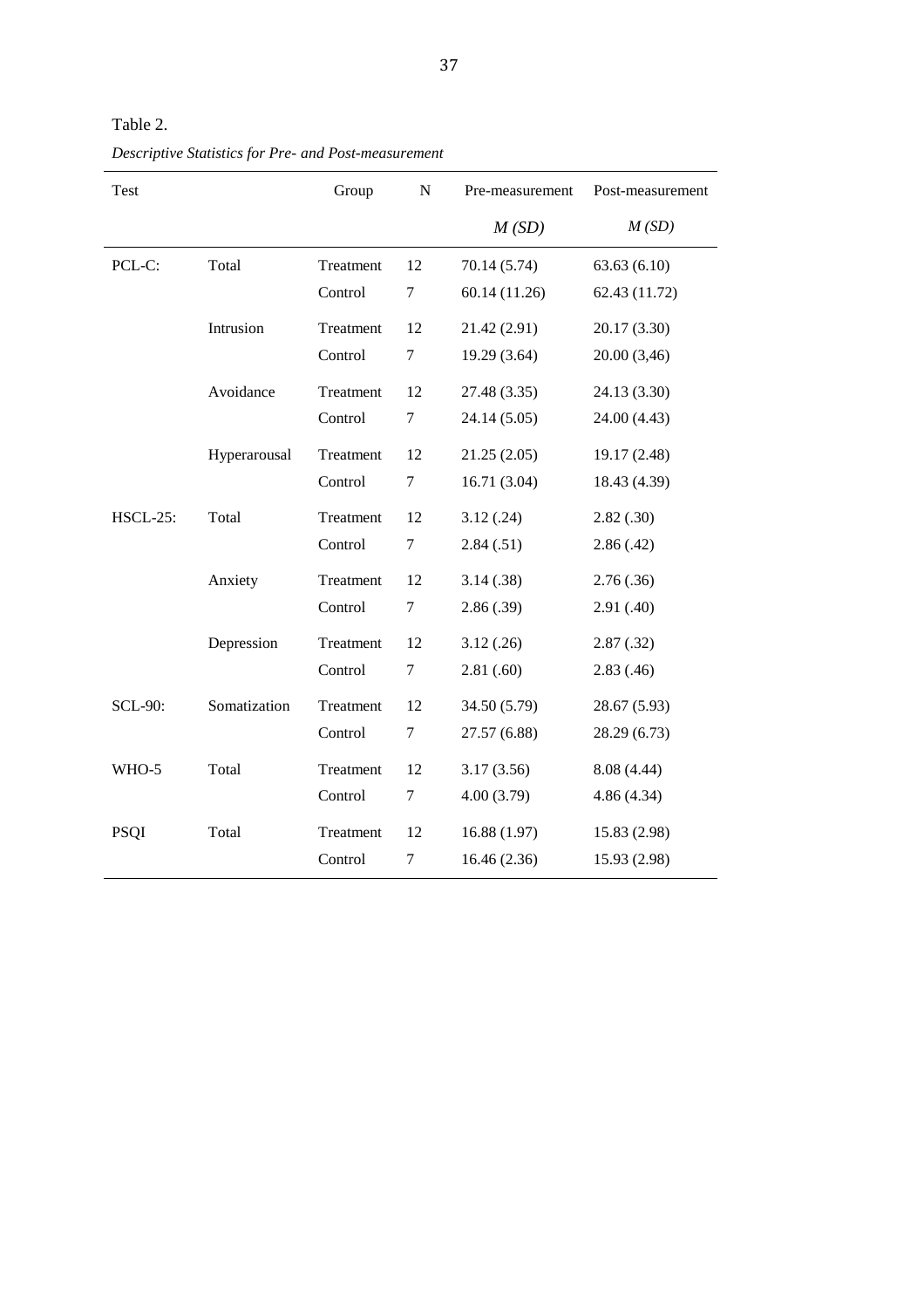Table 2.

*Descriptive Statistics for Pre- and Post-measurement*

| Test | | Group | N | Pre-measurement | Post-measurement |
|---|---|---|---|---|---|
| | | | | *M (SD)* | *M (SD)* |
| PCL-C: | Total | Treatment | 12 | 70.14 (5.74) | 63.63 (6.10) |
| | | Control | 7 | 60.14 (11.26) | 62.43 (11.72) |
| | Intrusion | Treatment | 12 | 21.42 (2.91) | 20.17 (3.30) |
| | | Control | 7 | 19.29 (3.64) | 20.00 (3,46) |
| | Avoidance | Treatment | 12 | 27.48 (3.35) | 24.13 (3.30) |
| | | Control | 7 | 24.14 (5.05) | 24.00 (4.43) |
| | Hyperarousal | Treatment | 12 | 21.25 (2.05) | 19.17 (2.48) |
| | | Control | 7 | 16.71 (3.04) | 18.43 (4.39) |
| HSCL-25: | Total | Treatment | 12 | 3.12 (.24) | 2.82 (.30) |
| | | Control | 7 | 2.84 (.51) | 2.86 (.42) |
| | Anxiety | Treatment | 12 | 3.14 (.38) | 2.76 (.36) |
| | | Control | 7 | 2.86 (.39) | 2.91 (.40) |
| | Depression | Treatment | 12 | 3.12 (.26) | 2.87 (.32) |
| | | Control | 7 | 2.81 (.60) | 2.83 (.46) |
| SCL-90: | Somatization | Treatment | 12 | 34.50 (5.79) | 28.67 (5.93) |
| | | Control | 7 | 27.57 (6.88) | 28.29 (6.73) |
| WHO-5 | Total | Treatment | 12 | 3.17 (3.56) | 8.08 (4.44) |
| | | Control | 7 | 4.00 (3.79) | 4.86 (4.34) |
| PSQI | Total | Treatment | 12 | 16.88 (1.97) | 15.83 (2.98) |
| | | Control | 7 | 16.46 (2.36) | 15.93 (2.98) |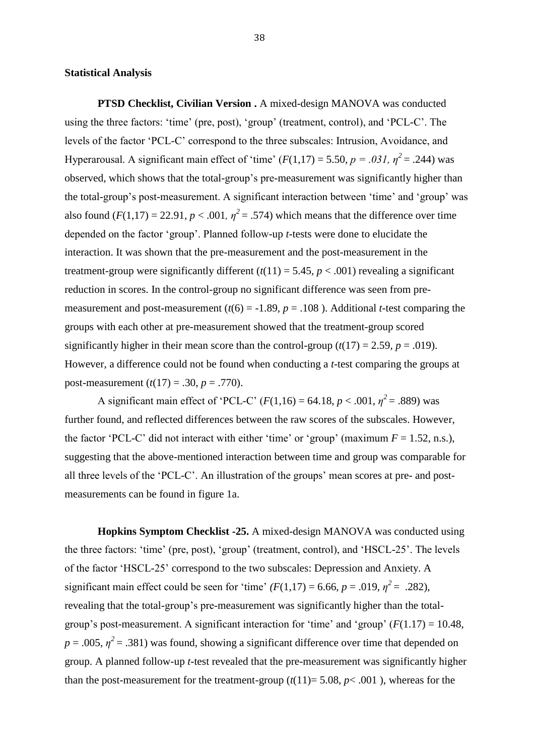**Statistical Analysis**

**PTSD Checklist, Civilian Version .** A mixed-design MANOVA was conducted using the three factors: 'time' (pre, post), 'group' (treatment, control), and 'PCL-C'. The levels of the factor 'PCL-C' correspond to the three subscales: Intrusion, Avoidance, and Hyperarousal. A significant main effect of 'time' ($F(1,17) = 5.50$, $p = .031$, $\eta^2 = .244$) was observed, which shows that the total-group's pre-measurement was significantly higher than the total-group's post-measurement. A significant interaction between 'time' and 'group' was also found ($F(1,17) = 22.91$, $p < .001$, $\eta^2 = .574$) which means that the difference over time depended on the factor 'group'. Planned follow-up *t*-tests were done to elucidate the interaction. It was shown that the pre-measurement and the post-measurement in the treatment-group were significantly different ($t(11) = 5.45$, $p < .001$) revealing a significant reduction in scores. In the control-group no significant difference was seen from pre-measurement and post-measurement ($t(6) = -1.89$, $p = .108$ ). Additional *t*-test comparing the groups with each other at pre-measurement showed that the treatment-group scored significantly higher in their mean score than the control-group ($t(17) = 2.59$, $p = .019$). However, a difference could not be found when conducting a *t*-test comparing the groups at post-measurement ($t(17) = .30$, $p = .770$).

A significant main effect of 'PCL-C' ($F(1,16) = 64.18$, $p < .001$, $\eta^2 = .889$) was further found, and reflected differences between the raw scores of the subscales. However, the factor 'PCL-C' did not interact with either 'time' or 'group' (maximum $F = 1.52$, n.s.), suggesting that the above-mentioned interaction between time and group was comparable for all three levels of the 'PCL-C'. An illustration of the groups' mean scores at pre- and post-measurements can be found in figure 1a.

**Hopkins Symptom Checklist -25.** A mixed-design MANOVA was conducted using the three factors: 'time' (pre, post), 'group' (treatment, control), and 'HSCL-25'. The levels of the factor 'HSCL-25' correspond to the two subscales: Depression and Anxiety. A significant main effect could be seen for 'time' ($F(1,17) = 6.66$, $p = .019$, $\eta^2 = .282$), revealing that the total-group's pre-measurement was significantly higher than the total-group's post-measurement. A significant interaction for 'time' and 'group' ($F(1.17) = 10.48$, $p = .005$, $\eta^2 = .381$) was found, showing a significant difference over time that depended on group. A planned follow-up *t*-test revealed that the pre-measurement was significantly higher than the post-measurement for the treatment-group ($t(11)= 5.08$, $p< .001$ ), whereas for the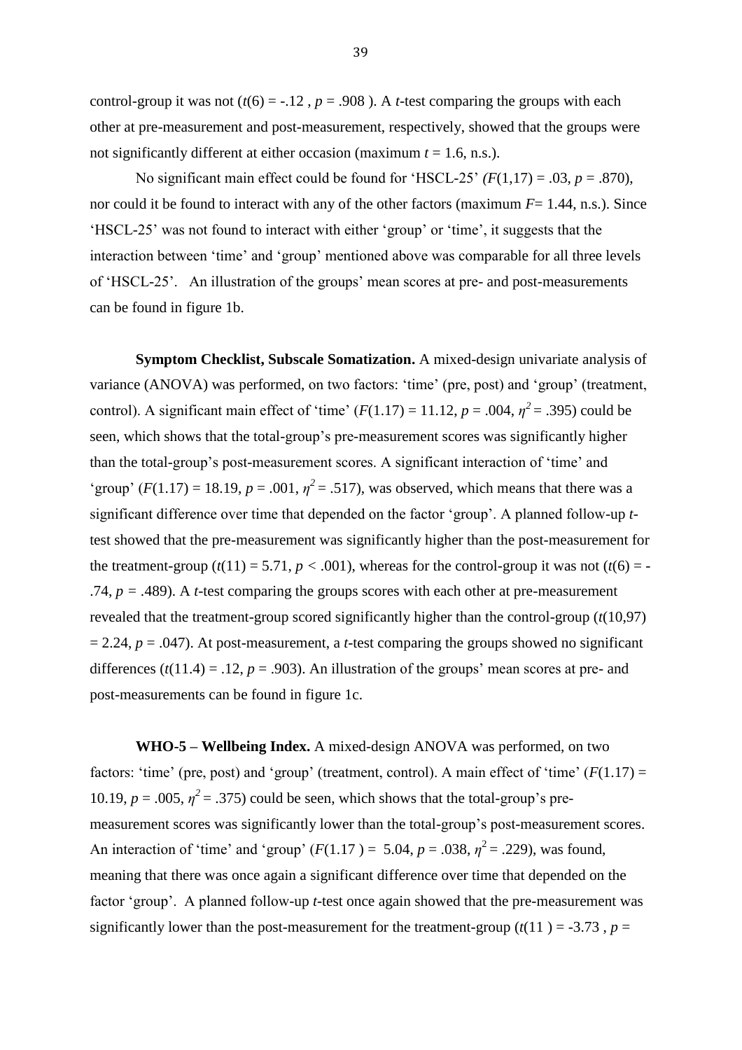control-group it was not ($t(6) = -.12$ , $p = .908$ ). A $t$-test comparing the groups with each other at pre-measurement and post-measurement, respectively, showed that the groups were not significantly different at either occasion (maximum $t = 1.6$, n.s.).

No significant main effect could be found for 'HSCL-25' ($F(1,17) = .03$, $p = .870$), nor could it be found to interact with any of the other factors (maximum $F = 1.44$, n.s.). Since 'HSCL-25' was not found to interact with either 'group' or 'time', it suggests that the interaction between 'time' and 'group' mentioned above was comparable for all three levels of 'HSCL-25'. An illustration of the groups' mean scores at pre- and post-measurements can be found in figure 1b.

**Symptom Checklist, Subscale Somatization.** A mixed-design univariate analysis of variance (ANOVA) was performed, on two factors: 'time' (pre, post) and 'group' (treatment, control). A significant main effect of 'time' ($F(1.17) = 11.12$, $p = .004$, $\eta^2 = .395$) could be seen, which shows that the total-group's pre-measurement scores was significantly higher than the total-group's post-measurement scores. A significant interaction of 'time' and 'group' ($F(1.17) = 18.19$, $p = .001$, $\eta^2 = .517$), was observed, which means that there was a significant difference over time that depended on the factor 'group'. A planned follow-up $t$-test showed that the pre-measurement was significantly higher than the post-measurement for the treatment-group ($t(11) = 5.71$, $p < .001$), whereas for the control-group it was not ($t(6) = -.74$, $p = .489$). A $t$-test comparing the groups scores with each other at pre-measurement revealed that the treatment-group scored significantly higher than the control-group ($t(10{,}97) = 2.24$, $p = .047$). At post-measurement, a $t$-test comparing the groups showed no significant differences ($t(11.4) = .12$, $p = .903$). An illustration of the groups' mean scores at pre- and post-measurements can be found in figure 1c.

**WHO-5 – Wellbeing Index.** A mixed-design ANOVA was performed, on two factors: 'time' (pre, post) and 'group' (treatment, control). A main effect of 'time' ($F(1.17) = 10.19$, $p = .005$, $\eta^2 = .375$) could be seen, which shows that the total-group's pre-measurement scores was significantly lower than the total-group's post-measurement scores. An interaction of 'time' and 'group' ($F(1.17) = 5.04$, $p = .038$, $\eta^2 = .229$), was found, meaning that there was once again a significant difference over time that depended on the factor 'group'. A planned follow-up $t$-test once again showed that the pre-measurement was significantly lower than the post-measurement for the treatment-group ($t(11) = -3.73$ , $p =$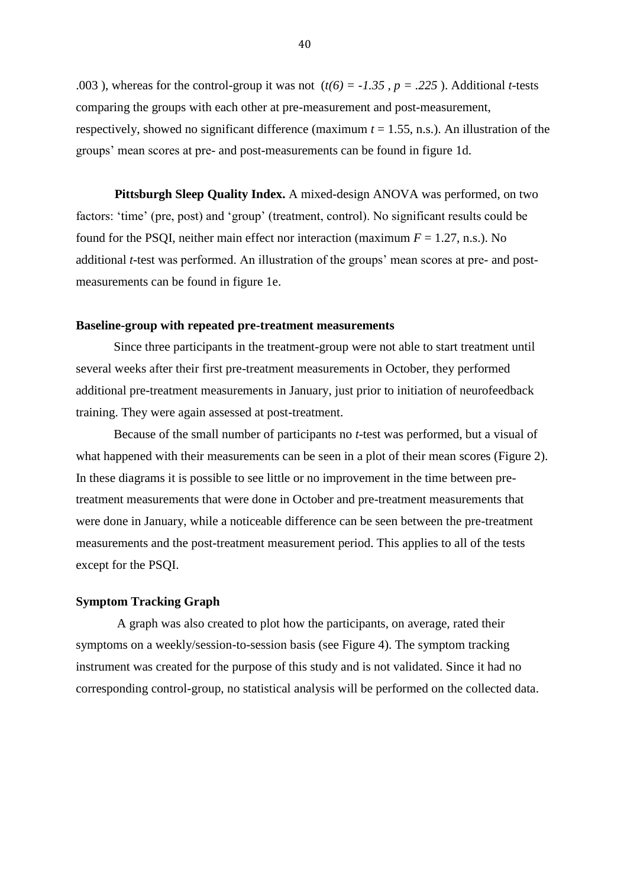.003 ), whereas for the control-group it was not ($t(6) = -1.35$ , $p = .225$ ). Additional *t*-tests comparing the groups with each other at pre-measurement and post-measurement, respectively, showed no significant difference (maximum $t = 1.55$, n.s.). An illustration of the groups' mean scores at pre- and post-measurements can be found in figure 1d.

**Pittsburgh Sleep Quality Index.** A mixed-design ANOVA was performed, on two factors: 'time' (pre, post) and 'group' (treatment, control). No significant results could be found for the PSQI, neither main effect nor interaction (maximum $F = 1.27$, n.s.). No additional *t*-test was performed. An illustration of the groups' mean scores at pre- and post-measurements can be found in figure 1e.

### Baseline-group with repeated pre-treatment measurements

Since three participants in the treatment-group were not able to start treatment until several weeks after their first pre-treatment measurements in October, they performed additional pre-treatment measurements in January, just prior to initiation of neurofeedback training. They were again assessed at post-treatment.

Because of the small number of participants no *t*-test was performed, but a visual of what happened with their measurements can be seen in a plot of their mean scores (Figure 2). In these diagrams it is possible to see little or no improvement in the time between pre-treatment measurements that were done in October and pre-treatment measurements that were done in January, while a noticeable difference can be seen between the pre-treatment measurements and the post-treatment measurement period. This applies to all of the tests except for the PSQI.

### Symptom Tracking Graph

A graph was also created to plot how the participants, on average, rated their symptoms on a weekly/session-to-session basis (see Figure 4). The symptom tracking instrument was created for the purpose of this study and is not validated. Since it had no corresponding control-group, no statistical analysis will be performed on the collected data.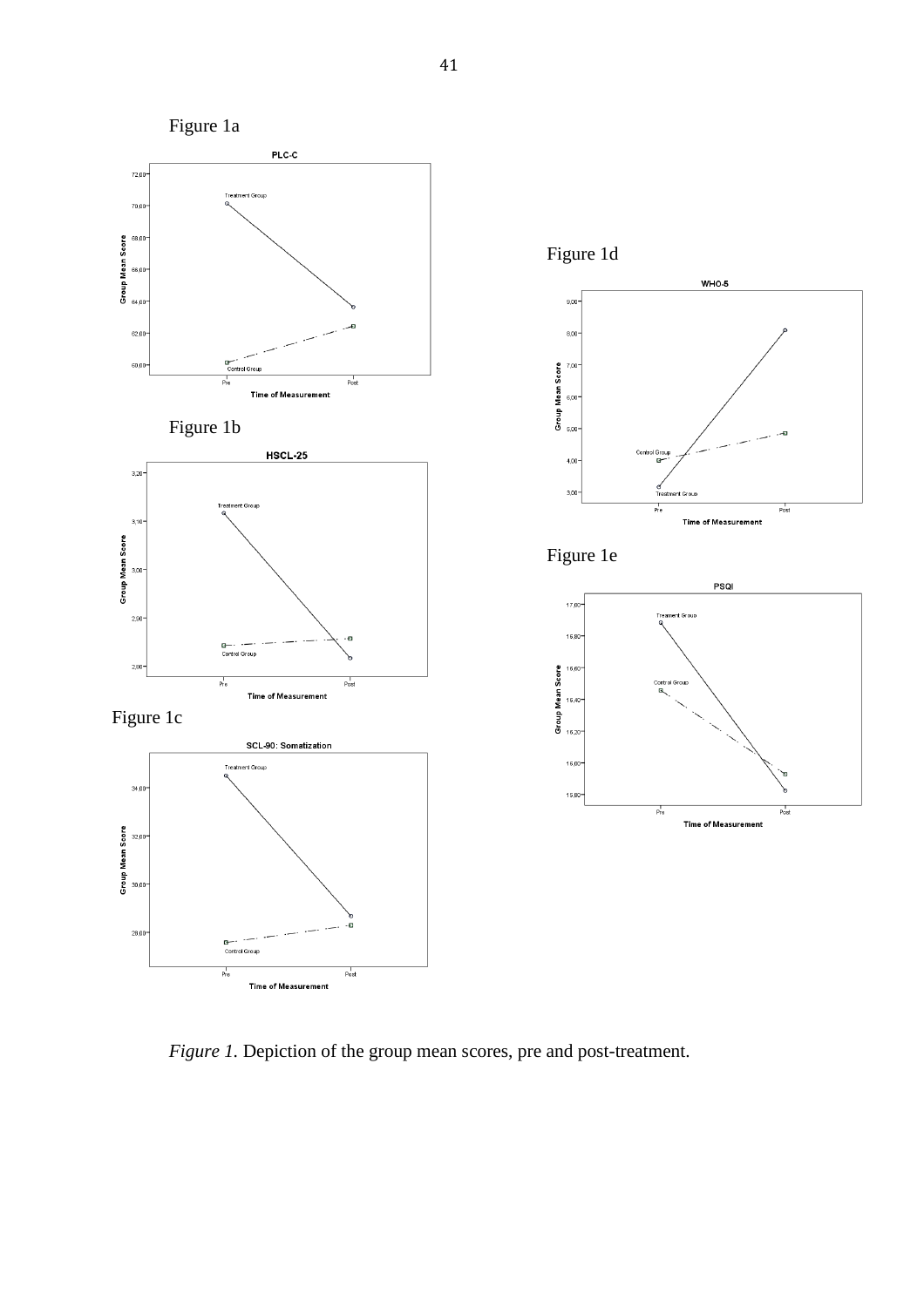Figure 1a

Figure 1b

Figure 1c

Figure 1d

Figure 1e

*Figure 1.* Depiction of the group mean scores, pre and post-treatment.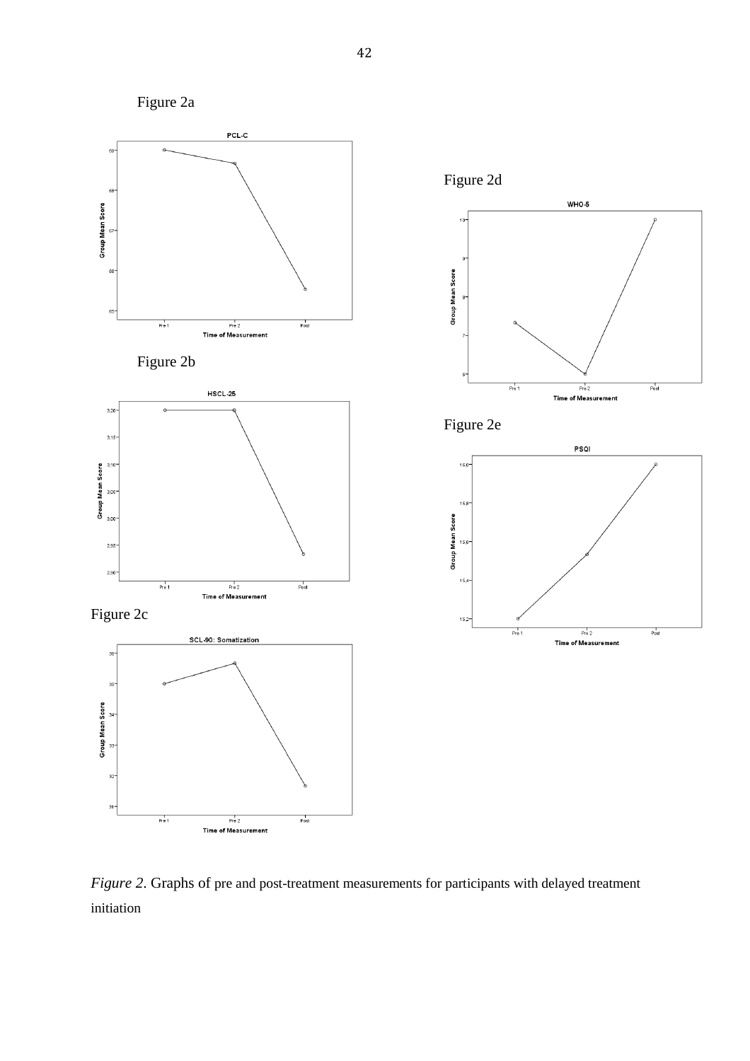Figure 2a

Figure 2b

Figure 2c

Figure 2d

Figure 2e

*Figure 2.* Graphs of pre and post-treatment measurements for participants with delayed treatment initiation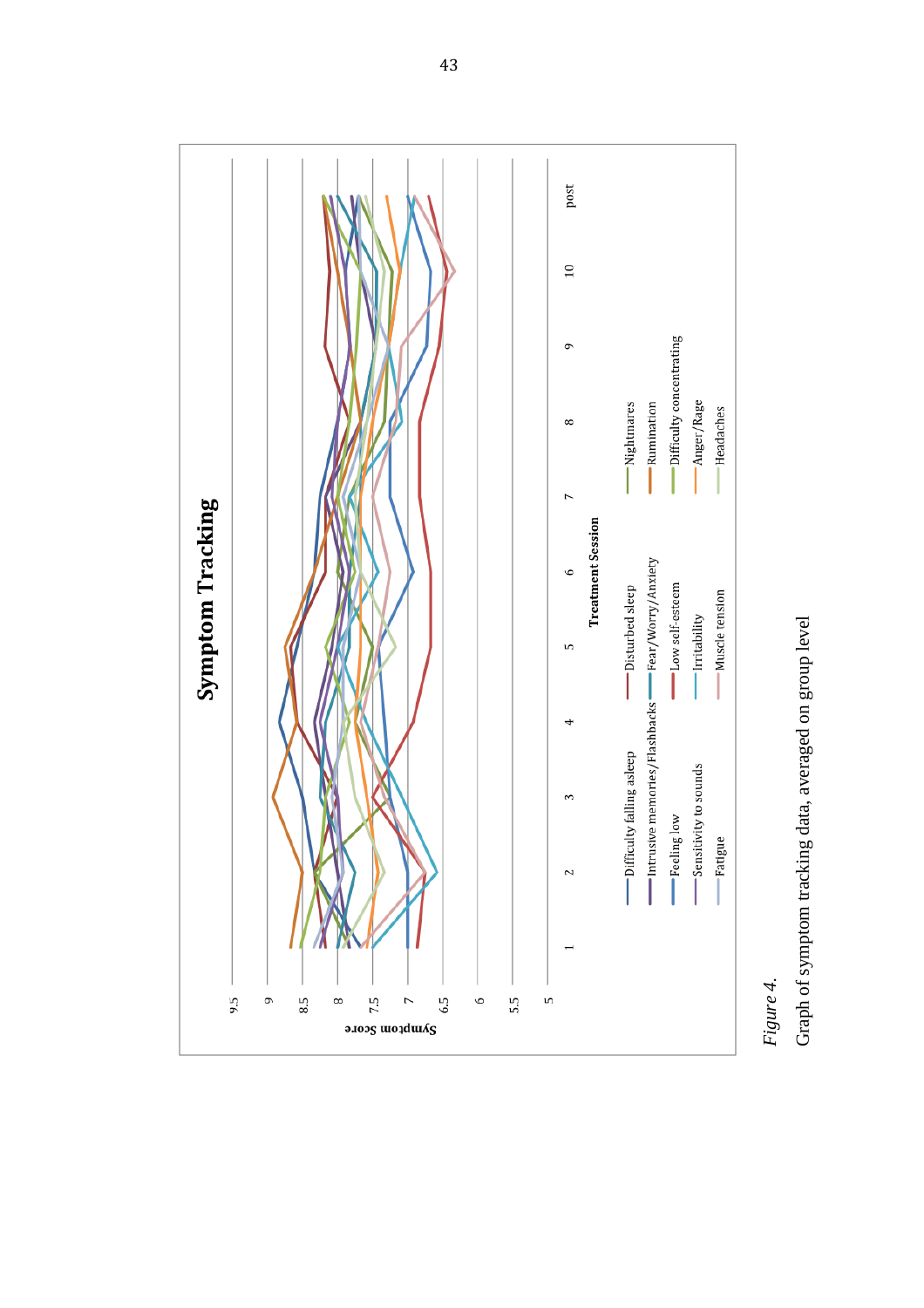*Figure 4.*

Graph of symptom tracking data, averaged on group level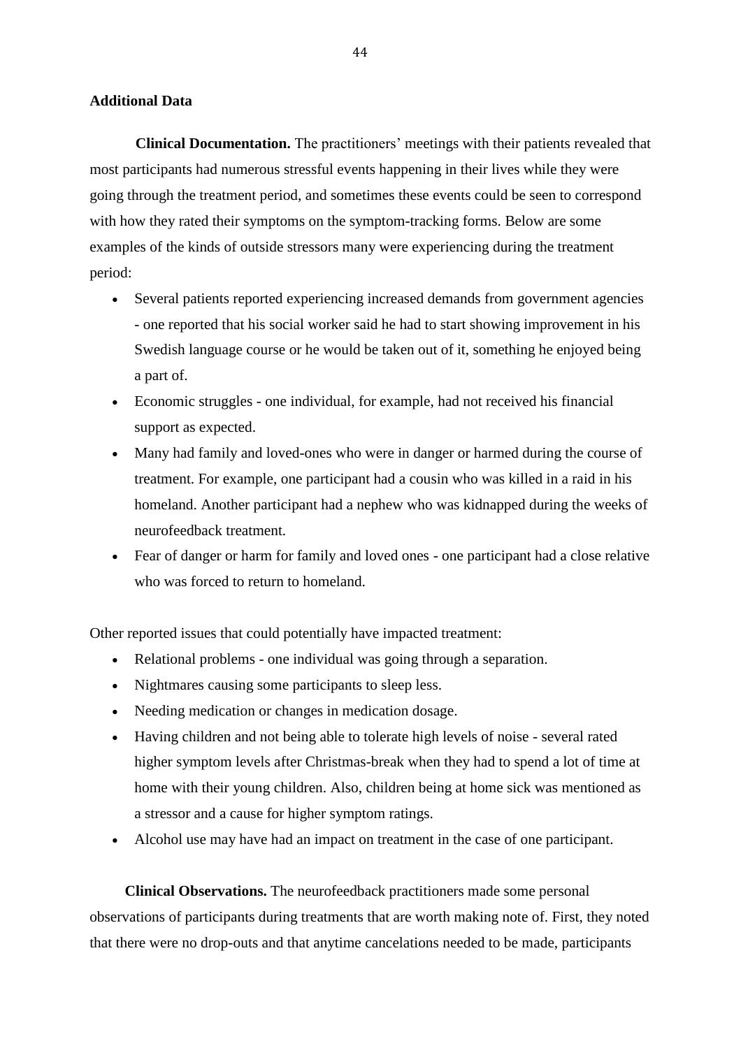### Additional Data

**Clinical Documentation.** The practitioners' meetings with their patients revealed that most participants had numerous stressful events happening in their lives while they were going through the treatment period, and sometimes these events could be seen to correspond with how they rated their symptoms on the symptom-tracking forms. Below are some examples of the kinds of outside stressors many were experiencing during the treatment period:

- Several patients reported experiencing increased demands from government agencies - one reported that his social worker said he had to start showing improvement in his Swedish language course or he would be taken out of it, something he enjoyed being a part of.
- Economic struggles - one individual, for example, had not received his financial support as expected.
- Many had family and loved-ones who were in danger or harmed during the course of treatment. For example, one participant had a cousin who was killed in a raid in his homeland. Another participant had a nephew who was kidnapped during the weeks of neurofeedback treatment.
- Fear of danger or harm for family and loved ones - one participant had a close relative who was forced to return to homeland.

Other reported issues that could potentially have impacted treatment:

- Relational problems - one individual was going through a separation.
- Nightmares causing some participants to sleep less.
- Needing medication or changes in medication dosage.
- Having children and not being able to tolerate high levels of noise - several rated higher symptom levels after Christmas-break when they had to spend a lot of time at home with their young children. Also, children being at home sick was mentioned as a stressor and a cause for higher symptom ratings.
- Alcohol use may have had an impact on treatment in the case of one participant.

**Clinical Observations.** The neurofeedback practitioners made some personal observations of participants during treatments that are worth making note of. First, they noted that there were no drop-outs and that anytime cancelations needed to be made, participants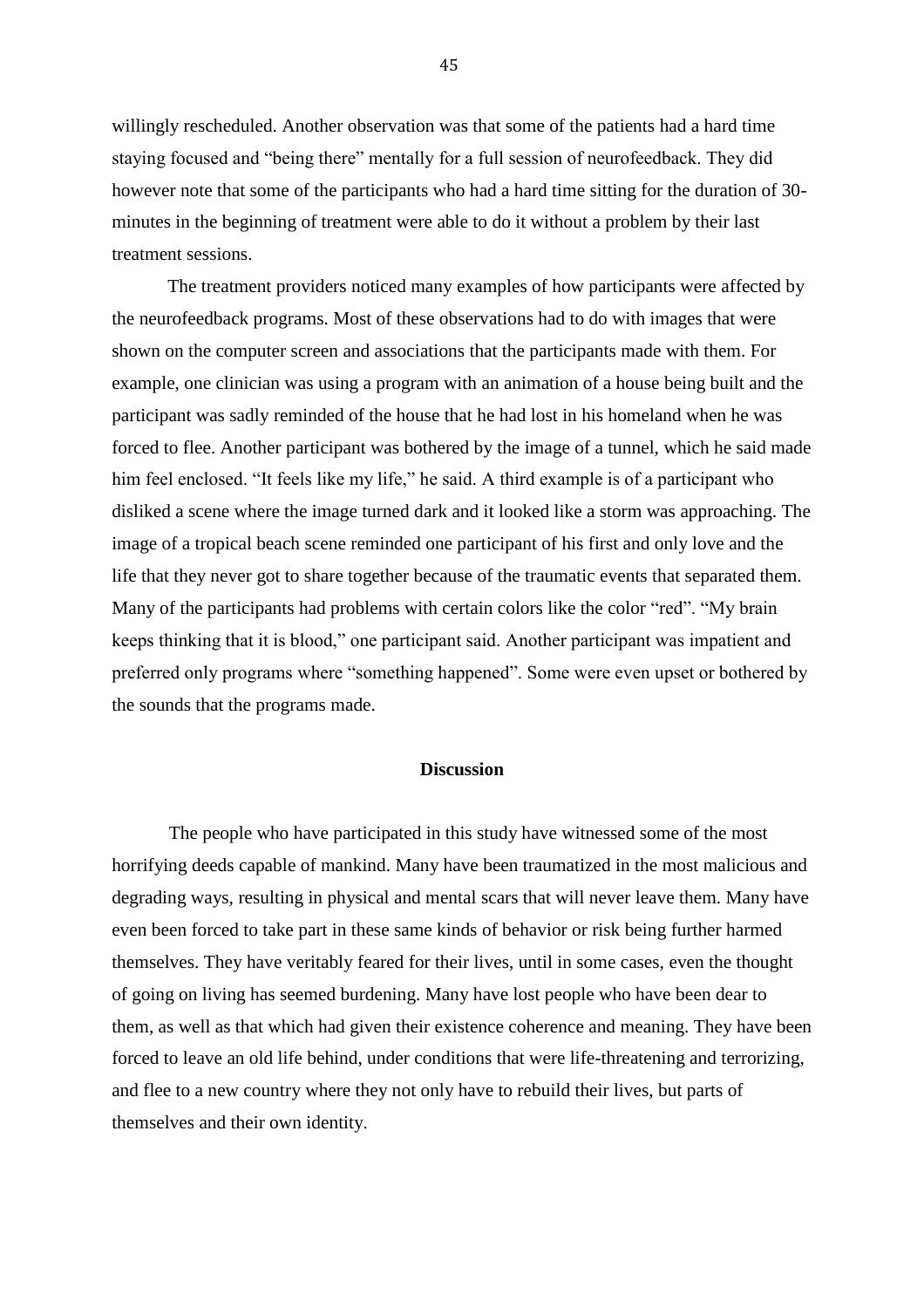willingly rescheduled. Another observation was that some of the patients had a hard time staying focused and "being there" mentally for a full session of neurofeedback. They did however note that some of the participants who had a hard time sitting for the duration of 30-minutes in the beginning of treatment were able to do it without a problem by their last treatment sessions.

The treatment providers noticed many examples of how participants were affected by the neurofeedback programs. Most of these observations had to do with images that were shown on the computer screen and associations that the participants made with them. For example, one clinician was using a program with an animation of a house being built and the participant was sadly reminded of the house that he had lost in his homeland when he was forced to flee. Another participant was bothered by the image of a tunnel, which he said made him feel enclosed. "It feels like my life," he said. A third example is of a participant who disliked a scene where the image turned dark and it looked like a storm was approaching. The image of a tropical beach scene reminded one participant of his first and only love and the life that they never got to share together because of the traumatic events that separated them. Many of the participants had problems with certain colors like the color "red". "My brain keeps thinking that it is blood," one participant said. Another participant was impatient and preferred only programs where "something happened". Some were even upset or bothered by the sounds that the programs made.

## Discussion

The people who have participated in this study have witnessed some of the most horrifying deeds capable of mankind. Many have been traumatized in the most malicious and degrading ways, resulting in physical and mental scars that will never leave them. Many have even been forced to take part in these same kinds of behavior or risk being further harmed themselves. They have veritably feared for their lives, until in some cases, even the thought of going on living has seemed burdening. Many have lost people who have been dear to them, as well as that which had given their existence coherence and meaning. They have been forced to leave an old life behind, under conditions that were life-threatening and terrorizing, and flee to a new country where they not only have to rebuild their lives, but parts of themselves and their own identity.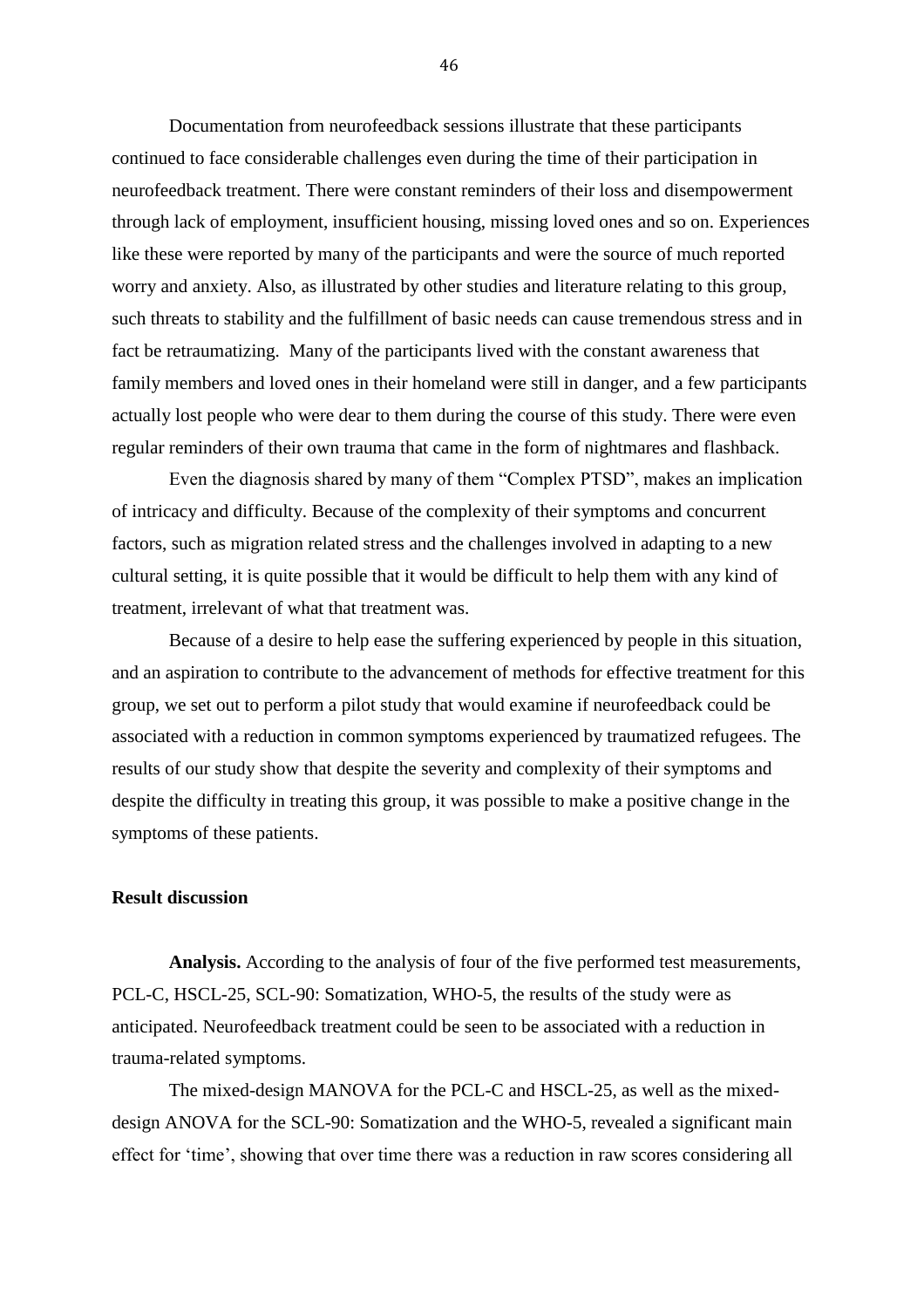Documentation from neurofeedback sessions illustrate that these participants continued to face considerable challenges even during the time of their participation in neurofeedback treatment. There were constant reminders of their loss and disempowerment through lack of employment, insufficient housing, missing loved ones and so on. Experiences like these were reported by many of the participants and were the source of much reported worry and anxiety. Also, as illustrated by other studies and literature relating to this group, such threats to stability and the fulfillment of basic needs can cause tremendous stress and in fact be retraumatizing. Many of the participants lived with the constant awareness that family members and loved ones in their homeland were still in danger, and a few participants actually lost people who were dear to them during the course of this study. There were even regular reminders of their own trauma that came in the form of nightmares and flashback.

Even the diagnosis shared by many of them "Complex PTSD", makes an implication of intricacy and difficulty. Because of the complexity of their symptoms and concurrent factors, such as migration related stress and the challenges involved in adapting to a new cultural setting, it is quite possible that it would be difficult to help them with any kind of treatment, irrelevant of what that treatment was.

Because of a desire to help ease the suffering experienced by people in this situation, and an aspiration to contribute to the advancement of methods for effective treatment for this group, we set out to perform a pilot study that would examine if neurofeedback could be associated with a reduction in common symptoms experienced by traumatized refugees. The results of our study show that despite the severity and complexity of their symptoms and despite the difficulty in treating this group, it was possible to make a positive change in the symptoms of these patients.

**Result discussion**

**Analysis.** According to the analysis of four of the five performed test measurements, PCL-C, HSCL-25, SCL-90: Somatization, WHO-5, the results of the study were as anticipated. Neurofeedback treatment could be seen to be associated with a reduction in trauma-related symptoms.

The mixed-design MANOVA for the PCL-C and HSCL-25, as well as the mixed-design ANOVA for the SCL-90: Somatization and the WHO-5, revealed a significant main effect for 'time', showing that over time there was a reduction in raw scores considering all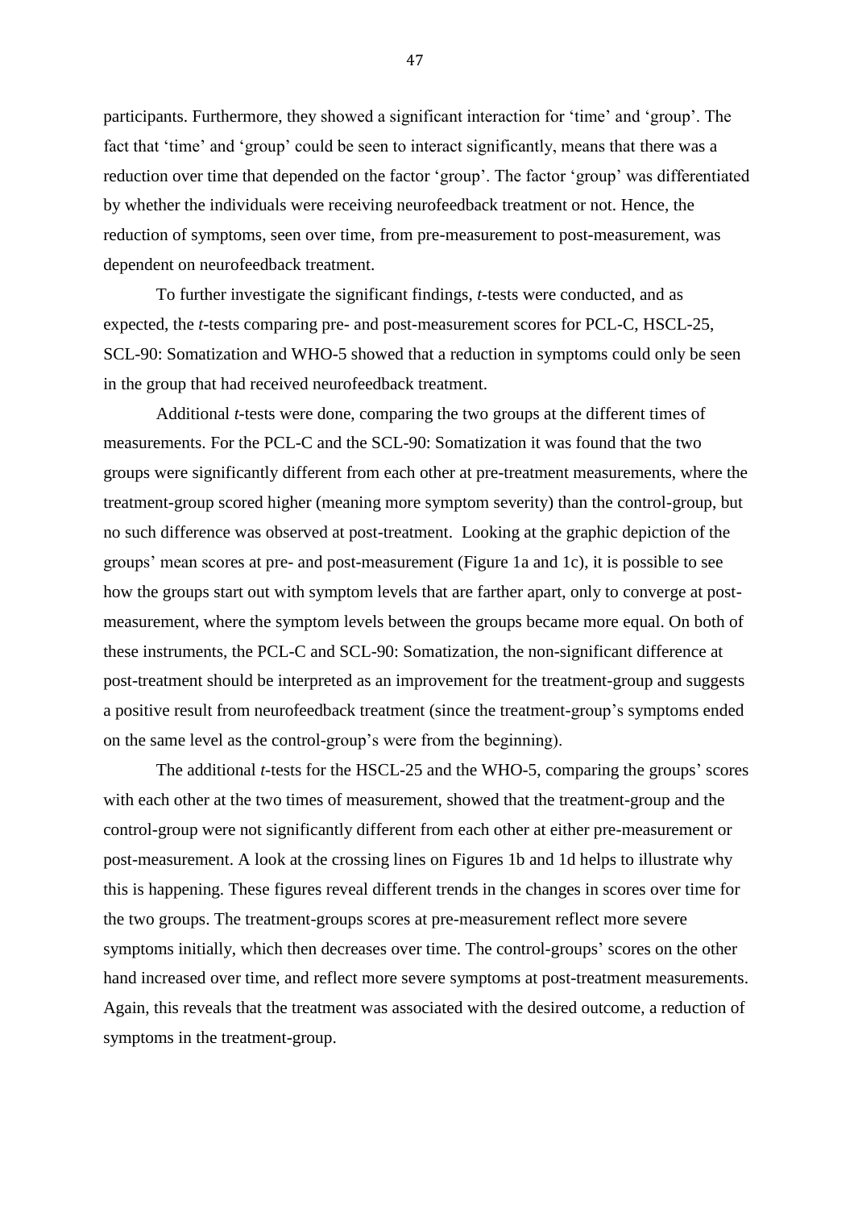participants. Furthermore, they showed a significant interaction for 'time' and 'group'. The fact that 'time' and 'group' could be seen to interact significantly, means that there was a reduction over time that depended on the factor 'group'. The factor 'group' was differentiated by whether the individuals were receiving neurofeedback treatment or not. Hence, the reduction of symptoms, seen over time, from pre-measurement to post-measurement, was dependent on neurofeedback treatment.

To further investigate the significant findings, *t*-tests were conducted, and as expected, the *t*-tests comparing pre- and post-measurement scores for PCL-C, HSCL-25, SCL-90: Somatization and WHO-5 showed that a reduction in symptoms could only be seen in the group that had received neurofeedback treatment.

Additional *t*-tests were done, comparing the two groups at the different times of measurements. For the PCL-C and the SCL-90: Somatization it was found that the two groups were significantly different from each other at pre-treatment measurements, where the treatment-group scored higher (meaning more symptom severity) than the control-group, but no such difference was observed at post-treatment. Looking at the graphic depiction of the groups' mean scores at pre- and post-measurement (Figure 1a and 1c), it is possible to see how the groups start out with symptom levels that are farther apart, only to converge at post-measurement, where the symptom levels between the groups became more equal. On both of these instruments, the PCL-C and SCL-90: Somatization, the non-significant difference at post-treatment should be interpreted as an improvement for the treatment-group and suggests a positive result from neurofeedback treatment (since the treatment-group's symptoms ended on the same level as the control-group's were from the beginning).

The additional *t*-tests for the HSCL-25 and the WHO-5, comparing the groups' scores with each other at the two times of measurement, showed that the treatment-group and the control-group were not significantly different from each other at either pre-measurement or post-measurement. A look at the crossing lines on Figures 1b and 1d helps to illustrate why this is happening. These figures reveal different trends in the changes in scores over time for the two groups. The treatment-groups scores at pre-measurement reflect more severe symptoms initially, which then decreases over time. The control-groups' scores on the other hand increased over time, and reflect more severe symptoms at post-treatment measurements. Again, this reveals that the treatment was associated with the desired outcome, a reduction of symptoms in the treatment-group.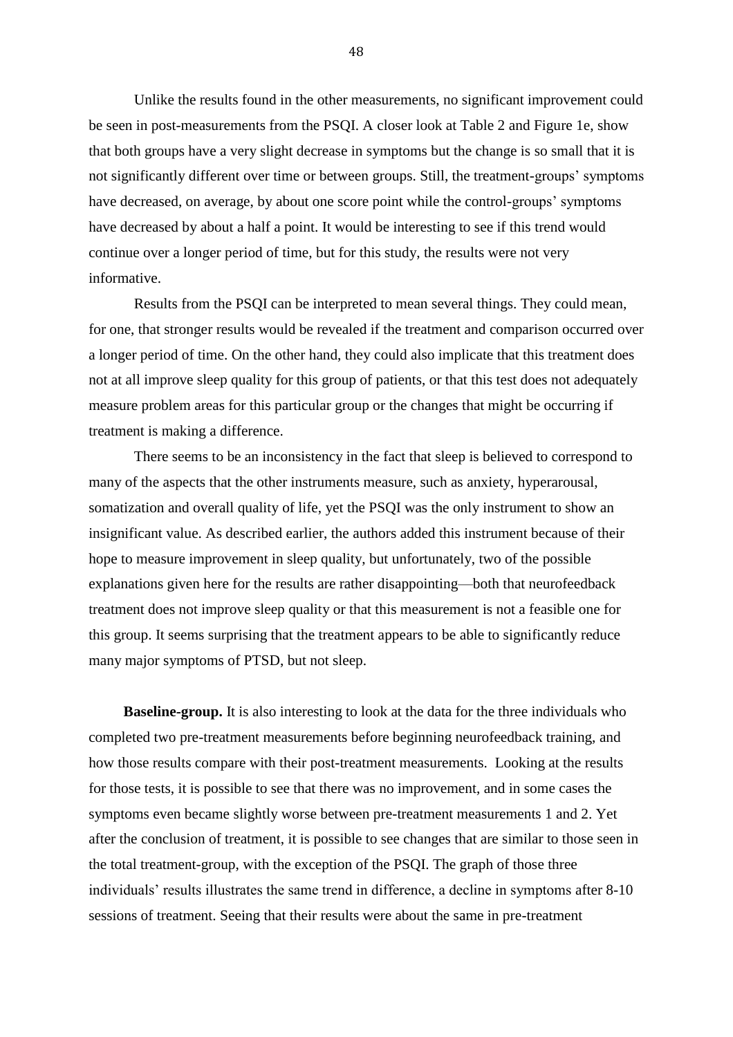Unlike the results found in the other measurements, no significant improvement could be seen in post-measurements from the PSQI. A closer look at Table 2 and Figure 1e, show that both groups have a very slight decrease in symptoms but the change is so small that it is not significantly different over time or between groups. Still, the treatment-groups' symptoms have decreased, on average, by about one score point while the control-groups' symptoms have decreased by about a half a point. It would be interesting to see if this trend would continue over a longer period of time, but for this study, the results were not very informative.

Results from the PSQI can be interpreted to mean several things. They could mean, for one, that stronger results would be revealed if the treatment and comparison occurred over a longer period of time. On the other hand, they could also implicate that this treatment does not at all improve sleep quality for this group of patients, or that this test does not adequately measure problem areas for this particular group or the changes that might be occurring if treatment is making a difference.

There seems to be an inconsistency in the fact that sleep is believed to correspond to many of the aspects that the other instruments measure, such as anxiety, hyperarousal, somatization and overall quality of life, yet the PSQI was the only instrument to show an insignificant value. As described earlier, the authors added this instrument because of their hope to measure improvement in sleep quality, but unfortunately, two of the possible explanations given here for the results are rather disappointing—both that neurofeedback treatment does not improve sleep quality or that this measurement is not a feasible one for this group. It seems surprising that the treatment appears to be able to significantly reduce many major symptoms of PTSD, but not sleep.

**Baseline-group.** It is also interesting to look at the data for the three individuals who completed two pre-treatment measurements before beginning neurofeedback training, and how those results compare with their post-treatment measurements. Looking at the results for those tests, it is possible to see that there was no improvement, and in some cases the symptoms even became slightly worse between pre-treatment measurements 1 and 2. Yet after the conclusion of treatment, it is possible to see changes that are similar to those seen in the total treatment-group, with the exception of the PSQI. The graph of those three individuals' results illustrates the same trend in difference, a decline in symptoms after 8-10 sessions of treatment. Seeing that their results were about the same in pre-treatment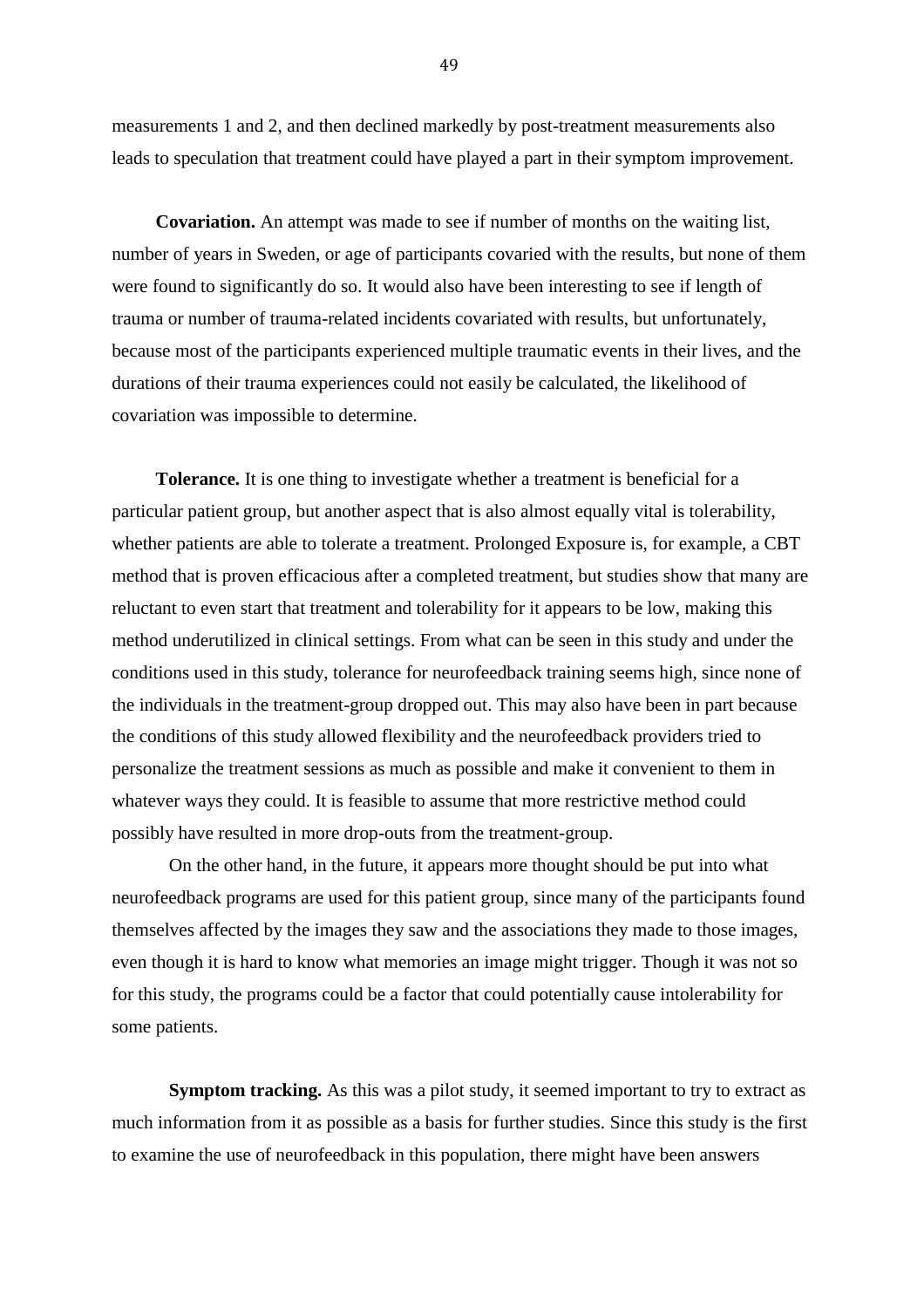measurements 1 and 2, and then declined markedly by post-treatment measurements also leads to speculation that treatment could have played a part in their symptom improvement.

**Covariation.** An attempt was made to see if number of months on the waiting list, number of years in Sweden, or age of participants covaried with the results, but none of them were found to significantly do so. It would also have been interesting to see if length of trauma or number of trauma-related incidents covariated with results, but unfortunately, because most of the participants experienced multiple traumatic events in their lives, and the durations of their trauma experiences could not easily be calculated, the likelihood of covariation was impossible to determine.

**Tolerance.** It is one thing to investigate whether a treatment is beneficial for a particular patient group, but another aspect that is also almost equally vital is tolerability, whether patients are able to tolerate a treatment. Prolonged Exposure is, for example, a CBT method that is proven efficacious after a completed treatment, but studies show that many are reluctant to even start that treatment and tolerability for it appears to be low, making this method underutilized in clinical settings. From what can be seen in this study and under the conditions used in this study, tolerance for neurofeedback training seems high, since none of the individuals in the treatment-group dropped out. This may also have been in part because the conditions of this study allowed flexibility and the neurofeedback providers tried to personalize the treatment sessions as much as possible and make it convenient to them in whatever ways they could. It is feasible to assume that more restrictive method could possibly have resulted in more drop-outs from the treatment-group.

On the other hand, in the future, it appears more thought should be put into what neurofeedback programs are used for this patient group, since many of the participants found themselves affected by the images they saw and the associations they made to those images, even though it is hard to know what memories an image might trigger. Though it was not so for this study, the programs could be a factor that could potentially cause intolerability for some patients.

**Symptom tracking.** As this was a pilot study, it seemed important to try to extract as much information from it as possible as a basis for further studies. Since this study is the first to examine the use of neurofeedback in this population, there might have been answers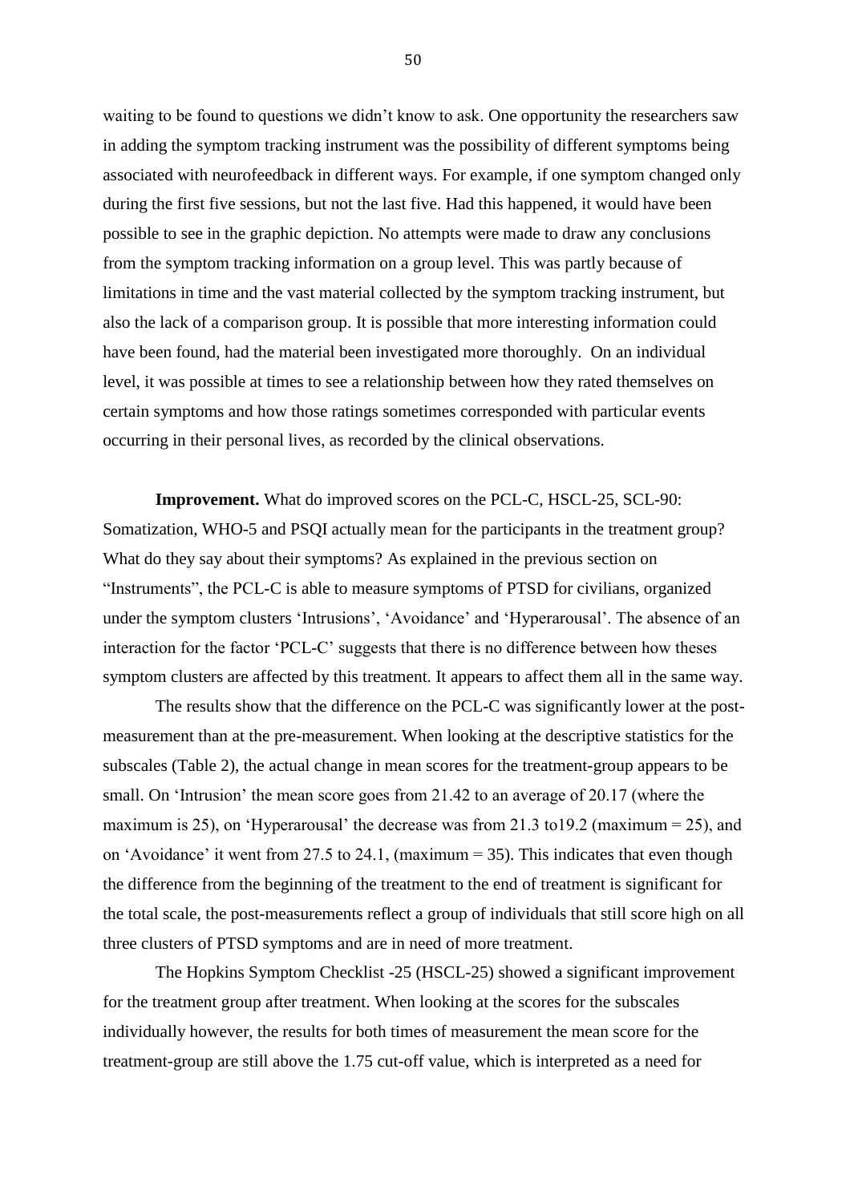waiting to be found to questions we didn't know to ask. One opportunity the researchers saw in adding the symptom tracking instrument was the possibility of different symptoms being associated with neurofeedback in different ways. For example, if one symptom changed only during the first five sessions, but not the last five. Had this happened, it would have been possible to see in the graphic depiction. No attempts were made to draw any conclusions from the symptom tracking information on a group level. This was partly because of limitations in time and the vast material collected by the symptom tracking instrument, but also the lack of a comparison group. It is possible that more interesting information could have been found, had the material been investigated more thoroughly. On an individual level, it was possible at times to see a relationship between how they rated themselves on certain symptoms and how those ratings sometimes corresponded with particular events occurring in their personal lives, as recorded by the clinical observations.

**Improvement.** What do improved scores on the PCL-C, HSCL-25, SCL-90: Somatization, WHO-5 and PSQI actually mean for the participants in the treatment group? What do they say about their symptoms? As explained in the previous section on "Instruments", the PCL-C is able to measure symptoms of PTSD for civilians, organized under the symptom clusters 'Intrusions', 'Avoidance' and 'Hyperarousal'. The absence of an interaction for the factor 'PCL-C' suggests that there is no difference between how theses symptom clusters are affected by this treatment. It appears to affect them all in the same way.

The results show that the difference on the PCL-C was significantly lower at the post-measurement than at the pre-measurement. When looking at the descriptive statistics for the subscales (Table 2), the actual change in mean scores for the treatment-group appears to be small. On 'Intrusion' the mean score goes from 21.42 to an average of 20.17 (where the maximum is 25), on 'Hyperarousal' the decrease was from 21.3 to19.2 (maximum = 25), and on 'Avoidance' it went from 27.5 to 24.1, (maximum = 35). This indicates that even though the difference from the beginning of the treatment to the end of treatment is significant for the total scale, the post-measurements reflect a group of individuals that still score high on all three clusters of PTSD symptoms and are in need of more treatment.

The Hopkins Symptom Checklist -25 (HSCL-25) showed a significant improvement for the treatment group after treatment. When looking at the scores for the subscales individually however, the results for both times of measurement the mean score for the treatment-group are still above the 1.75 cut-off value, which is interpreted as a need for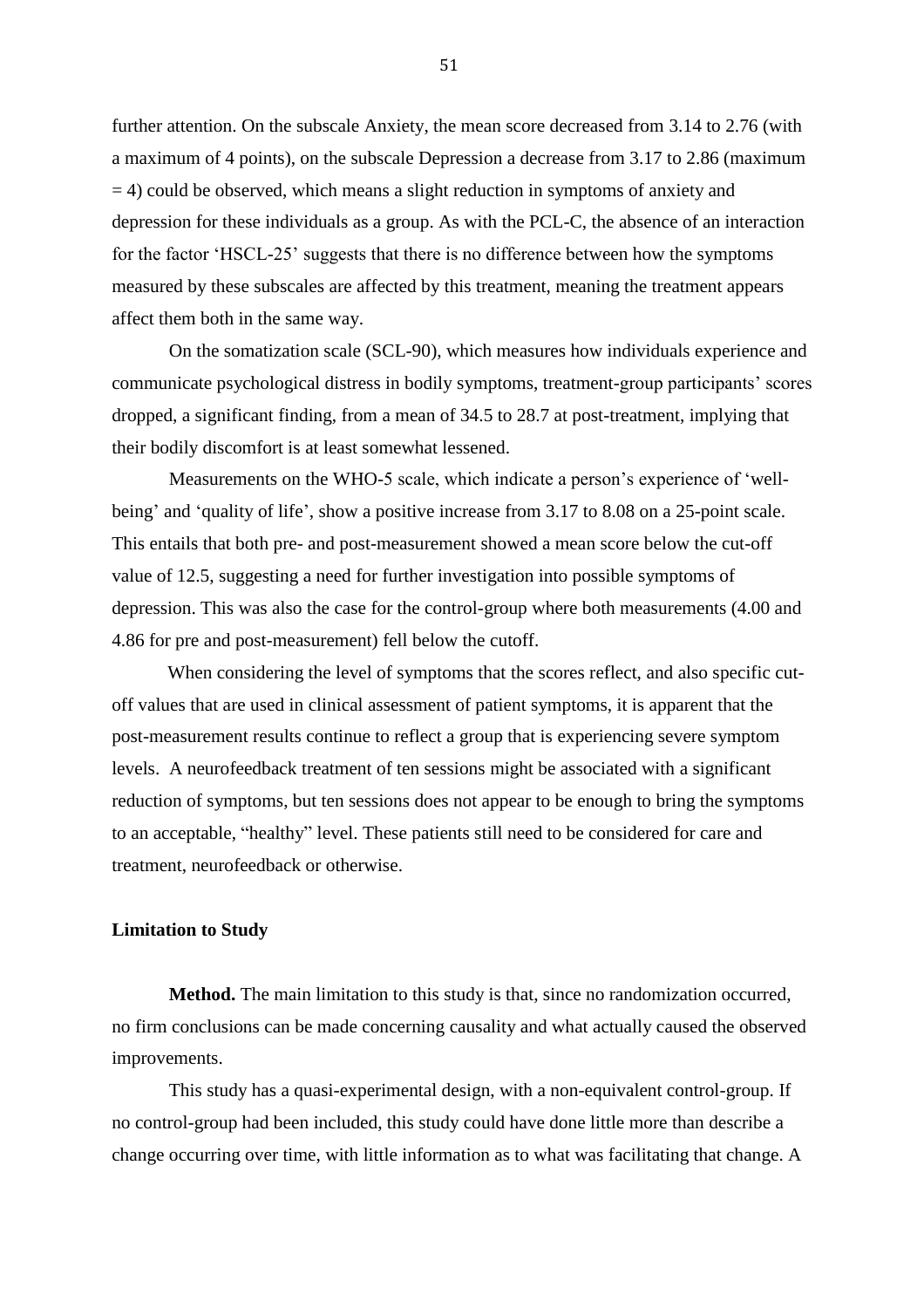further attention. On the subscale Anxiety, the mean score decreased from 3.14 to 2.76 (with a maximum of 4 points), on the subscale Depression a decrease from 3.17 to 2.86 (maximum = 4) could be observed, which means a slight reduction in symptoms of anxiety and depression for these individuals as a group. As with the PCL-C, the absence of an interaction for the factor 'HSCL-25' suggests that there is no difference between how the symptoms measured by these subscales are affected by this treatment, meaning the treatment appears affect them both in the same way.

On the somatization scale (SCL-90), which measures how individuals experience and communicate psychological distress in bodily symptoms, treatment-group participants' scores dropped, a significant finding, from a mean of 34.5 to 28.7 at post-treatment, implying that their bodily discomfort is at least somewhat lessened.

Measurements on the WHO-5 scale, which indicate a person's experience of 'well-being' and 'quality of life', show a positive increase from 3.17 to 8.08 on a 25-point scale. This entails that both pre- and post-measurement showed a mean score below the cut-off value of 12.5, suggesting a need for further investigation into possible symptoms of depression. This was also the case for the control-group where both measurements (4.00 and 4.86 for pre and post-measurement) fell below the cutoff.

When considering the level of symptoms that the scores reflect, and also specific cut-off values that are used in clinical assessment of patient symptoms, it is apparent that the post-measurement results continue to reflect a group that is experiencing severe symptom levels. A neurofeedback treatment of ten sessions might be associated with a significant reduction of symptoms, but ten sessions does not appear to be enough to bring the symptoms to an acceptable, "healthy" level. These patients still need to be considered for care and treatment, neurofeedback or otherwise.

### Limitation to Study

**Method.** The main limitation to this study is that, since no randomization occurred, no firm conclusions can be made concerning causality and what actually caused the observed improvements.

This study has a quasi-experimental design, with a non-equivalent control-group. If no control-group had been included, this study could have done little more than describe a change occurring over time, with little information as to what was facilitating that change. A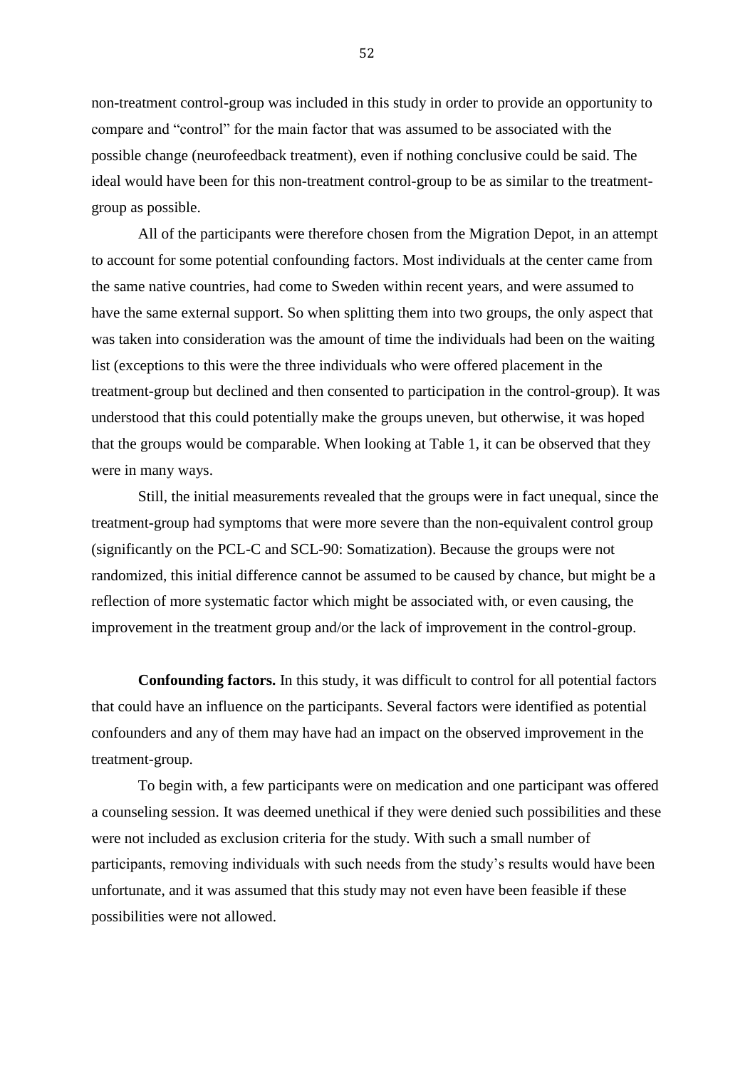non-treatment control-group was included in this study in order to provide an opportunity to compare and "control" for the main factor that was assumed to be associated with the possible change (neurofeedback treatment), even if nothing conclusive could be said. The ideal would have been for this non-treatment control-group to be as similar to the treatment-group as possible.

All of the participants were therefore chosen from the Migration Depot, in an attempt to account for some potential confounding factors. Most individuals at the center came from the same native countries, had come to Sweden within recent years, and were assumed to have the same external support. So when splitting them into two groups, the only aspect that was taken into consideration was the amount of time the individuals had been on the waiting list (exceptions to this were the three individuals who were offered placement in the treatment-group but declined and then consented to participation in the control-group). It was understood that this could potentially make the groups uneven, but otherwise, it was hoped that the groups would be comparable. When looking at Table 1, it can be observed that they were in many ways.

Still, the initial measurements revealed that the groups were in fact unequal, since the treatment-group had symptoms that were more severe than the non-equivalent control group (significantly on the PCL-C and SCL-90: Somatization). Because the groups were not randomized, this initial difference cannot be assumed to be caused by chance, but might be a reflection of more systematic factor which might be associated with, or even causing, the improvement in the treatment group and/or the lack of improvement in the control-group.

**Confounding factors.** In this study, it was difficult to control for all potential factors that could have an influence on the participants. Several factors were identified as potential confounders and any of them may have had an impact on the observed improvement in the treatment-group.

To begin with, a few participants were on medication and one participant was offered a counseling session. It was deemed unethical if they were denied such possibilities and these were not included as exclusion criteria for the study. With such a small number of participants, removing individuals with such needs from the study's results would have been unfortunate, and it was assumed that this study may not even have been feasible if these possibilities were not allowed.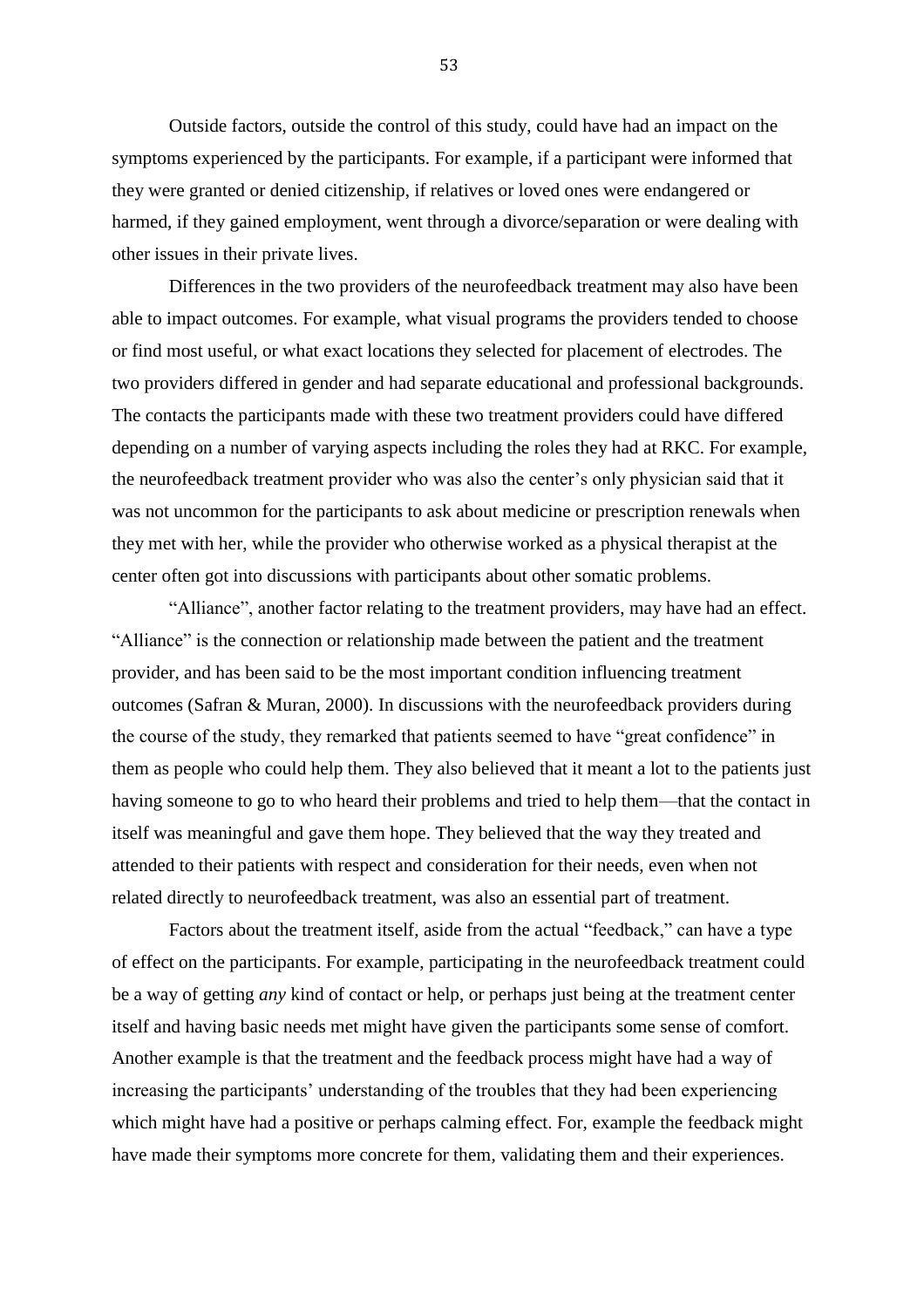Outside factors, outside the control of this study, could have had an impact on the symptoms experienced by the participants. For example, if a participant were informed that they were granted or denied citizenship, if relatives or loved ones were endangered or harmed, if they gained employment, went through a divorce/separation or were dealing with other issues in their private lives.

Differences in the two providers of the neurofeedback treatment may also have been able to impact outcomes. For example, what visual programs the providers tended to choose or find most useful, or what exact locations they selected for placement of electrodes. The two providers differed in gender and had separate educational and professional backgrounds. The contacts the participants made with these two treatment providers could have differed depending on a number of varying aspects including the roles they had at RKC. For example, the neurofeedback treatment provider who was also the center's only physician said that it was not uncommon for the participants to ask about medicine or prescription renewals when they met with her, while the provider who otherwise worked as a physical therapist at the center often got into discussions with participants about other somatic problems.

"Alliance", another factor relating to the treatment providers, may have had an effect. "Alliance" is the connection or relationship made between the patient and the treatment provider, and has been said to be the most important condition influencing treatment outcomes (Safran & Muran, 2000). In discussions with the neurofeedback providers during the course of the study, they remarked that patients seemed to have "great confidence" in them as people who could help them. They also believed that it meant a lot to the patients just having someone to go to who heard their problems and tried to help them—that the contact in itself was meaningful and gave them hope. They believed that the way they treated and attended to their patients with respect and consideration for their needs, even when not related directly to neurofeedback treatment, was also an essential part of treatment.

Factors about the treatment itself, aside from the actual "feedback," can have a type of effect on the participants. For example, participating in the neurofeedback treatment could be a way of getting *any* kind of contact or help, or perhaps just being at the treatment center itself and having basic needs met might have given the participants some sense of comfort. Another example is that the treatment and the feedback process might have had a way of increasing the participants' understanding of the troubles that they had been experiencing which might have had a positive or perhaps calming effect. For, example the feedback might have made their symptoms more concrete for them, validating them and their experiences.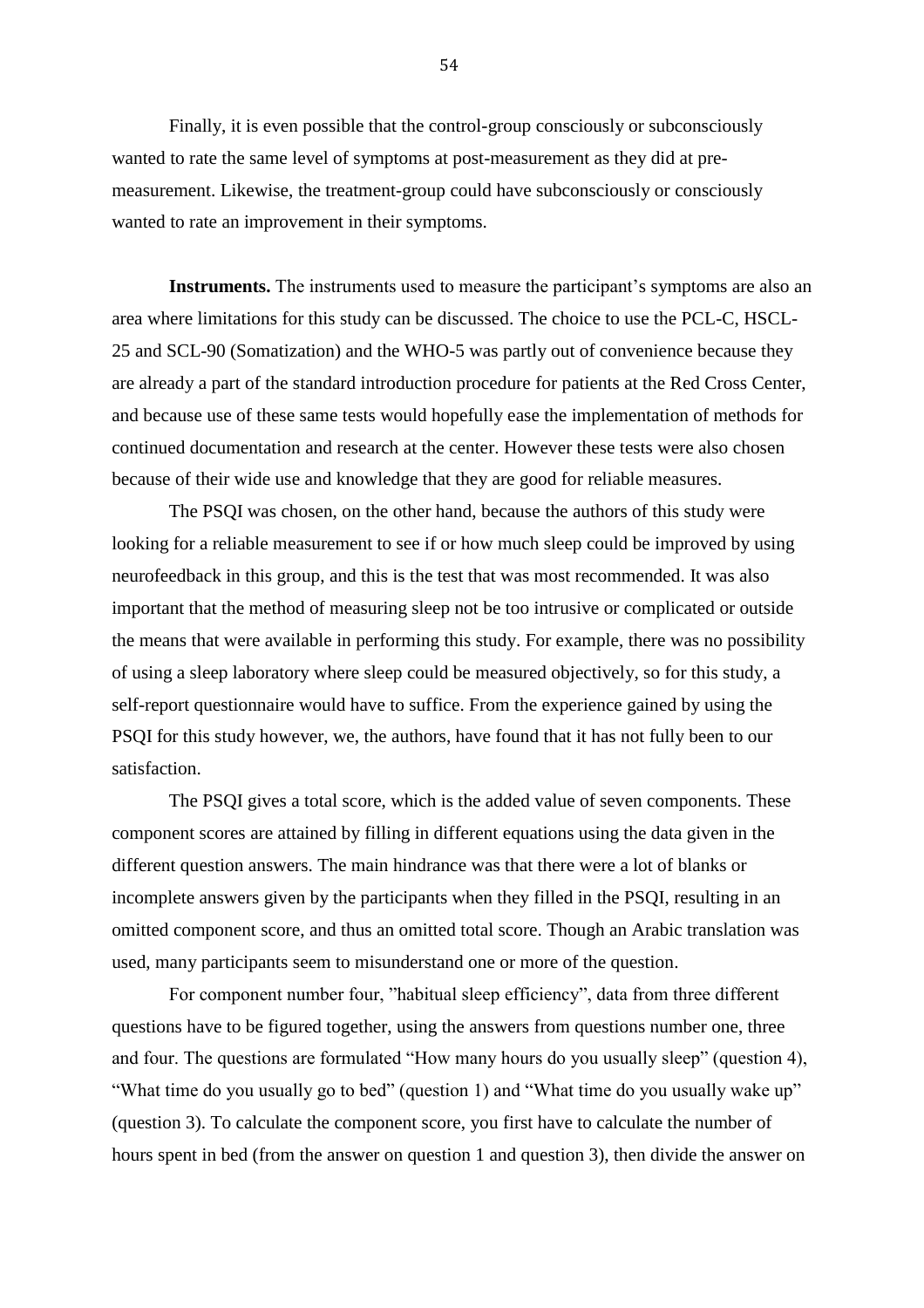Finally, it is even possible that the control-group consciously or subconsciously wanted to rate the same level of symptoms at post-measurement as they did at pre-measurement. Likewise, the treatment-group could have subconsciously or consciously wanted to rate an improvement in their symptoms.

**Instruments.** The instruments used to measure the participant's symptoms are also an area where limitations for this study can be discussed. The choice to use the PCL-C, HSCL-25 and SCL-90 (Somatization) and the WHO-5 was partly out of convenience because they are already a part of the standard introduction procedure for patients at the Red Cross Center, and because use of these same tests would hopefully ease the implementation of methods for continued documentation and research at the center. However these tests were also chosen because of their wide use and knowledge that they are good for reliable measures.

The PSQI was chosen, on the other hand, because the authors of this study were looking for a reliable measurement to see if or how much sleep could be improved by using neurofeedback in this group, and this is the test that was most recommended. It was also important that the method of measuring sleep not be too intrusive or complicated or outside the means that were available in performing this study. For example, there was no possibility of using a sleep laboratory where sleep could be measured objectively, so for this study, a self-report questionnaire would have to suffice. From the experience gained by using the PSQI for this study however, we, the authors, have found that it has not fully been to our satisfaction.

The PSQI gives a total score, which is the added value of seven components. These component scores are attained by filling in different equations using the data given in the different question answers. The main hindrance was that there were a lot of blanks or incomplete answers given by the participants when they filled in the PSQI, resulting in an omitted component score, and thus an omitted total score. Though an Arabic translation was used, many participants seem to misunderstand one or more of the question.

For component number four, "habitual sleep efficiency", data from three different questions have to be figured together, using the answers from questions number one, three and four. The questions are formulated "How many hours do you usually sleep" (question 4), "What time do you usually go to bed" (question 1) and "What time do you usually wake up" (question 3). To calculate the component score, you first have to calculate the number of hours spent in bed (from the answer on question 1 and question 3), then divide the answer on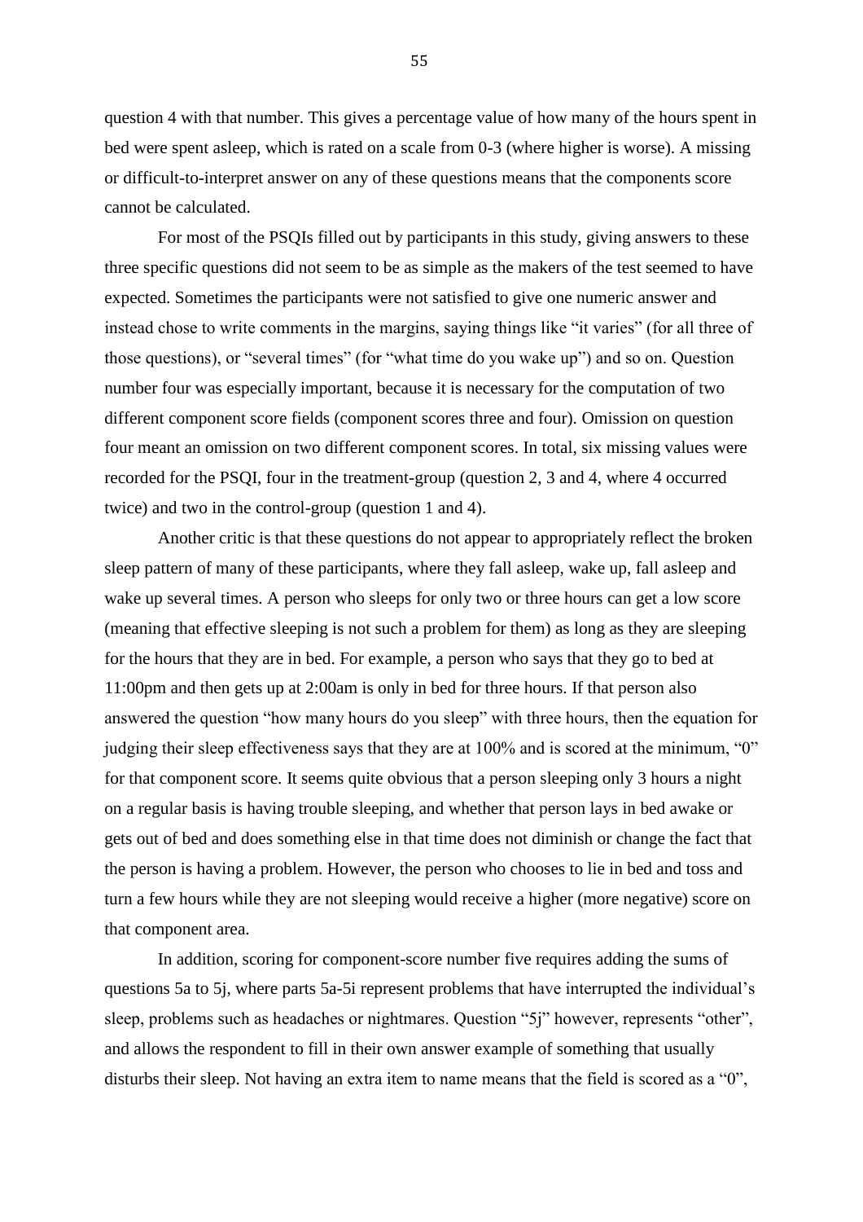question 4 with that number. This gives a percentage value of how many of the hours spent in bed were spent asleep, which is rated on a scale from 0-3 (where higher is worse). A missing or difficult-to-interpret answer on any of these questions means that the components score cannot be calculated.

For most of the PSQIs filled out by participants in this study, giving answers to these three specific questions did not seem to be as simple as the makers of the test seemed to have expected. Sometimes the participants were not satisfied to give one numeric answer and instead chose to write comments in the margins, saying things like "it varies" (for all three of those questions), or "several times" (for "what time do you wake up") and so on. Question number four was especially important, because it is necessary for the computation of two different component score fields (component scores three and four). Omission on question four meant an omission on two different component scores. In total, six missing values were recorded for the PSQI, four in the treatment-group (question 2, 3 and 4, where 4 occurred twice) and two in the control-group (question 1 and 4).

Another critic is that these questions do not appear to appropriately reflect the broken sleep pattern of many of these participants, where they fall asleep, wake up, fall asleep and wake up several times. A person who sleeps for only two or three hours can get a low score (meaning that effective sleeping is not such a problem for them) as long as they are sleeping for the hours that they are in bed. For example, a person who says that they go to bed at 11:00pm and then gets up at 2:00am is only in bed for three hours. If that person also answered the question "how many hours do you sleep" with three hours, then the equation for judging their sleep effectiveness says that they are at 100% and is scored at the minimum, "0" for that component score. It seems quite obvious that a person sleeping only 3 hours a night on a regular basis is having trouble sleeping, and whether that person lays in bed awake or gets out of bed and does something else in that time does not diminish or change the fact that the person is having a problem. However, the person who chooses to lie in bed and toss and turn a few hours while they are not sleeping would receive a higher (more negative) score on that component area.

In addition, scoring for component-score number five requires adding the sums of questions 5a to 5j, where parts 5a-5i represent problems that have interrupted the individual's sleep, problems such as headaches or nightmares. Question "5j" however, represents "other", and allows the respondent to fill in their own answer example of something that usually disturbs their sleep. Not having an extra item to name means that the field is scored as a "0",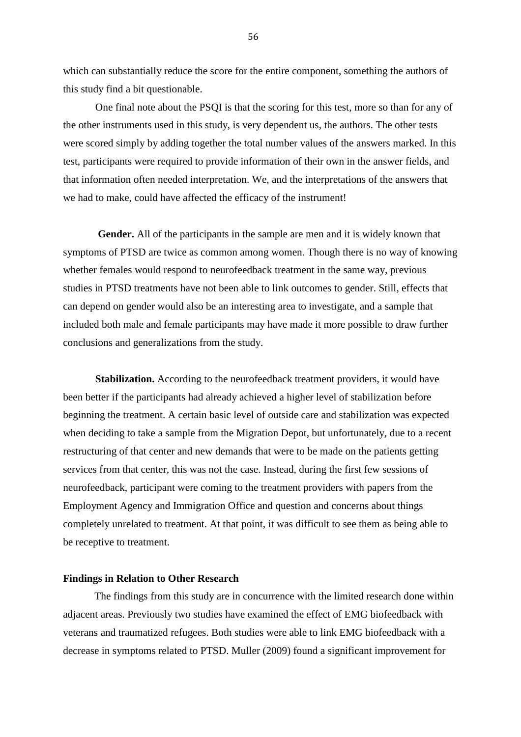which can substantially reduce the score for the entire component, something the authors of this study find a bit questionable.

One final note about the PSQI is that the scoring for this test, more so than for any of the other instruments used in this study, is very dependent us, the authors. The other tests were scored simply by adding together the total number values of the answers marked. In this test, participants were required to provide information of their own in the answer fields, and that information often needed interpretation. We, and the interpretations of the answers that we had to make, could have affected the efficacy of the instrument!

**Gender.** All of the participants in the sample are men and it is widely known that symptoms of PTSD are twice as common among women. Though there is no way of knowing whether females would respond to neurofeedback treatment in the same way, previous studies in PTSD treatments have not been able to link outcomes to gender. Still, effects that can depend on gender would also be an interesting area to investigate, and a sample that included both male and female participants may have made it more possible to draw further conclusions and generalizations from the study.

**Stabilization.** According to the neurofeedback treatment providers, it would have been better if the participants had already achieved a higher level of stabilization before beginning the treatment. A certain basic level of outside care and stabilization was expected when deciding to take a sample from the Migration Depot, but unfortunately, due to a recent restructuring of that center and new demands that were to be made on the patients getting services from that center, this was not the case. Instead, during the first few sessions of neurofeedback, participant were coming to the treatment providers with papers from the Employment Agency and Immigration Office and question and concerns about things completely unrelated to treatment. At that point, it was difficult to see them as being able to be receptive to treatment.

**Findings in Relation to Other Research**

The findings from this study are in concurrence with the limited research done within adjacent areas. Previously two studies have examined the effect of EMG biofeedback with veterans and traumatized refugees. Both studies were able to link EMG biofeedback with a decrease in symptoms related to PTSD. Muller (2009) found a significant improvement for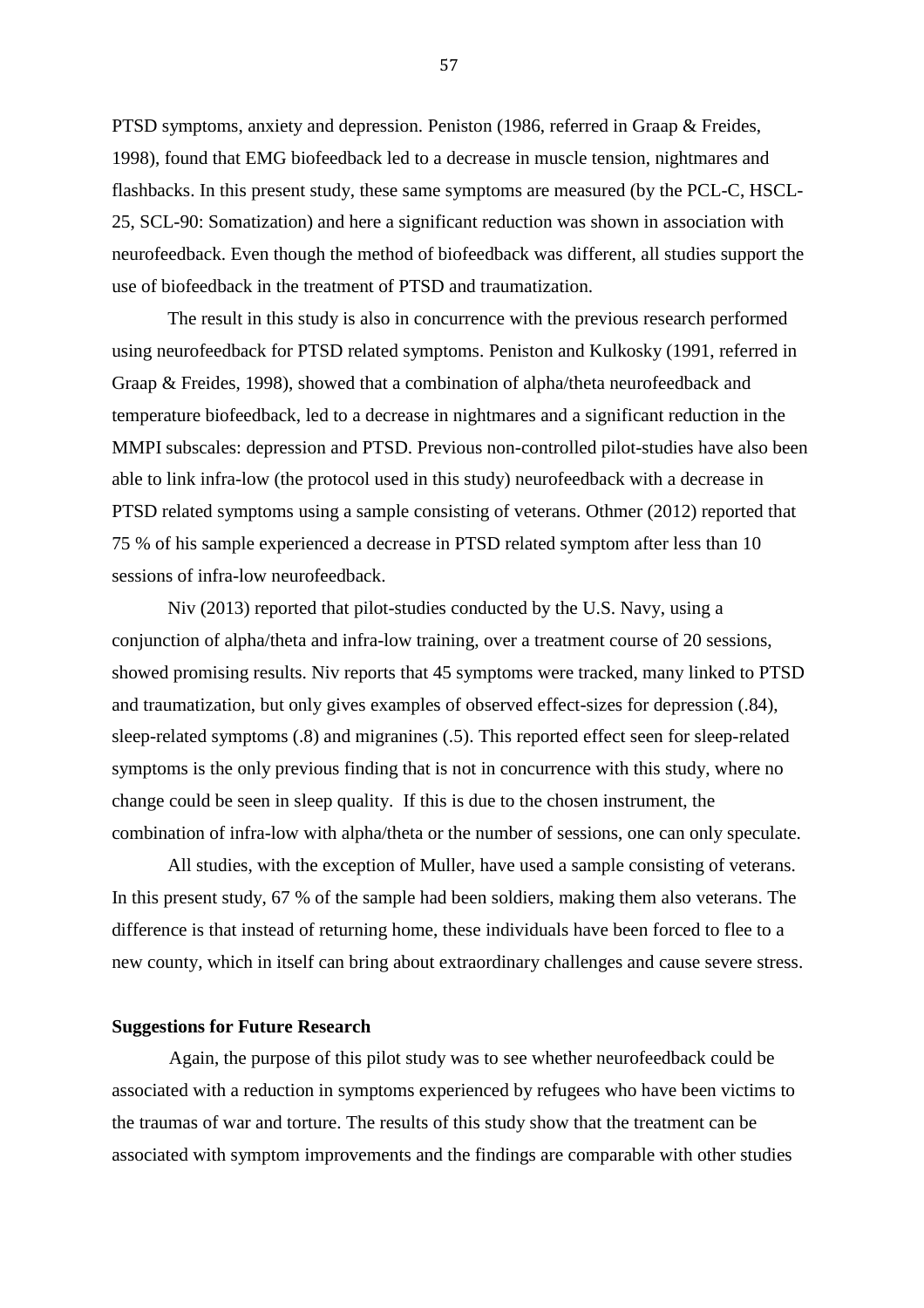PTSD symptoms, anxiety and depression. Peniston (1986, referred in Graap & Freides, 1998), found that EMG biofeedback led to a decrease in muscle tension, nightmares and flashbacks. In this present study, these same symptoms are measured (by the PCL-C, HSCL-25, SCL-90: Somatization) and here a significant reduction was shown in association with neurofeedback. Even though the method of biofeedback was different, all studies support the use of biofeedback in the treatment of PTSD and traumatization.

The result in this study is also in concurrence with the previous research performed using neurofeedback for PTSD related symptoms. Peniston and Kulkosky (1991, referred in Graap & Freides, 1998), showed that a combination of alpha/theta neurofeedback and temperature biofeedback, led to a decrease in nightmares and a significant reduction in the MMPI subscales: depression and PTSD. Previous non-controlled pilot-studies have also been able to link infra-low (the protocol used in this study) neurofeedback with a decrease in PTSD related symptoms using a sample consisting of veterans. Othmer (2012) reported that 75 % of his sample experienced a decrease in PTSD related symptom after less than 10 sessions of infra-low neurofeedback.

Niv (2013) reported that pilot-studies conducted by the U.S. Navy, using a conjunction of alpha/theta and infra-low training, over a treatment course of 20 sessions, showed promising results. Niv reports that 45 symptoms were tracked, many linked to PTSD and traumatization, but only gives examples of observed effect-sizes for depression (.84), sleep-related symptoms (.8) and migranines (.5). This reported effect seen for sleep-related symptoms is the only previous finding that is not in concurrence with this study, where no change could be seen in sleep quality. If this is due to the chosen instrument, the combination of infra-low with alpha/theta or the number of sessions, one can only speculate.

All studies, with the exception of Muller, have used a sample consisting of veterans. In this present study, 67 % of the sample had been soldiers, making them also veterans. The difference is that instead of returning home, these individuals have been forced to flee to a new county, which in itself can bring about extraordinary challenges and cause severe stress.

**Suggestions for Future Research**

Again, the purpose of this pilot study was to see whether neurofeedback could be associated with a reduction in symptoms experienced by refugees who have been victims to the traumas of war and torture. The results of this study show that the treatment can be associated with symptom improvements and the findings are comparable with other studies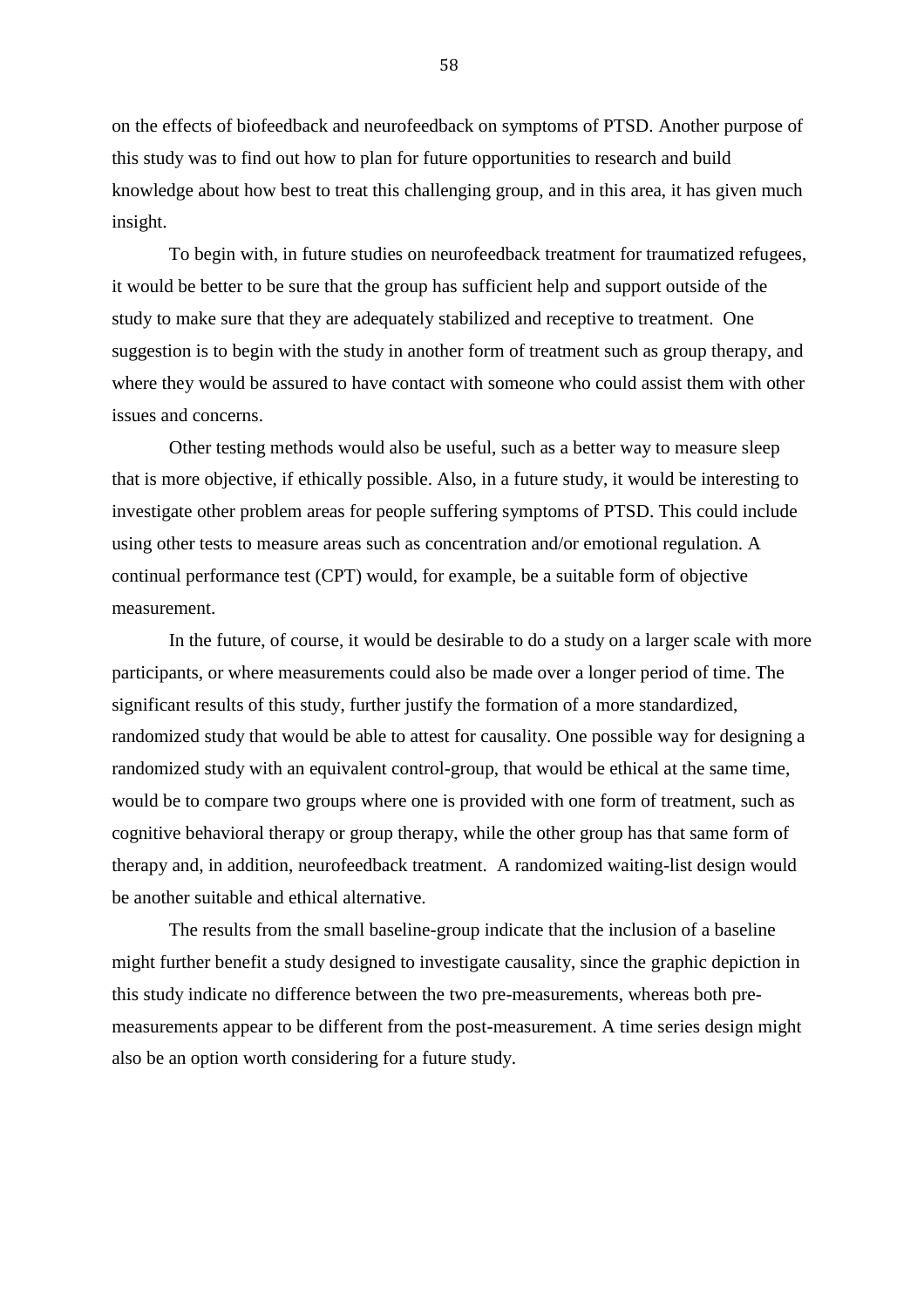on the effects of biofeedback and neurofeedback on symptoms of PTSD. Another purpose of this study was to find out how to plan for future opportunities to research and build knowledge about how best to treat this challenging group, and in this area, it has given much insight.

To begin with, in future studies on neurofeedback treatment for traumatized refugees, it would be better to be sure that the group has sufficient help and support outside of the study to make sure that they are adequately stabilized and receptive to treatment. One suggestion is to begin with the study in another form of treatment such as group therapy, and where they would be assured to have contact with someone who could assist them with other issues and concerns.

Other testing methods would also be useful, such as a better way to measure sleep that is more objective, if ethically possible. Also, in a future study, it would be interesting to investigate other problem areas for people suffering symptoms of PTSD. This could include using other tests to measure areas such as concentration and/or emotional regulation. A continual performance test (CPT) would, for example, be a suitable form of objective measurement.

In the future, of course, it would be desirable to do a study on a larger scale with more participants, or where measurements could also be made over a longer period of time. The significant results of this study, further justify the formation of a more standardized, randomized study that would be able to attest for causality. One possible way for designing a randomized study with an equivalent control-group, that would be ethical at the same time, would be to compare two groups where one is provided with one form of treatment, such as cognitive behavioral therapy or group therapy, while the other group has that same form of therapy and, in addition, neurofeedback treatment. A randomized waiting-list design would be another suitable and ethical alternative.

The results from the small baseline-group indicate that the inclusion of a baseline might further benefit a study designed to investigate causality, since the graphic depiction in this study indicate no difference between the two pre-measurements, whereas both pre-measurements appear to be different from the post-measurement. A time series design might also be an option worth considering for a future study.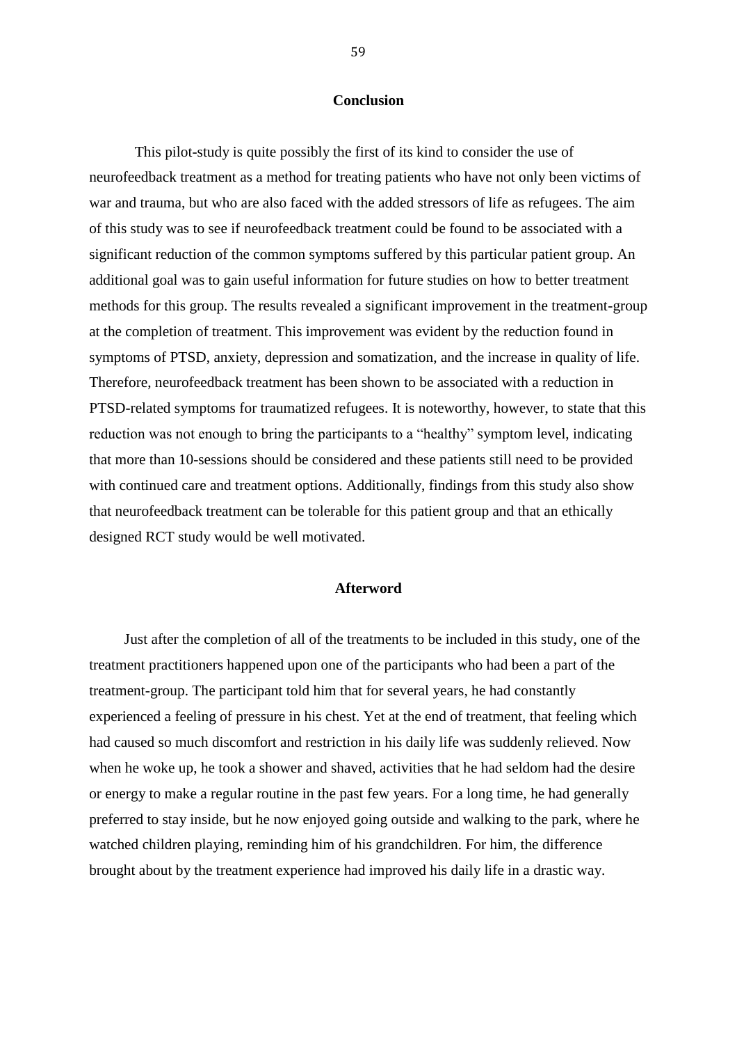## Conclusion

This pilot-study is quite possibly the first of its kind to consider the use of neurofeedback treatment as a method for treating patients who have not only been victims of war and trauma, but who are also faced with the added stressors of life as refugees. The aim of this study was to see if neurofeedback treatment could be found to be associated with a significant reduction of the common symptoms suffered by this particular patient group. An additional goal was to gain useful information for future studies on how to better treatment methods for this group. The results revealed a significant improvement in the treatment-group at the completion of treatment. This improvement was evident by the reduction found in symptoms of PTSD, anxiety, depression and somatization, and the increase in quality of life. Therefore, neurofeedback treatment has been shown to be associated with a reduction in PTSD-related symptoms for traumatized refugees. It is noteworthy, however, to state that this reduction was not enough to bring the participants to a "healthy" symptom level, indicating that more than 10-sessions should be considered and these patients still need to be provided with continued care and treatment options. Additionally, findings from this study also show that neurofeedback treatment can be tolerable for this patient group and that an ethically designed RCT study would be well motivated.

## Afterword

Just after the completion of all of the treatments to be included in this study, one of the treatment practitioners happened upon one of the participants who had been a part of the treatment-group. The participant told him that for several years, he had constantly experienced a feeling of pressure in his chest. Yet at the end of treatment, that feeling which had caused so much discomfort and restriction in his daily life was suddenly relieved. Now when he woke up, he took a shower and shaved, activities that he had seldom had the desire or energy to make a regular routine in the past few years. For a long time, he had generally preferred to stay inside, but he now enjoyed going outside and walking to the park, where he watched children playing, reminding him of his grandchildren. For him, the difference brought about by the treatment experience had improved his daily life in a drastic way.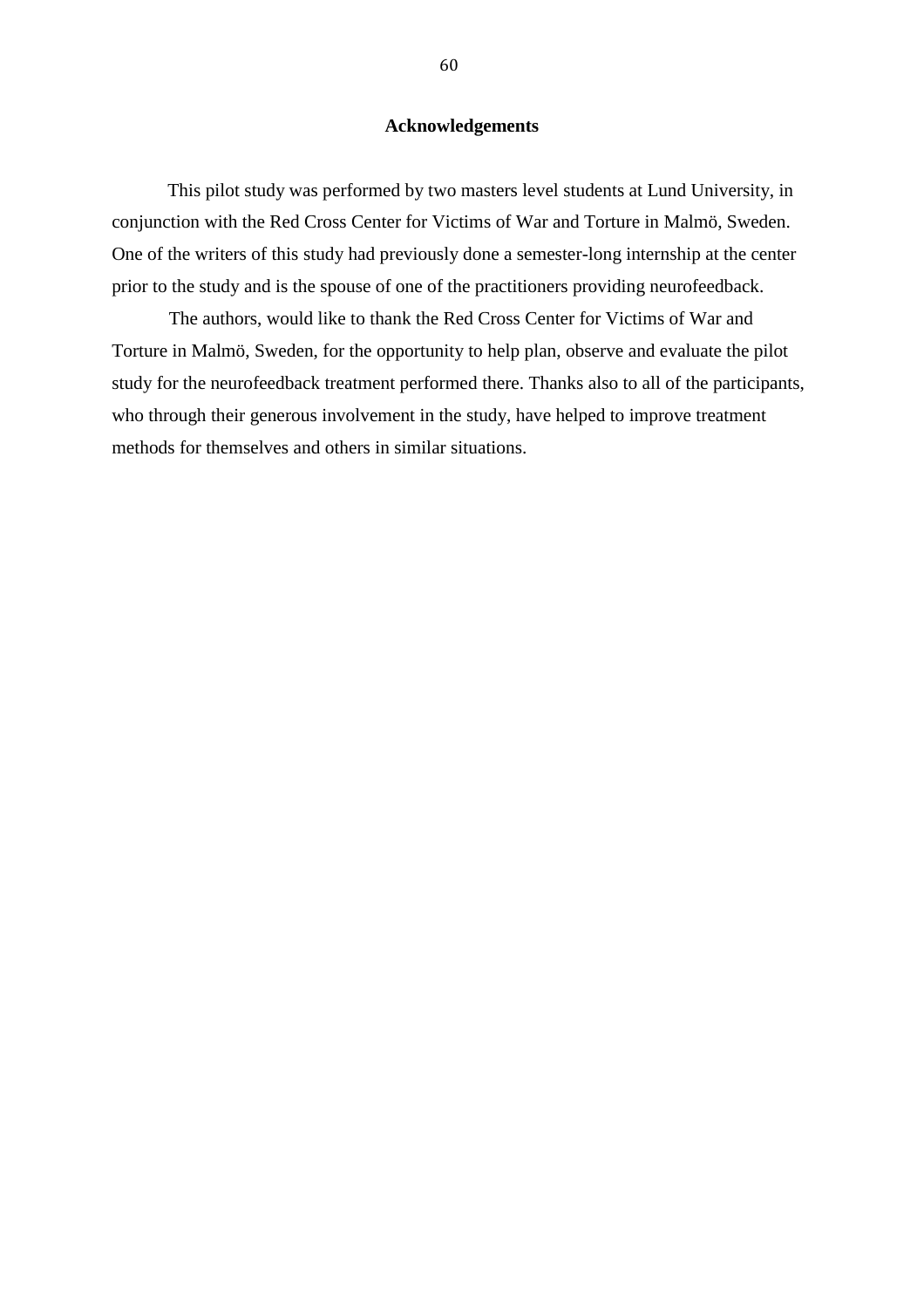## Acknowledgements

This pilot study was performed by two masters level students at Lund University, in conjunction with the Red Cross Center for Victims of War and Torture in Malmö, Sweden. One of the writers of this study had previously done a semester-long internship at the center prior to the study and is the spouse of one of the practitioners providing neurofeedback.

The authors, would like to thank the Red Cross Center for Victims of War and Torture in Malmö, Sweden, for the opportunity to help plan, observe and evaluate the pilot study for the neurofeedback treatment performed there. Thanks also to all of the participants, who through their generous involvement in the study, have helped to improve treatment methods for themselves and others in similar situations.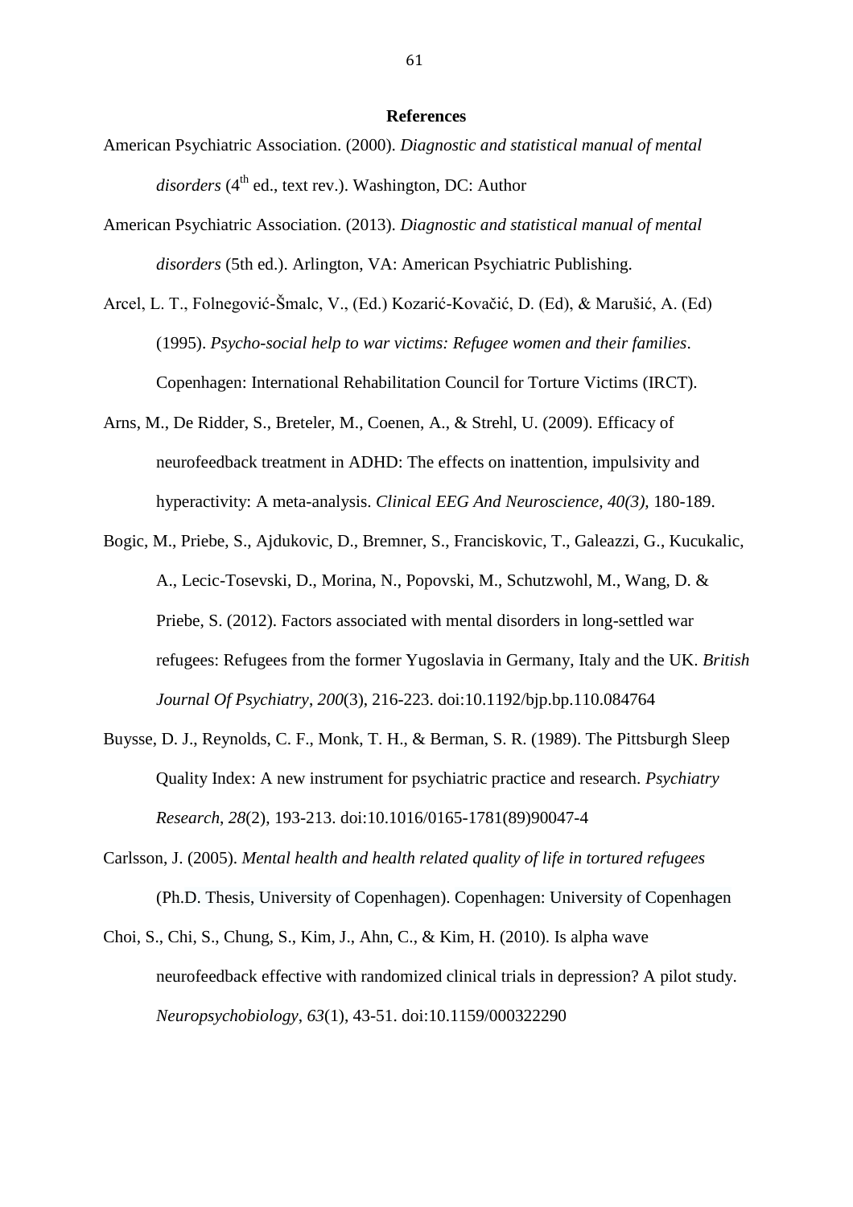# References

American Psychiatric Association. (2000). *Diagnostic and statistical manual of mental disorders* (4th ed., text rev.). Washington, DC: Author

American Psychiatric Association. (2013). *Diagnostic and statistical manual of mental disorders* (5th ed.). Arlington, VA: American Psychiatric Publishing.

Arcel, L. T., Folnegović-Šmalc, V., (Ed.) Kozarić-Kovačić, D. (Ed), & Marušić, A. (Ed) (1995). *Psycho-social help to war victims: Refugee women and their families*. Copenhagen: International Rehabilitation Council for Torture Victims (IRCT).

Arns, M., De Ridder, S., Breteler, M., Coenen, A., & Strehl, U. (2009). Efficacy of neurofeedback treatment in ADHD: The effects on inattention, impulsivity and hyperactivity: A meta-analysis. *Clinical EEG And Neuroscience, 40(3),* 180-189.

Bogic, M., Priebe, S., Ajdukovic, D., Bremner, S., Franciskovic, T., Galeazzi, G., Kucukalic, A., Lecic-Tosevski, D., Morina, N., Popovski, M., Schutzwohl, M., Wang, D. & Priebe, S. (2012). Factors associated with mental disorders in long-settled war refugees: Refugees from the former Yugoslavia in Germany, Italy and the UK. *British Journal Of Psychiatry*, *200*(3), 216-223. doi:10.1192/bjp.bp.110.084764

Buysse, D. J., Reynolds, C. F., Monk, T. H., & Berman, S. R. (1989). The Pittsburgh Sleep Quality Index: A new instrument for psychiatric practice and research. *Psychiatry Research, 28*(2), 193-213. doi:10.1016/0165-1781(89)90047-4

Carlsson, J. (2005). *Mental health and health related quality of life in tortured refugees* (Ph.D. Thesis, University of Copenhagen). Copenhagen: University of Copenhagen

Choi, S., Chi, S., Chung, S., Kim, J., Ahn, C., & Kim, H. (2010). Is alpha wave neurofeedback effective with randomized clinical trials in depression? A pilot study. *Neuropsychobiology*, *63*(1), 43-51. doi:10.1159/000322290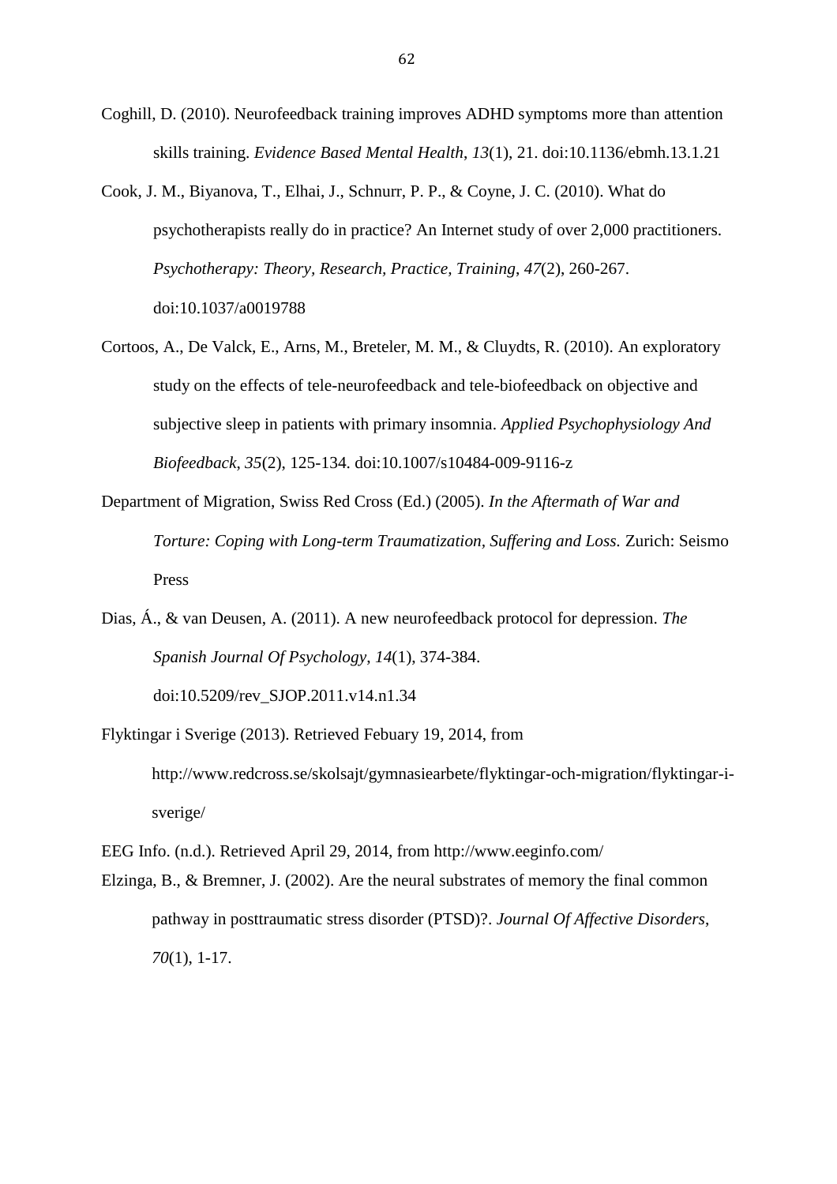Coghill, D. (2010). Neurofeedback training improves ADHD symptoms more than attention skills training. *Evidence Based Mental Health*, *13*(1), 21. doi:10.1136/ebmh.13.1.21

Cook, J. M., Biyanova, T., Elhai, J., Schnurr, P. P., & Coyne, J. C. (2010). What do psychotherapists really do in practice? An Internet study of over 2,000 practitioners. *Psychotherapy: Theory, Research, Practice, Training*, *47*(2), 260-267. doi:10.1037/a0019788

Cortoos, A., De Valck, E., Arns, M., Breteler, M. M., & Cluydts, R. (2010). An exploratory study on the effects of tele-neurofeedback and tele-biofeedback on objective and subjective sleep in patients with primary insomnia. *Applied Psychophysiology And Biofeedback*, *35*(2), 125-134. doi:10.1007/s10484-009-9116-z

Department of Migration, Swiss Red Cross (Ed.) (2005). *In the Aftermath of War and Torture: Coping with Long-term Traumatization, Suffering and Loss.* Zurich: Seismo Press

Dias, Á., & van Deusen, A. (2011). A new neurofeedback protocol for depression. *The Spanish Journal Of Psychology*, *14*(1), 374-384. doi:10.5209/rev_SJOP.2011.v14.n1.34

Flyktingar i Sverige (2013). Retrieved Febuary 19, 2014, from http://www.redcross.se/skolsajt/gymnasiearbete/flyktingar-och-migration/flyktingar-i-sverige/

EEG Info. (n.d.). Retrieved April 29, 2014, from http://www.eeginfo.com/

Elzinga, B., & Bremner, J. (2002). Are the neural substrates of memory the final common pathway in posttraumatic stress disorder (PTSD)?. *Journal Of Affective Disorders*, *70*(1), 1-17.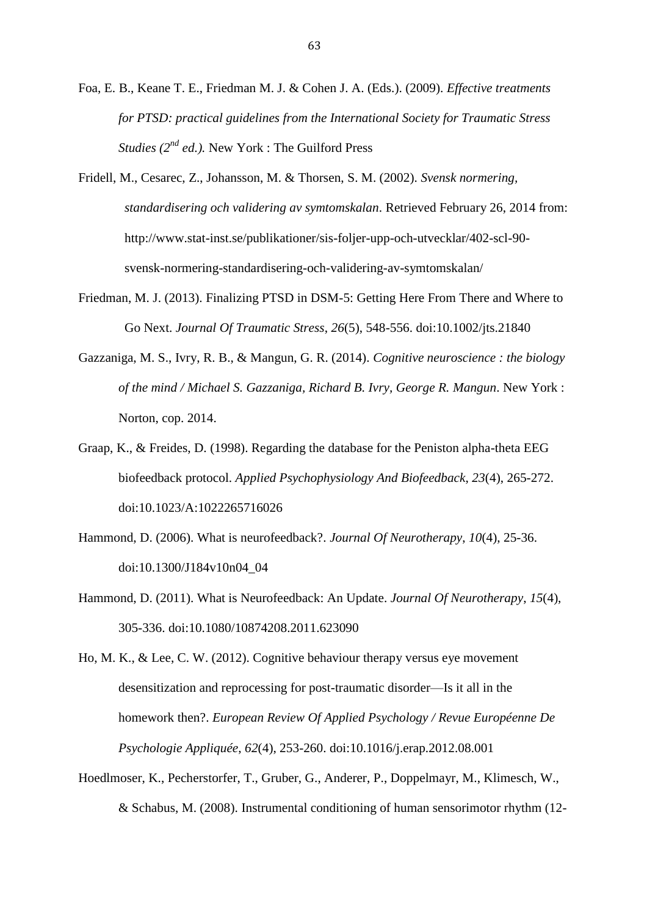Foa, E. B., Keane T. E., Friedman M. J. & Cohen J. A. (Eds.). (2009). *Effective treatments for PTSD: practical guidelines from the International Society for Traumatic Stress Studies (2nd ed.).* New York : The Guilford Press

Fridell, M., Cesarec, Z., Johansson, M. & Thorsen, S. M. (2002). *Svensk normering, standardisering och validering av symtomskalan*. Retrieved February 26, 2014 from: http://www.stat-inst.se/publikationer/sis-foljer-upp-och-utvecklar/402-scl-90-svensk-normering-standardisering-och-validering-av-symtomskalan/

Friedman, M. J. (2013). Finalizing PTSD in DSM-5: Getting Here From There and Where to Go Next. *Journal Of Traumatic Stress*, *26*(5), 548-556. doi:10.1002/jts.21840

Gazzaniga, M. S., Ivry, R. B., & Mangun, G. R. (2014). *Cognitive neuroscience : the biology of the mind / Michael S. Gazzaniga, Richard B. Ivry, George R. Mangun*. New York : Norton, cop. 2014.

Graap, K., & Freides, D. (1998). Regarding the database for the Peniston alpha-theta EEG biofeedback protocol. *Applied Psychophysiology And Biofeedback*, *23*(4), 265-272. doi:10.1023/A:1022265716026

Hammond, D. (2006). What is neurofeedback?. *Journal Of Neurotherapy*, *10*(4), 25-36. doi:10.1300/J184v10n04_04

Hammond, D. (2011). What is Neurofeedback: An Update. *Journal Of Neurotherapy*, *15*(4), 305-336. doi:10.1080/10874208.2011.623090

Ho, M. K., & Lee, C. W. (2012). Cognitive behaviour therapy versus eye movement desensitization and reprocessing for post-traumatic disorder—Is it all in the homework then?. *European Review Of Applied Psychology / Revue Européenne De Psychologie Appliquée*, *62*(4), 253-260. doi:10.1016/j.erap.2012.08.001

Hoedlmoser, K., Pecherstorfer, T., Gruber, G., Anderer, P., Doppelmayr, M., Klimesch, W., & Schabus, M. (2008). Instrumental conditioning of human sensorimotor rhythm (12-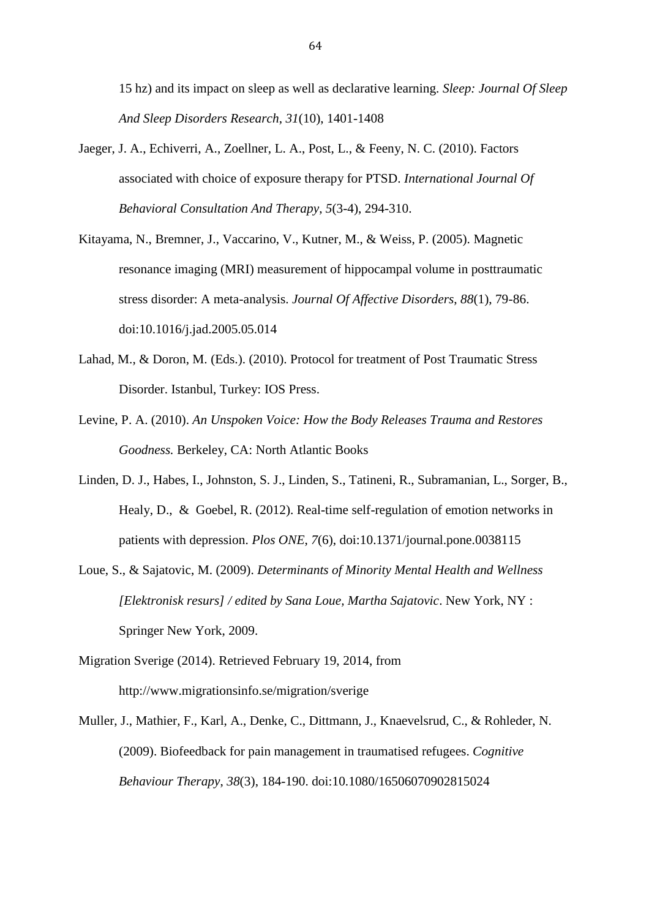15 hz) and its impact on sleep as well as declarative learning. *Sleep: Journal Of Sleep And Sleep Disorders Research*, *31*(10), 1401-1408

Jaeger, J. A., Echiverri, A., Zoellner, L. A., Post, L., & Feeny, N. C. (2010). Factors associated with choice of exposure therapy for PTSD. *International Journal Of Behavioral Consultation And Therapy*, *5*(3-4), 294-310.

Kitayama, N., Bremner, J., Vaccarino, V., Kutner, M., & Weiss, P. (2005). Magnetic resonance imaging (MRI) measurement of hippocampal volume in posttraumatic stress disorder: A meta-analysis. *Journal Of Affective Disorders*, *88*(1), 79-86. doi:10.1016/j.jad.2005.05.014

Lahad, M., & Doron, M. (Eds.). (2010). Protocol for treatment of Post Traumatic Stress Disorder. Istanbul, Turkey: IOS Press.

Levine, P. A. (2010). *An Unspoken Voice: How the Body Releases Trauma and Restores Goodness.* Berkeley, CA: North Atlantic Books

Linden, D. J., Habes, I., Johnston, S. J., Linden, S., Tatineni, R., Subramanian, L., Sorger, B., Healy, D., & Goebel, R. (2012). Real-time self-regulation of emotion networks in patients with depression. *Plos ONE*, *7*(6), doi:10.1371/journal.pone.0038115

Loue, S., & Sajatovic, M. (2009). *Determinants of Minority Mental Health and Wellness [Elektronisk resurs] / edited by Sana Loue, Martha Sajatovic*. New York, NY : Springer New York, 2009.

Migration Sverige (2014). Retrieved February 19, 2014, from http://www.migrationsinfo.se/migration/sverige

Muller, J., Mathier, F., Karl, A., Denke, C., Dittmann, J., Knaevelsrud, C., & Rohleder, N. (2009). Biofeedback for pain management in traumatised refugees. *Cognitive Behaviour Therapy*, *38*(3), 184-190. doi:10.1080/16506070902815024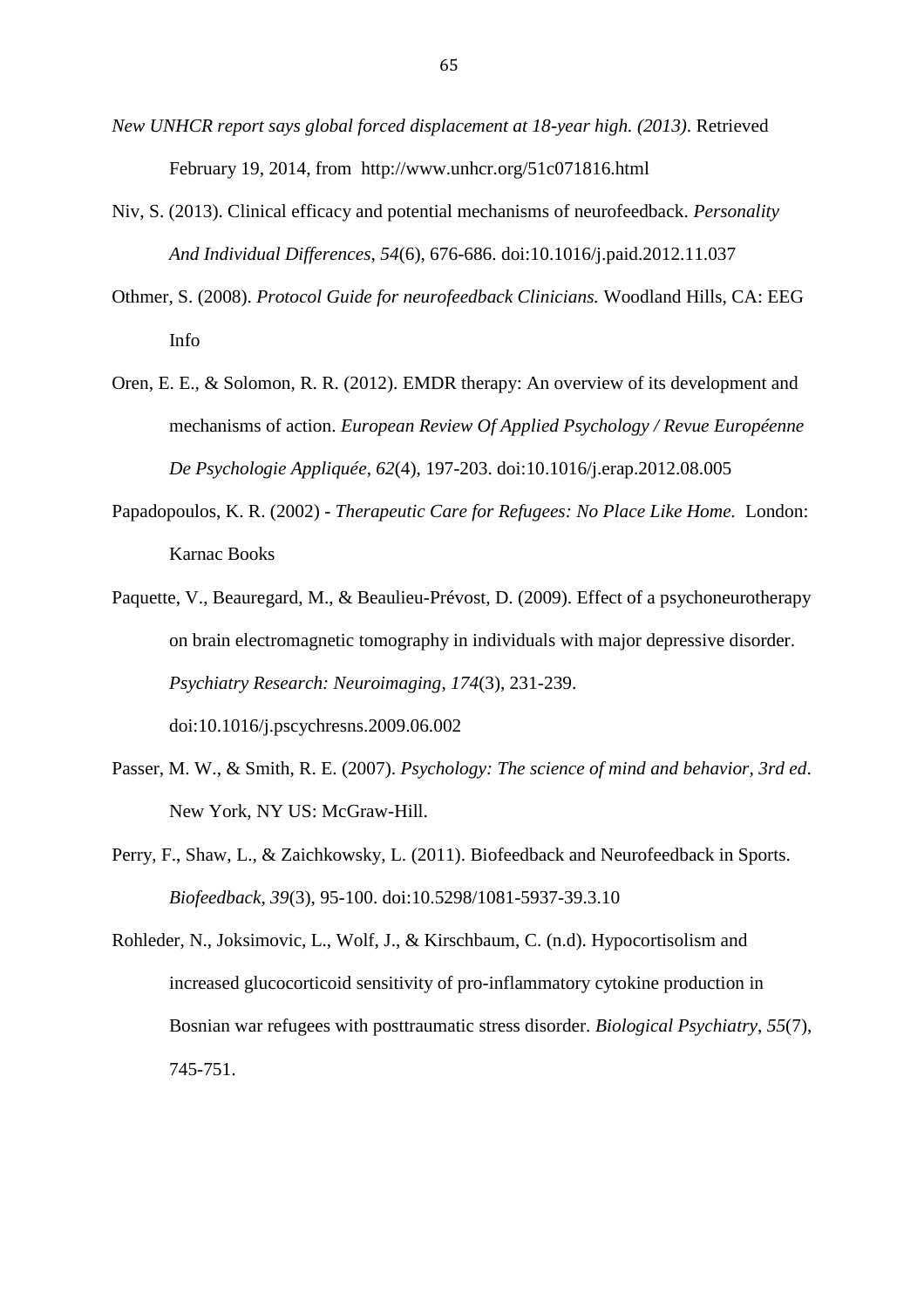*New UNHCR report says global forced displacement at 18-year high. (2013)*. Retrieved February 19, 2014, from http://www.unhcr.org/51c071816.html

Niv, S. (2013). Clinical efficacy and potential mechanisms of neurofeedback. *Personality And Individual Differences*, *54*(6), 676-686. doi:10.1016/j.paid.2012.11.037

Othmer, S. (2008). *Protocol Guide for neurofeedback Clinicians.* Woodland Hills, CA: EEG Info

Oren, E. E., & Solomon, R. R. (2012). EMDR therapy: An overview of its development and mechanisms of action. *European Review Of Applied Psychology / Revue Européenne De Psychologie Appliquée*, *62*(4), 197-203. doi:10.1016/j.erap.2012.08.005

Papadopoulos, K. R. (2002) - *Therapeutic Care for Refugees: No Place Like Home.* London: Karnac Books

Paquette, V., Beauregard, M., & Beaulieu-Prévost, D. (2009). Effect of a psychoneurotherapy on brain electromagnetic tomography in individuals with major depressive disorder. *Psychiatry Research: Neuroimaging*, *174*(3), 231-239. doi:10.1016/j.pscychresns.2009.06.002

Passer, M. W., & Smith, R. E. (2007). *Psychology: The science of mind and behavior, 3rd ed*. New York, NY US: McGraw-Hill.

Perry, F., Shaw, L., & Zaichkowsky, L. (2011). Biofeedback and Neurofeedback in Sports. *Biofeedback, 39*(3), 95-100. doi:10.5298/1081-5937-39.3.10

Rohleder, N., Joksimovic, L., Wolf, J., & Kirschbaum, C. (n.d). Hypocortisolism and increased glucocorticoid sensitivity of pro-inflammatory cytokine production in Bosnian war refugees with posttraumatic stress disorder. *Biological Psychiatry*, *55*(7), 745-751.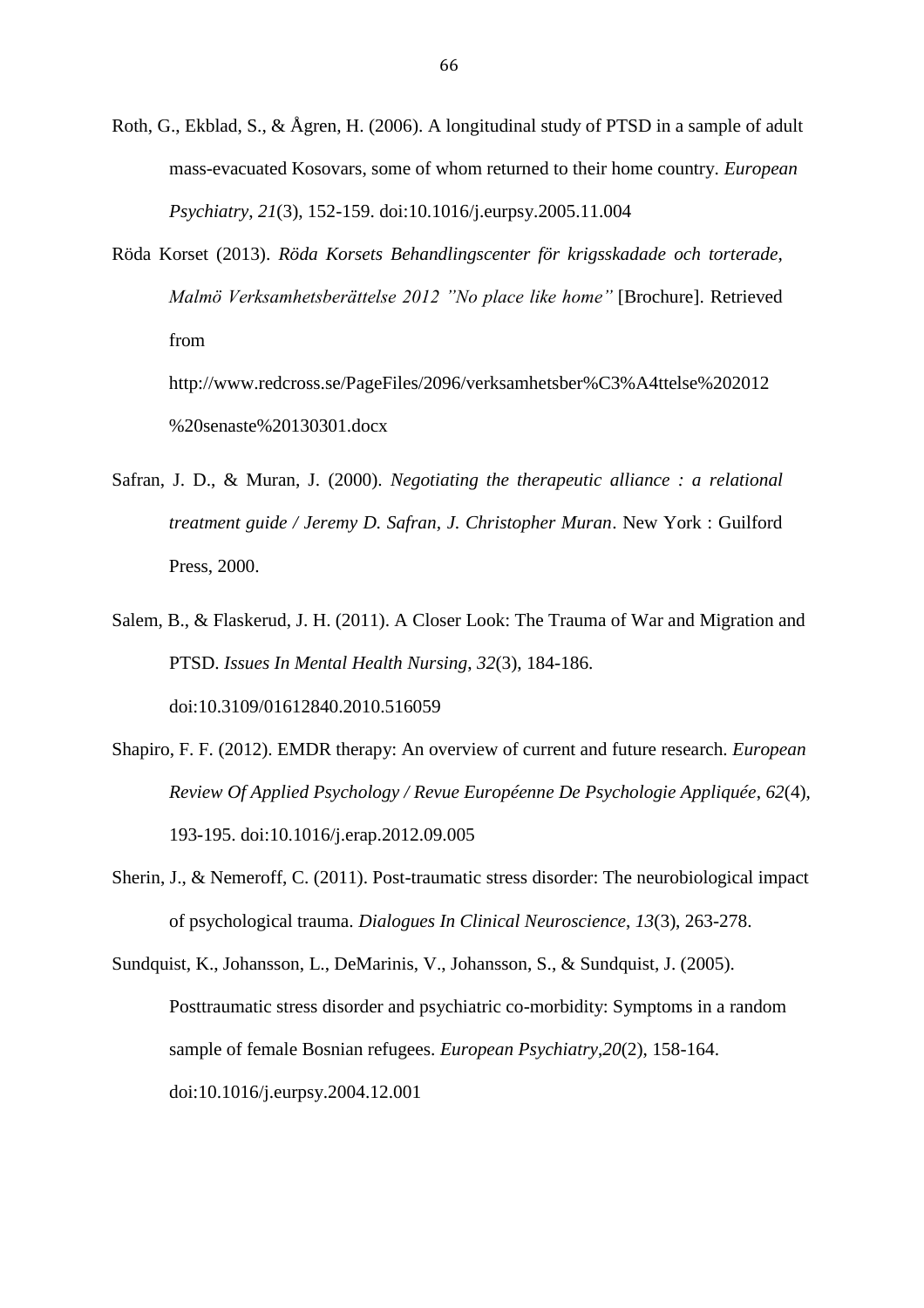Roth, G., Ekblad, S., & Ågren, H. (2006). A longitudinal study of PTSD in a sample of adult mass-evacuated Kosovars, some of whom returned to their home country. *European Psychiatry*, *21*(3), 152-159. doi:10.1016/j.eurpsy.2005.11.004

Röda Korset (2013). *Röda Korsets Behandlingscenter för krigsskadade och torterade, Malmö Verksamhetsberättelse 2012 "No place like home"* [Brochure]. Retrieved from http://www.redcross.se/PageFiles/2096/verksamhetsber%C3%A4ttelse%202012%20senaste%20130301.docx

Safran, J. D., & Muran, J. (2000). *Negotiating the therapeutic alliance : a relational treatment guide / Jeremy D. Safran, J. Christopher Muran*. New York : Guilford Press, 2000.

Salem, B., & Flaskerud, J. H. (2011). A Closer Look: The Trauma of War and Migration and PTSD. *Issues In Mental Health Nursing*, *32*(3), 184-186. doi:10.3109/01612840.2010.516059

Shapiro, F. F. (2012). EMDR therapy: An overview of current and future research. *European Review Of Applied Psychology / Revue Européenne De Psychologie Appliquée*, *62*(4), 193-195. doi:10.1016/j.erap.2012.09.005

Sherin, J., & Nemeroff, C. (2011). Post-traumatic stress disorder: The neurobiological impact of psychological trauma. *Dialogues In Clinical Neuroscience*, *13*(3), 263-278.

Sundquist, K., Johansson, L., DeMarinis, V., Johansson, S., & Sundquist, J. (2005). Posttraumatic stress disorder and psychiatric co-morbidity: Symptoms in a random sample of female Bosnian refugees. *European Psychiatry*,*20*(2), 158-164. doi:10.1016/j.eurpsy.2004.12.001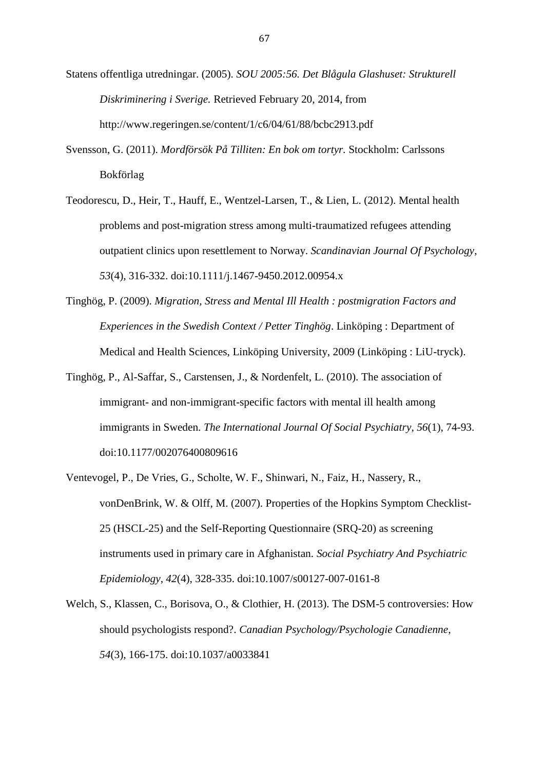Statens offentliga utredningar. (2005). *SOU 2005:56. Det Blågula Glashuset: Strukturell Diskriminering i Sverige.* Retrieved February 20, 2014, from http://www.regeringen.se/content/1/c6/04/61/88/bcbc2913.pdf

Svensson, G. (2011). *Mordförsök På Tilliten: En bok om tortyr.* Stockholm: Carlssons Bokförlag

Teodorescu, D., Heir, T., Hauff, E., Wentzel-Larsen, T., & Lien, L. (2012). Mental health problems and post-migration stress among multi-traumatized refugees attending outpatient clinics upon resettlement to Norway. *Scandinavian Journal Of Psychology*, *53*(4), 316-332. doi:10.1111/j.1467-9450.2012.00954.x

Tinghög, P. (2009). *Migration, Stress and Mental Ill Health : postmigration Factors and Experiences in the Swedish Context / Petter Tinghög*. Linköping : Department of Medical and Health Sciences, Linköping University, 2009 (Linköping : LiU-tryck).

Tinghög, P., Al-Saffar, S., Carstensen, J., & Nordenfelt, L. (2010). The association of immigrant- and non-immigrant-specific factors with mental ill health among immigrants in Sweden. *The International Journal Of Social Psychiatry*, *56*(1), 74-93. doi:10.1177/0020764008096163

Ventevogel, P., De Vries, G., Scholte, W. F., Shinwari, N., Faiz, H., Nassery, R., vonDenBrink, W. & Olff, M. (2007). Properties of the Hopkins Symptom Checklist-25 (HSCL-25) and the Self-Reporting Questionnaire (SRQ-20) as screening instruments used in primary care in Afghanistan. *Social Psychiatry And Psychiatric Epidemiology*, *42*(4), 328-335. doi:10.1007/s00127-007-0161-8

Welch, S., Klassen, C., Borisova, O., & Clothier, H. (2013). The DSM-5 controversies: How should psychologists respond?. *Canadian Psychology/Psychologie Canadienne*, *54*(3), 166-175. doi:10.1037/a0033841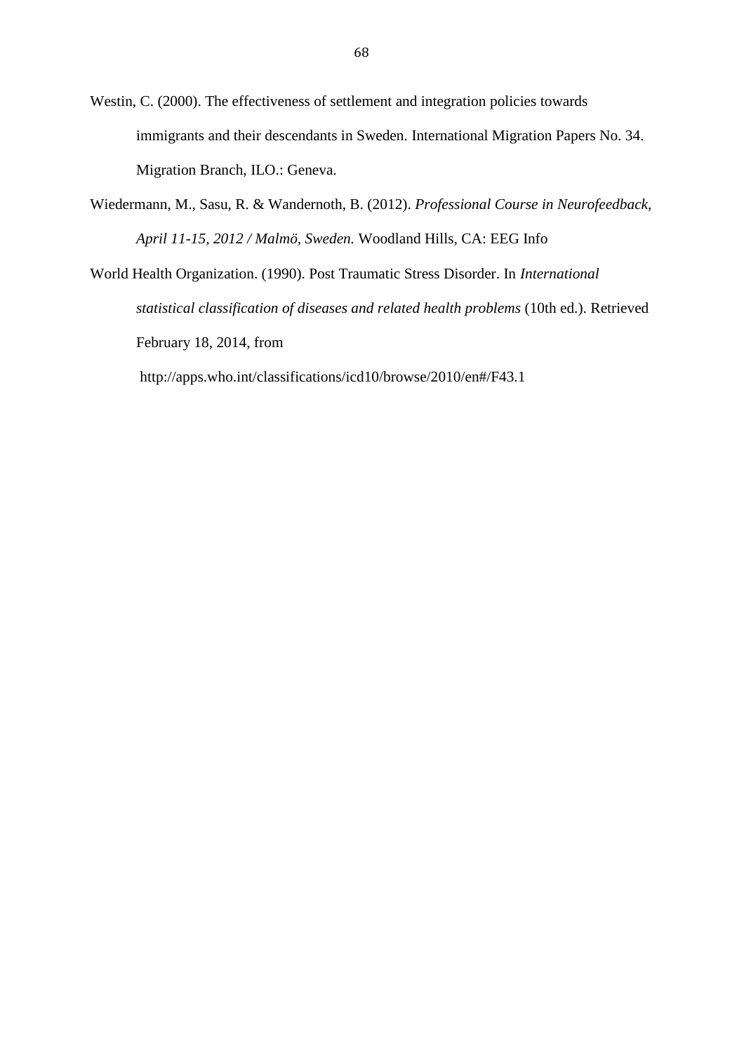Westin, C. (2000). The effectiveness of settlement and integration policies towards immigrants and their descendants in Sweden. International Migration Papers No. 34. Migration Branch, ILO.: Geneva.

Wiedermann, M., Sasu, R. & Wandernoth, B. (2012). *Professional Course in Neurofeedback, April 11-15, 2012 / Malmö, Sweden.* Woodland Hills, CA: EEG Info

World Health Organization. (1990). Post Traumatic Stress Disorder. In *International statistical classification of diseases and related health problems* (10th ed.). Retrieved February 18, 2014, from http://apps.who.int/classifications/icd10/browse/2010/en#/F43.1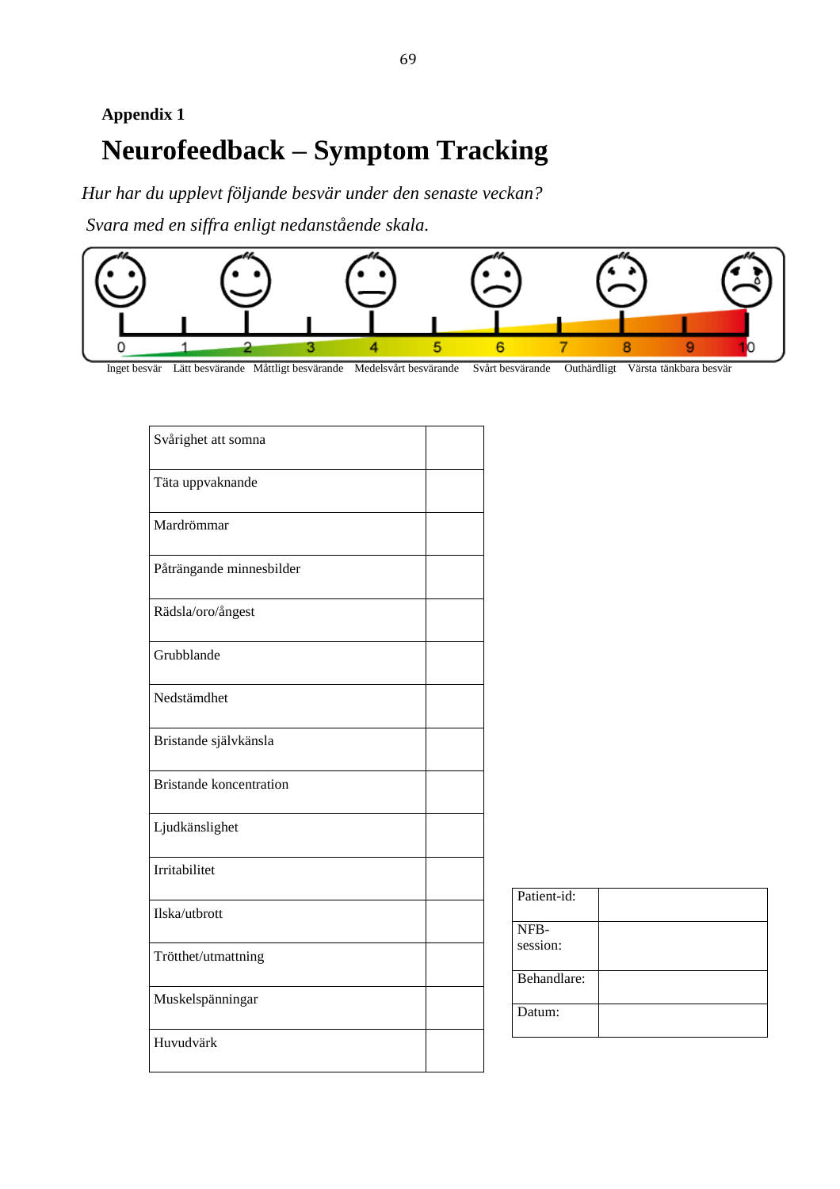**Appendix 1**

# Neurofeedback – Symptom Tracking

*Hur har du upplevt följande besvär under den senaste veckan?*

*Svara med en siffra enligt nedanstående skala.*

0 1 2 3 4 5 6 7 8 9 10

Inget besvär Lätt besvärande Måttligt besvärande Medelsvårt besvärande Svårt besvärande Outhärdligt Värsta tänkbara besvär

| | |
|---|---|
| Svårighet att somna | |
| Täta uppvaknande | |
| Mardrömmar | |
| Påträngande minnesbilder | |
| Rädsla/oro/ångest | |
| Grubblande | |
| Nedstämdhet | |
| Bristande självkänsla | |
| Bristande koncentration | |
| Ljudkänslighet | |
| Irritabilitet | |
| Ilska/utbrott | |
| Trötthet/utmattning | |
| Muskelspänningar | |
| Huvudvärk | |

| | |
|---|---|
| Patient-id: | |
| NFB-session: | |
| Behandlare: | |
| Datum: | |